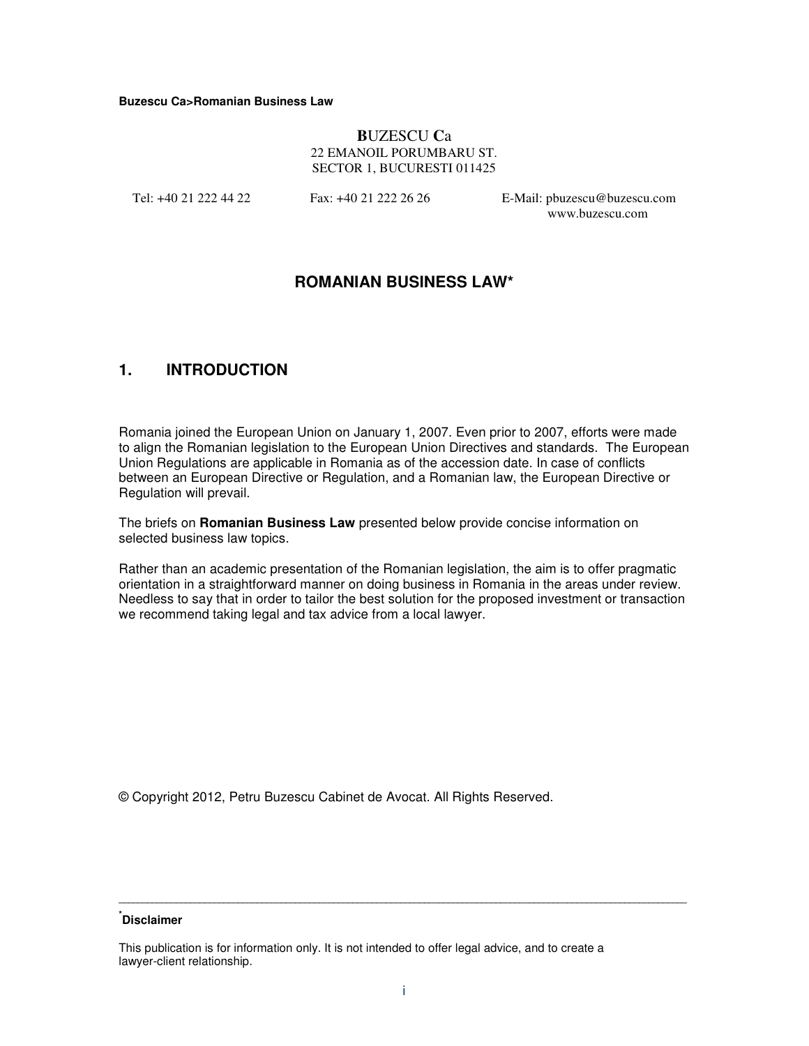**B**UZESCU **C**a
22 EMANOIL PORUMBARU ST.
SECTOR 1, BUCURESTI 011425

Tel: +40 21 222 44 22 Fax: +40 21 222 26 26 E-Mail: pbuzescu@buzescu.com
www.buzescu.com

# ROMANIAN BUSINESS LAW*

## 1. INTRODUCTION

Romania joined the European Union on January 1, 2007. Even prior to 2007, efforts were made to align the Romanian legislation to the European Union Directives and standards. The European Union Regulations are applicable in Romania as of the accession date. In case of conflicts between an European Directive or Regulation, and a Romanian law, the European Directive or Regulation will prevail.

The briefs on **Romanian Business Law** presented below provide concise information on selected business law topics.

Rather than an academic presentation of the Romanian legislation, the aim is to offer pragmatic orientation in a straightforward manner on doing business in Romania in the areas under review. Needless to say that in order to tailor the best solution for the proposed investment or transaction we recommend taking legal and tax advice from a local lawyer.

© Copyright 2012, Petru Buzescu Cabinet de Avocat. All Rights Reserved.

---

* **Disclaimer**

This publication is for information only. It is not intended to offer legal advice, and to create a lawyer-client relationship.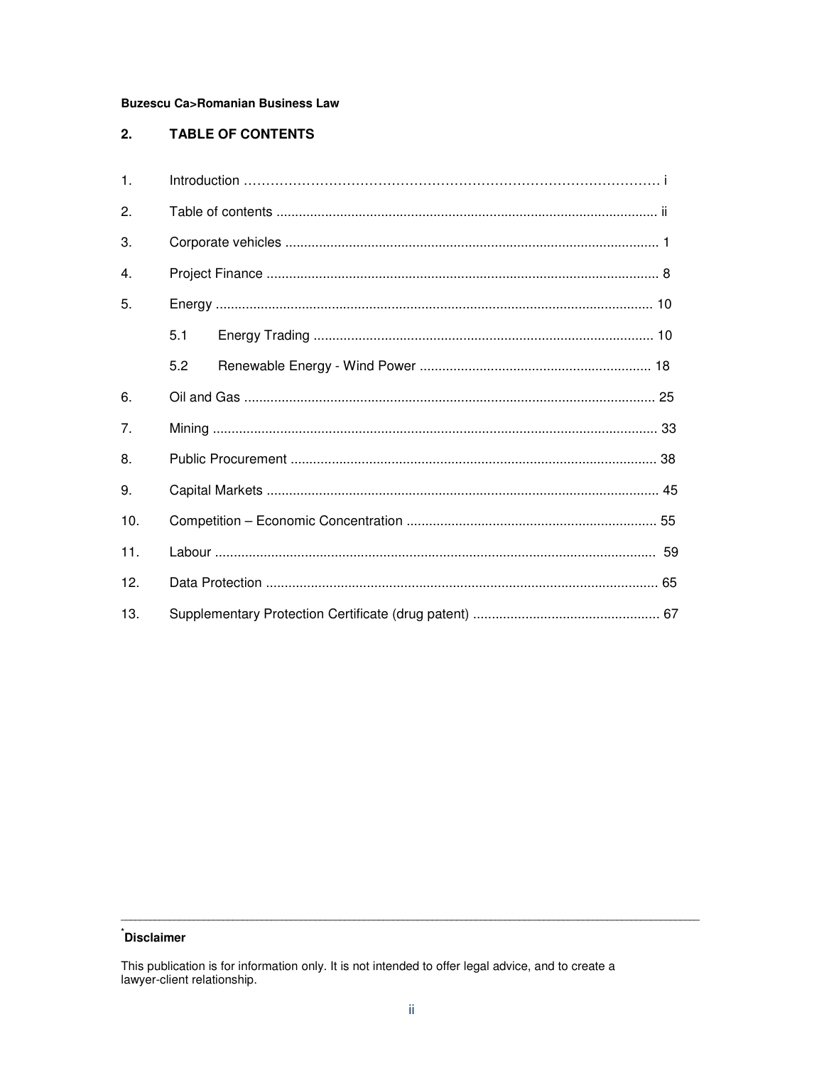## 2. TABLE OF CONTENTS

1. Introduction ……………………………………………………………………………… i
2. Table of contents ........................................................................................... ii
3. Corporate vehicles ........................................................................................ 1
4. Project Finance ............................................................................................. 8
5. Energy ......................................................................................................... 10
   - 5.1 Energy Trading ..................................................................................... 10
   - 5.2 Renewable Energy - Wind Power ......................................................... 18
6. Oil and Gas .................................................................................................. 25
7. Mining .......................................................................................................... 33
8. Public Procurement ...................................................................................... 38
9. Capital Markets ............................................................................................ 45
10. Competition – Economic Concentration ...................................................... 55
11. Labour ......................................................................................................... 59
12. Data Protection ............................................................................................ 65
13. Supplementary Protection Certificate (drug patent) ..................................... 67

---

[*] **Disclaimer**

This publication is for information only. It is not intended to offer legal advice, and to create a lawyer-client relationship.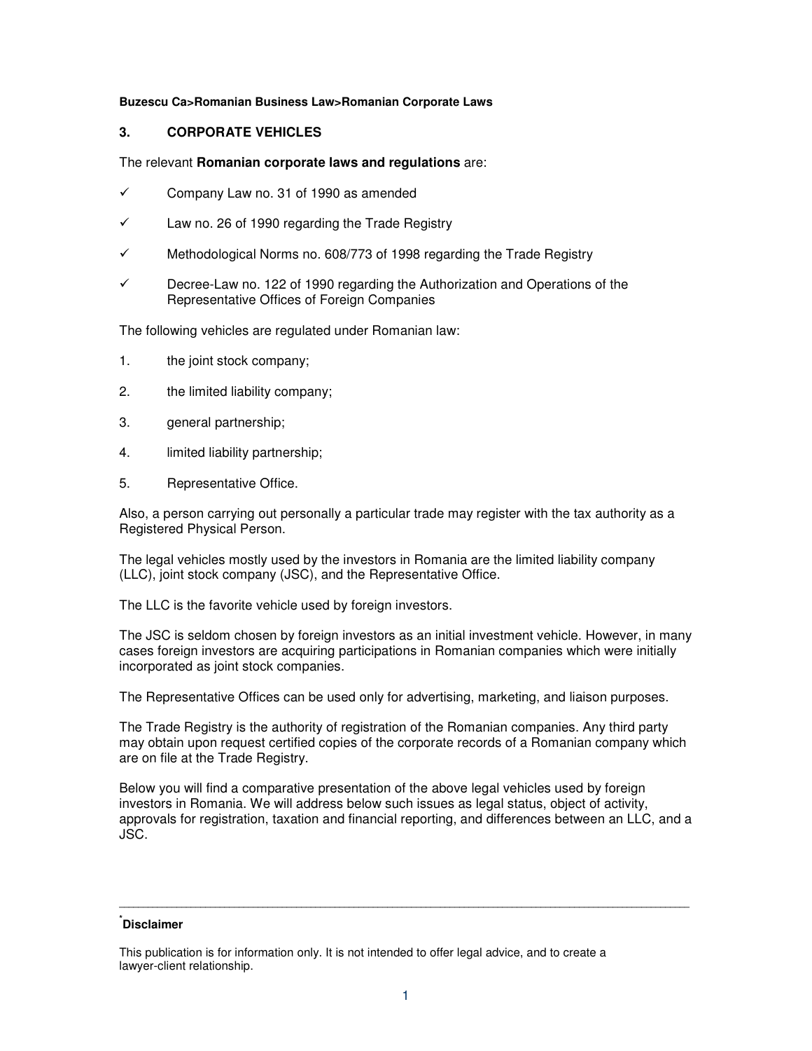**Buzescu Ca>Romanian Business Law>Romanian Corporate Laws**

## 3. CORPORATE VEHICLES

The relevant **Romanian corporate laws and regulations** are:

- ✓ Company Law no. 31 of 1990 as amended
- ✓ Law no. 26 of 1990 regarding the Trade Registry
- ✓ Methodological Norms no. 608/773 of 1998 regarding the Trade Registry
- ✓ Decree-Law no. 122 of 1990 regarding the Authorization and Operations of the Representative Offices of Foreign Companies

The following vehicles are regulated under Romanian law:

1. the joint stock company;
2. the limited liability company;
3. general partnership;
4. limited liability partnership;
5. Representative Office.

Also, a person carrying out personally a particular trade may register with the tax authority as a Registered Physical Person.

The legal vehicles mostly used by the investors in Romania are the limited liability company (LLC), joint stock company (JSC), and the Representative Office.

The LLC is the favorite vehicle used by foreign investors.

The JSC is seldom chosen by foreign investors as an initial investment vehicle. However, in many cases foreign investors are acquiring participations in Romanian companies which were initially incorporated as joint stock companies.

The Representative Offices can be used only for advertising, marketing, and liaison purposes.

The Trade Registry is the authority of registration of the Romanian companies. Any third party may obtain upon request certified copies of the corporate records of a Romanian company which are on file at the Trade Registry.

Below you will find a comparative presentation of the above legal vehicles used by foreign investors in Romania. We will address below such issues as legal status, object of activity, approvals for registration, taxation and financial reporting, and differences between an LLC, and a JSC.

---

[*] **Disclaimer**

This publication is for information only. It is not intended to offer legal advice, and to create a lawyer-client relationship.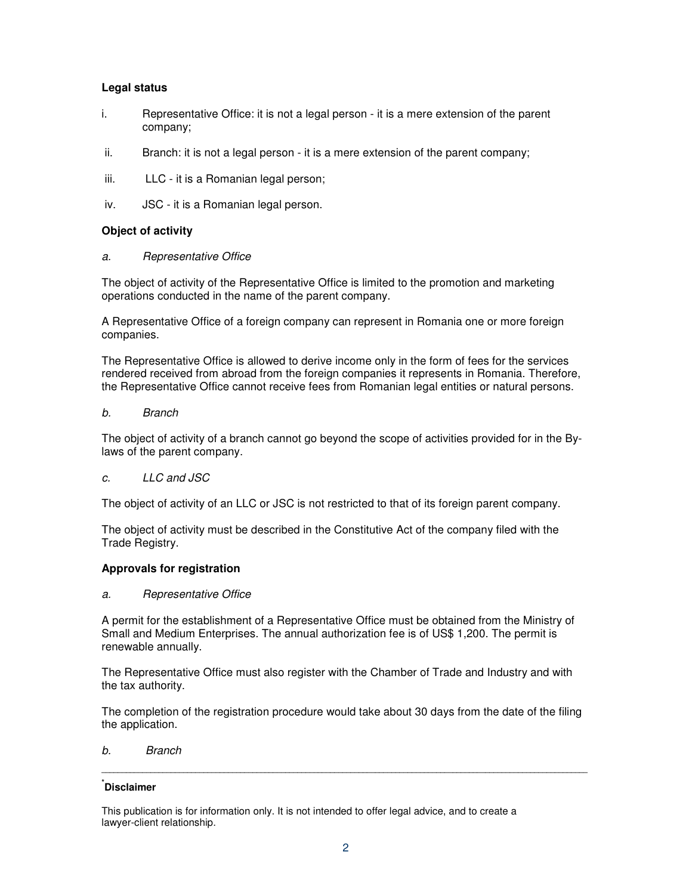**Legal status**

i. Representative Office: it is not a legal person - it is a mere extension of the parent company;

ii. Branch: it is not a legal person - it is a mere extension of the parent company;

iii. LLC - it is a Romanian legal person;

iv. JSC - it is a Romanian legal person.

**Object of activity**

*a. Representative Office*

The object of activity of the Representative Office is limited to the promotion and marketing operations conducted in the name of the parent company.

A Representative Office of a foreign company can represent in Romania one or more foreign companies.

The Representative Office is allowed to derive income only in the form of fees for the services rendered received from abroad from the foreign companies it represents in Romania. Therefore, the Representative Office cannot receive fees from Romanian legal entities or natural persons.

*b. Branch*

The object of activity of a branch cannot go beyond the scope of activities provided for in the By-laws of the parent company.

*c. LLC and JSC*

The object of activity of an LLC or JSC is not restricted to that of its foreign parent company.

The object of activity must be described in the Constitutive Act of the company filed with the Trade Registry.

**Approvals for registration**

*a. Representative Office*

A permit for the establishment of a Representative Office must be obtained from the Ministry of Small and Medium Enterprises. The annual authorization fee is of US$ 1,200. The permit is renewable annually.

The Representative Office must also register with the Chamber of Trade and Industry and with the tax authority.

The completion of the registration procedure would take about 30 days from the date of the filing the application.

*b. Branch*

---

[*] **Disclaimer**

This publication is for information only. It is not intended to offer legal advice, and to create a lawyer-client relationship.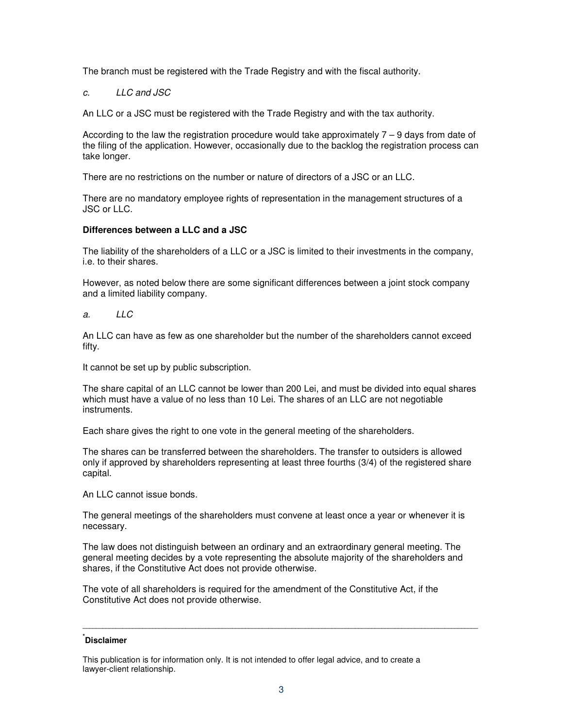The branch must be registered with the Trade Registry and with the fiscal authority.

*c. LLC and JSC*

An LLC or a JSC must be registered with the Trade Registry and with the tax authority.

According to the law the registration procedure would take approximately 7 – 9 days from date of the filing of the application. However, occasionally due to the backlog the registration process can take longer.

There are no restrictions on the number or nature of directors of a JSC or an LLC.

There are no mandatory employee rights of representation in the management structures of a JSC or LLC.

**Differences between a LLC and a JSC**

The liability of the shareholders of a LLC or a JSC is limited to their investments in the company, i.e. to their shares.

However, as noted below there are some significant differences between a joint stock company and a limited liability company.

*a. LLC*

An LLC can have as few as one shareholder but the number of the shareholders cannot exceed fifty.

It cannot be set up by public subscription.

The share capital of an LLC cannot be lower than 200 Lei, and must be divided into equal shares which must have a value of no less than 10 Lei. The shares of an LLC are not negotiable instruments.

Each share gives the right to one vote in the general meeting of the shareholders.

The shares can be transferred between the shareholders. The transfer to outsiders is allowed only if approved by shareholders representing at least three fourths (3/4) of the registered share capital.

An LLC cannot issue bonds.

The general meetings of the shareholders must convene at least once a year or whenever it is necessary.

The law does not distinguish between an ordinary and an extraordinary general meeting. The general meeting decides by a vote representing the absolute majority of the shareholders and shares, if the Constitutive Act does not provide otherwise.

The vote of all shareholders is required for the amendment of the Constitutive Act, if the Constitutive Act does not provide otherwise.

---

[*] **Disclaimer**

This publication is for information only. It is not intended to offer legal advice, and to create a lawyer-client relationship.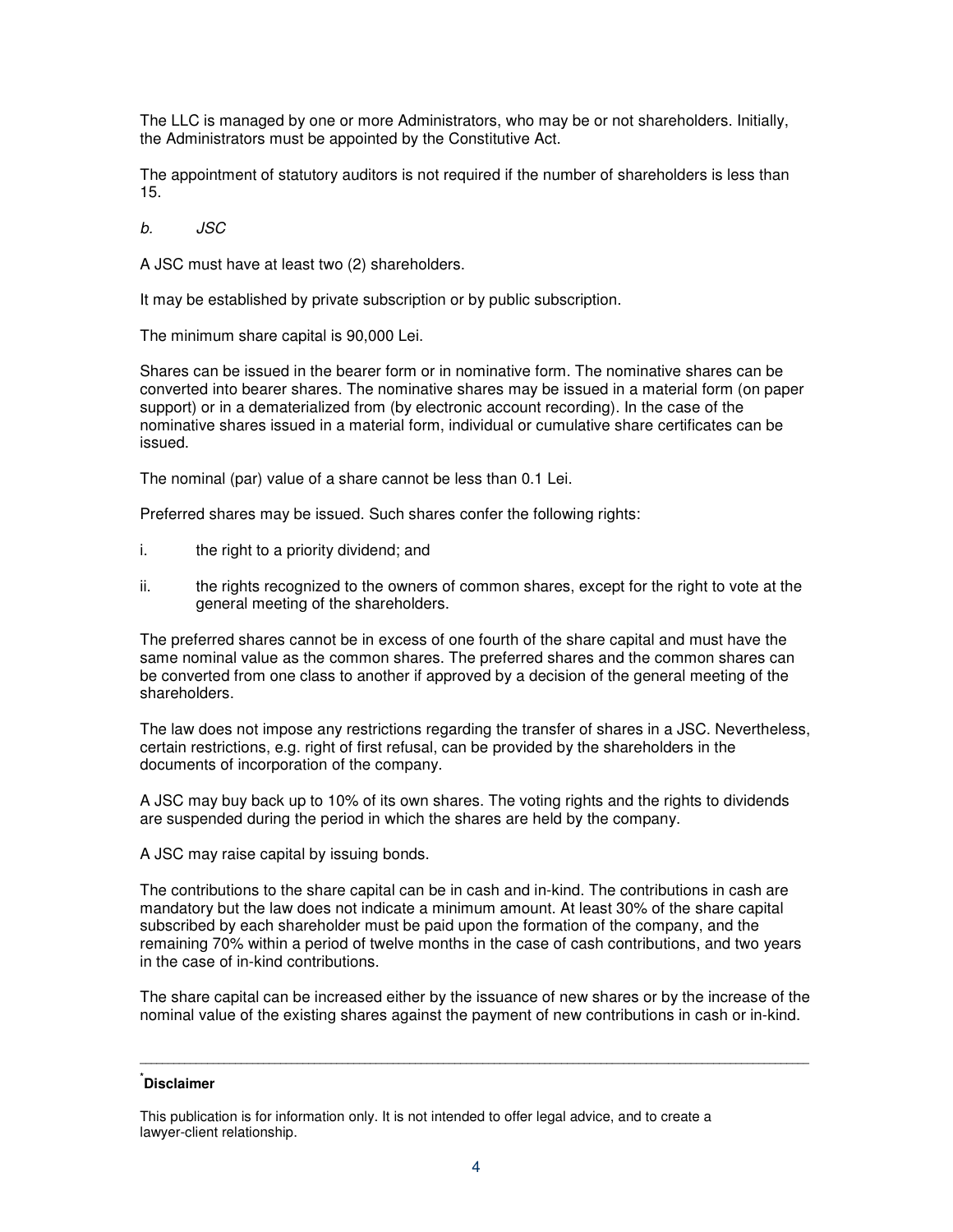The LLC is managed by one or more Administrators, who may be or not shareholders. Initially, the Administrators must be appointed by the Constitutive Act.

The appointment of statutory auditors is not required if the number of shareholders is less than 15.

*b. JSC*

A JSC must have at least two (2) shareholders.

It may be established by private subscription or by public subscription.

The minimum share capital is 90,000 Lei.

Shares can be issued in the bearer form or in nominative form. The nominative shares can be converted into bearer shares. The nominative shares may be issued in a material form (on paper support) or in a dematerialized from (by electronic account recording). In the case of the nominative shares issued in a material form, individual or cumulative share certificates can be issued.

The nominal (par) value of a share cannot be less than 0.1 Lei.

Preferred shares may be issued. Such shares confer the following rights:

i. the right to a priority dividend; and

ii. the rights recognized to the owners of common shares, except for the right to vote at the general meeting of the shareholders.

The preferred shares cannot be in excess of one fourth of the share capital and must have the same nominal value as the common shares. The preferred shares and the common shares can be converted from one class to another if approved by a decision of the general meeting of the shareholders.

The law does not impose any restrictions regarding the transfer of shares in a JSC. Nevertheless, certain restrictions, e.g. right of first refusal, can be provided by the shareholders in the documents of incorporation of the company.

A JSC may buy back up to 10% of its own shares. The voting rights and the rights to dividends are suspended during the period in which the shares are held by the company.

A JSC may raise capital by issuing bonds.

The contributions to the share capital can be in cash and in-kind. The contributions in cash are mandatory but the law does not indicate a minimum amount. At least 30% of the share capital subscribed by each shareholder must be paid upon the formation of the company, and the remaining 70% within a period of twelve months in the case of cash contributions, and two years in the case of in-kind contributions.

The share capital can be increased either by the issuance of new shares or by the increase of the nominal value of the existing shares against the payment of new contributions in cash or in-kind.

---

[*] **Disclaimer**

This publication is for information only. It is not intended to offer legal advice, and to create a lawyer-client relationship.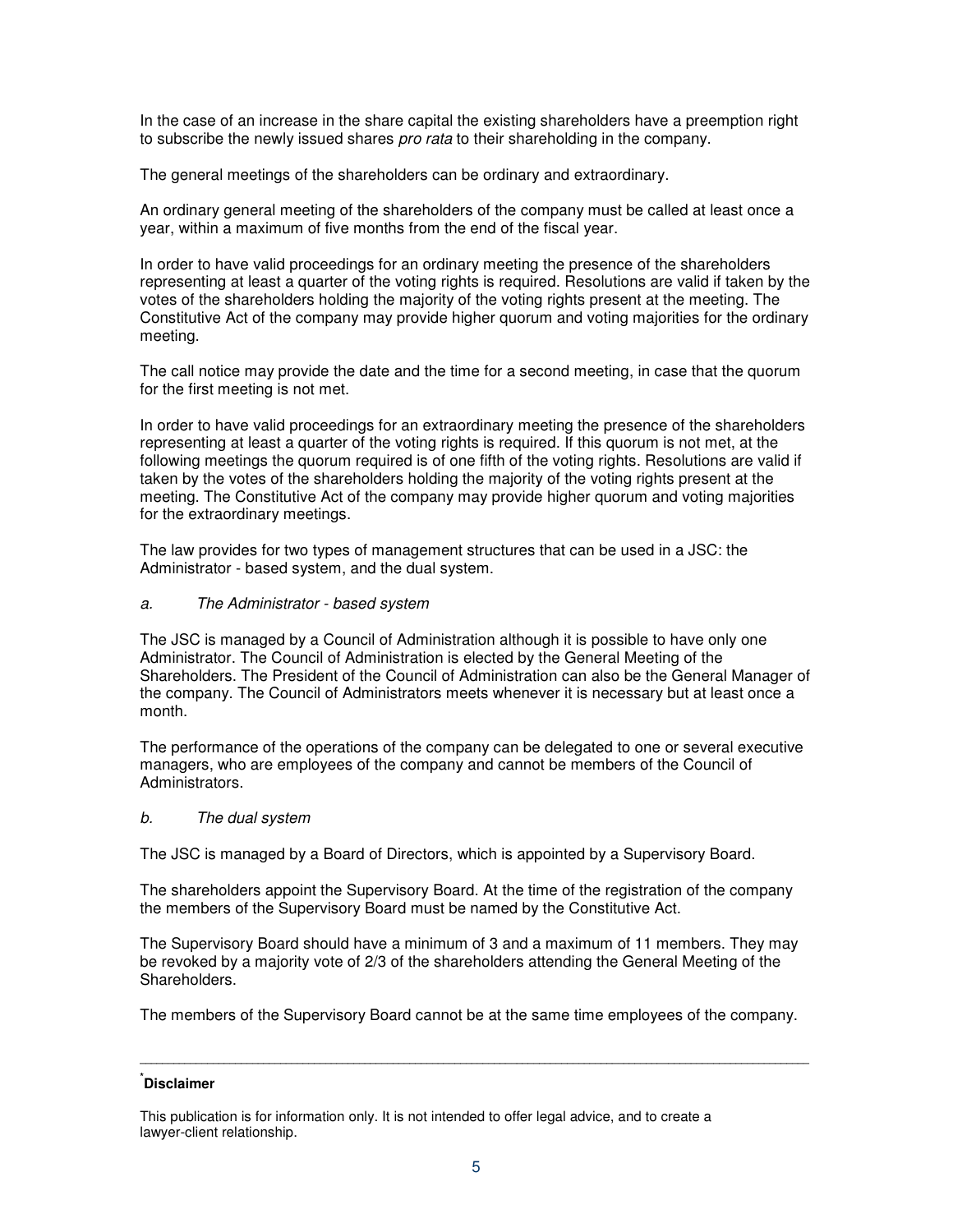In the case of an increase in the share capital the existing shareholders have a preemption right to subscribe the newly issued shares *pro rata* to their shareholding in the company.

The general meetings of the shareholders can be ordinary and extraordinary.

An ordinary general meeting of the shareholders of the company must be called at least once a year, within a maximum of five months from the end of the fiscal year.

In order to have valid proceedings for an ordinary meeting the presence of the shareholders representing at least a quarter of the voting rights is required. Resolutions are valid if taken by the votes of the shareholders holding the majority of the voting rights present at the meeting. The Constitutive Act of the company may provide higher quorum and voting majorities for the ordinary meeting.

The call notice may provide the date and the time for a second meeting, in case that the quorum for the first meeting is not met.

In order to have valid proceedings for an extraordinary meeting the presence of the shareholders representing at least a quarter of the voting rights is required. If this quorum is not met, at the following meetings the quorum required is of one fifth of the voting rights. Resolutions are valid if taken by the votes of the shareholders holding the majority of the voting rights present at the meeting. The Constitutive Act of the company may provide higher quorum and voting majorities for the extraordinary meetings.

The law provides for two types of management structures that can be used in a JSC: the Administrator - based system, and the dual system.

*a. The Administrator - based system*

The JSC is managed by a Council of Administration although it is possible to have only one Administrator. The Council of Administration is elected by the General Meeting of the Shareholders. The President of the Council of Administration can also be the General Manager of the company. The Council of Administrators meets whenever it is necessary but at least once a month.

The performance of the operations of the company can be delegated to one or several executive managers, who are employees of the company and cannot be members of the Council of Administrators.

*b. The dual system*

The JSC is managed by a Board of Directors, which is appointed by a Supervisory Board.

The shareholders appoint the Supervisory Board. At the time of the registration of the company the members of the Supervisory Board must be named by the Constitutive Act.

The Supervisory Board should have a minimum of 3 and a maximum of 11 members. They may be revoked by a majority vote of 2/3 of the shareholders attending the General Meeting of the Shareholders.

The members of the Supervisory Board cannot be at the same time employees of the company.

---

[*] **Disclaimer**

This publication is for information only. It is not intended to offer legal advice, and to create a lawyer-client relationship.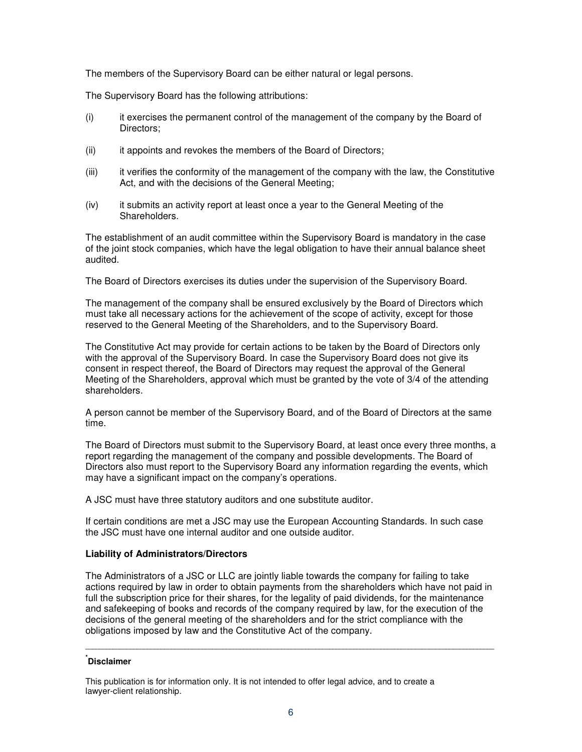The members of the Supervisory Board can be either natural or legal persons.

The Supervisory Board has the following attributions:

(i) it exercises the permanent control of the management of the company by the Board of Directors;

(ii) it appoints and revokes the members of the Board of Directors;

(iii) it verifies the conformity of the management of the company with the law, the Constitutive Act, and with the decisions of the General Meeting;

(iv) it submits an activity report at least once a year to the General Meeting of the Shareholders.

The establishment of an audit committee within the Supervisory Board is mandatory in the case of the joint stock companies, which have the legal obligation to have their annual balance sheet audited.

The Board of Directors exercises its duties under the supervision of the Supervisory Board.

The management of the company shall be ensured exclusively by the Board of Directors which must take all necessary actions for the achievement of the scope of activity, except for those reserved to the General Meeting of the Shareholders, and to the Supervisory Board.

The Constitutive Act may provide for certain actions to be taken by the Board of Directors only with the approval of the Supervisory Board. In case the Supervisory Board does not give its consent in respect thereof, the Board of Directors may request the approval of the General Meeting of the Shareholders, approval which must be granted by the vote of 3/4 of the attending shareholders.

A person cannot be member of the Supervisory Board, and of the Board of Directors at the same time.

The Board of Directors must submit to the Supervisory Board, at least once every three months, a report regarding the management of the company and possible developments. The Board of Directors also must report to the Supervisory Board any information regarding the events, which may have a significant impact on the company's operations.

A JSC must have three statutory auditors and one substitute auditor.

If certain conditions are met a JSC may use the European Accounting Standards. In such case the JSC must have one internal auditor and one outside auditor.

**Liability of Administrators/Directors**

The Administrators of a JSC or LLC are jointly liable towards the company for failing to take actions required by law in order to obtain payments from the shareholders which have not paid in full the subscription price for their shares, for the legality of paid dividends, for the maintenance and safekeeping of books and records of the company required by law, for the execution of the decisions of the general meeting of the shareholders and for the strict compliance with the obligations imposed by law and the Constitutive Act of the company.

---

[*] **Disclaimer**

This publication is for information only. It is not intended to offer legal advice, and to create a lawyer-client relationship.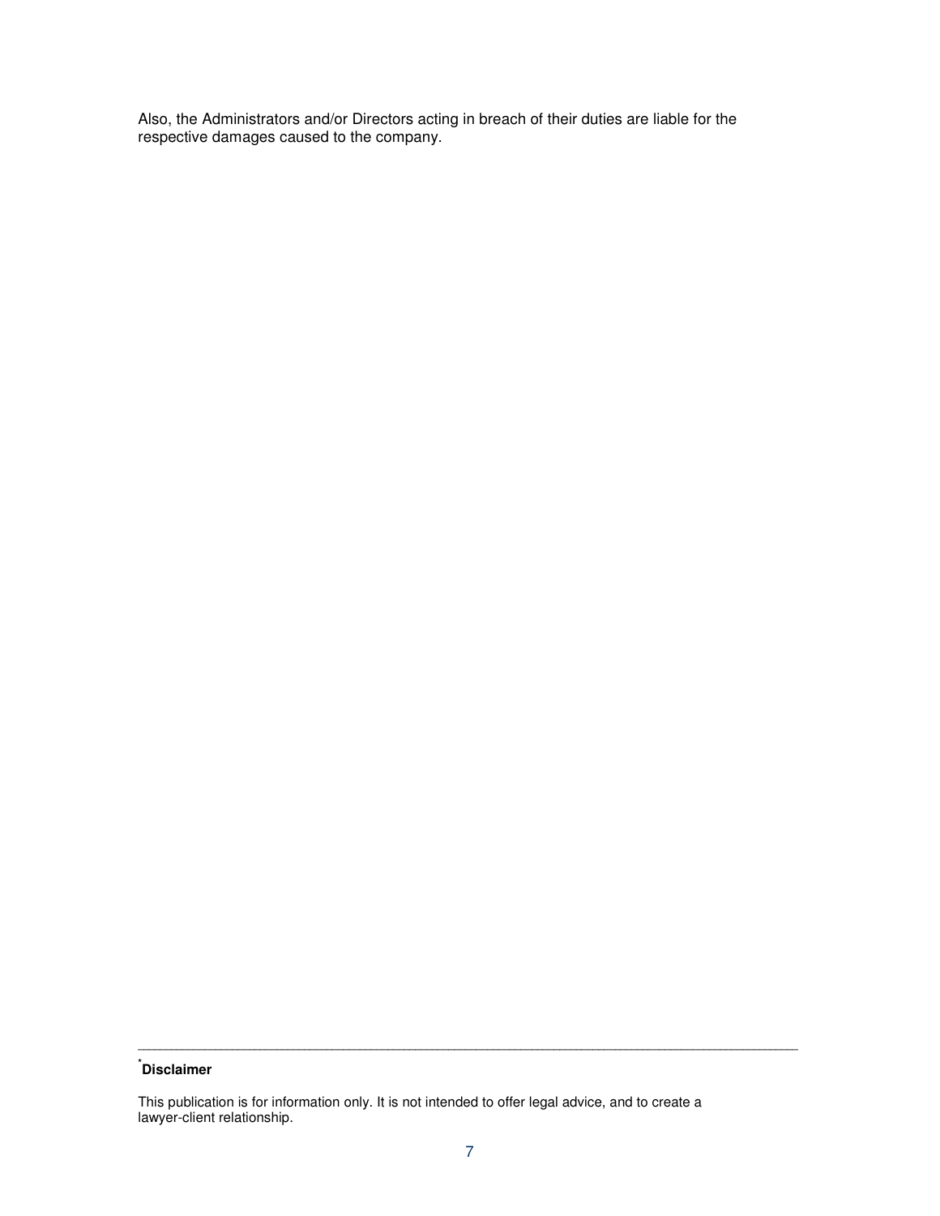Also, the Administrators and/or Directors acting in breach of their duties are liable for the respective damages caused to the company.

---

[*] **Disclaimer**

This publication is for information only. It is not intended to offer legal advice, and to create a lawyer-client relationship.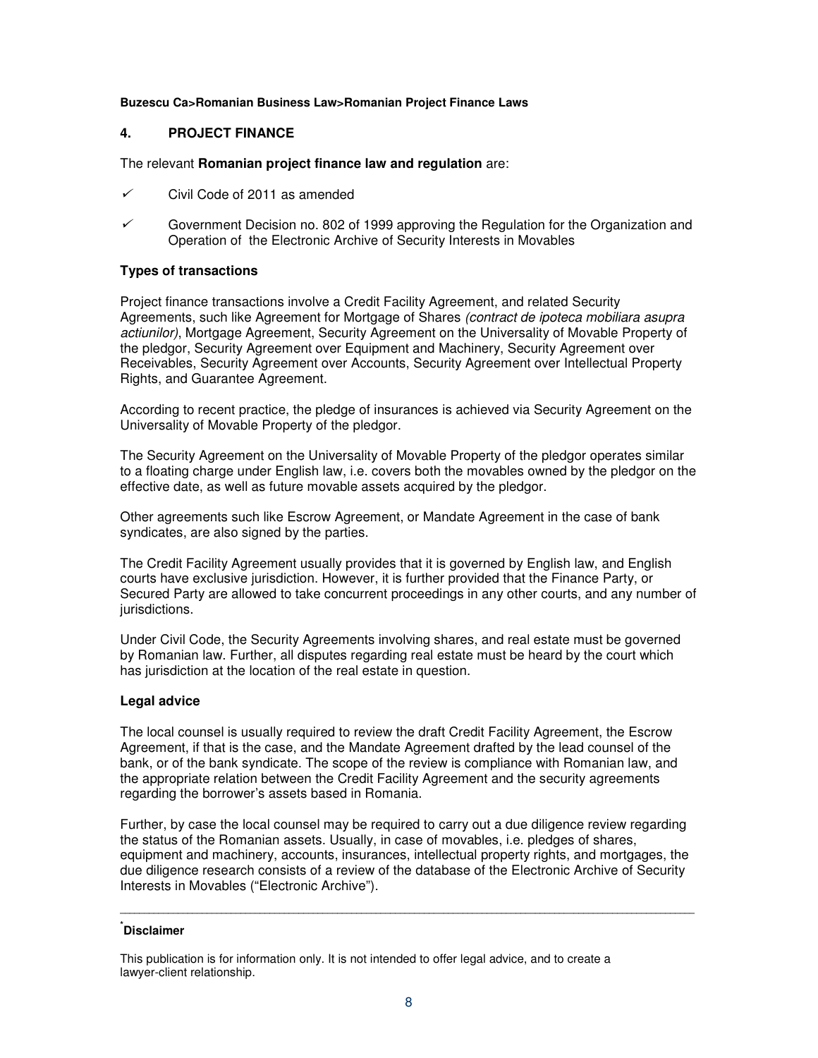**Buzescu Ca>Romanian Business Law>Romanian Project Finance Laws**

## 4. PROJECT FINANCE

The relevant **Romanian project finance law and regulation** are:

- ✓ Civil Code of 2011 as amended
- ✓ Government Decision no. 802 of 1999 approving the Regulation for the Organization and Operation of the Electronic Archive of Security Interests in Movables

### Types of transactions

Project finance transactions involve a Credit Facility Agreement, and related Security Agreements, such like Agreement for Mortgage of Shares *(contract de ipoteca mobiliara asupra actiunilor)*, Mortgage Agreement, Security Agreement on the Universality of Movable Property of the pledgor, Security Agreement over Equipment and Machinery, Security Agreement over Receivables, Security Agreement over Accounts, Security Agreement over Intellectual Property Rights, and Guarantee Agreement.

According to recent practice, the pledge of insurances is achieved via Security Agreement on the Universality of Movable Property of the pledgor.

The Security Agreement on the Universality of Movable Property of the pledgor operates similar to a floating charge under English law, i.e. covers both the movables owned by the pledgor on the effective date, as well as future movable assets acquired by the pledgor.

Other agreements such like Escrow Agreement, or Mandate Agreement in the case of bank syndicates, are also signed by the parties.

The Credit Facility Agreement usually provides that it is governed by English law, and English courts have exclusive jurisdiction. However, it is further provided that the Finance Party, or Secured Party are allowed to take concurrent proceedings in any other courts, and any number of jurisdictions.

Under Civil Code, the Security Agreements involving shares, and real estate must be governed by Romanian law. Further, all disputes regarding real estate must be heard by the court which has jurisdiction at the location of the real estate in question.

### Legal advice

The local counsel is usually required to review the draft Credit Facility Agreement, the Escrow Agreement, if that is the case, and the Mandate Agreement drafted by the lead counsel of the bank, or of the bank syndicate. The scope of the review is compliance with Romanian law, and the appropriate relation between the Credit Facility Agreement and the security agreements regarding the borrower's assets based in Romania.

Further, by case the local counsel may be required to carry out a due diligence review regarding the status of the Romanian assets. Usually, in case of movables, i.e. pledges of shares, equipment and machinery, accounts, insurances, intellectual property rights, and mortgages, the due diligence research consists of a review of the database of the Electronic Archive of Security Interests in Movables ("Electronic Archive").

---

[*] **Disclaimer**

This publication is for information only. It is not intended to offer legal advice, and to create a lawyer-client relationship.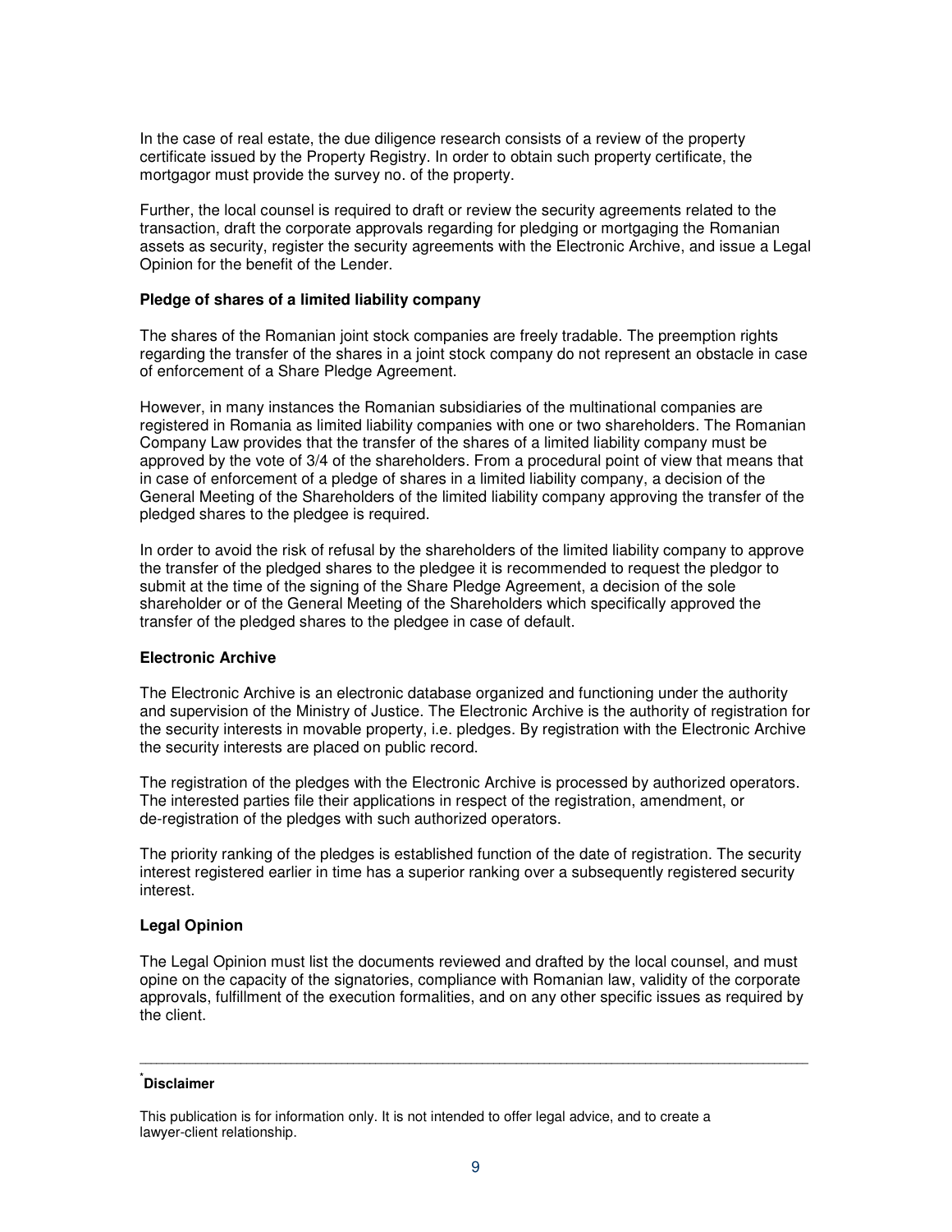In the case of real estate, the due diligence research consists of a review of the property certificate issued by the Property Registry. In order to obtain such property certificate, the mortgagor must provide the survey no. of the property.

Further, the local counsel is required to draft or review the security agreements related to the transaction, draft the corporate approvals regarding for pledging or mortgaging the Romanian assets as security, register the security agreements with the Electronic Archive, and issue a Legal Opinion for the benefit of the Lender.

**Pledge of shares of a limited liability company**

The shares of the Romanian joint stock companies are freely tradable. The preemption rights regarding the transfer of the shares in a joint stock company do not represent an obstacle in case of enforcement of a Share Pledge Agreement.

However, in many instances the Romanian subsidiaries of the multinational companies are registered in Romania as limited liability companies with one or two shareholders. The Romanian Company Law provides that the transfer of the shares of a limited liability company must be approved by the vote of 3/4 of the shareholders. From a procedural point of view that means that in case of enforcement of a pledge of shares in a limited liability company, a decision of the General Meeting of the Shareholders of the limited liability company approving the transfer of the pledged shares to the pledgee is required.

In order to avoid the risk of refusal by the shareholders of the limited liability company to approve the transfer of the pledged shares to the pledgee it is recommended to request the pledgor to submit at the time of the signing of the Share Pledge Agreement, a decision of the sole shareholder or of the General Meeting of the Shareholders which specifically approved the transfer of the pledged shares to the pledgee in case of default.

**Electronic Archive**

The Electronic Archive is an electronic database organized and functioning under the authority and supervision of the Ministry of Justice. The Electronic Archive is the authority of registration for the security interests in movable property, i.e. pledges. By registration with the Electronic Archive the security interests are placed on public record.

The registration of the pledges with the Electronic Archive is processed by authorized operators. The interested parties file their applications in respect of the registration, amendment, or de-registration of the pledges with such authorized operators.

The priority ranking of the pledges is established function of the date of registration. The security interest registered earlier in time has a superior ranking over a subsequently registered security interest.

**Legal Opinion**

The Legal Opinion must list the documents reviewed and drafted by the local counsel, and must opine on the capacity of the signatories, compliance with Romanian law, validity of the corporate approvals, fulfillment of the execution formalities, and on any other specific issues as required by the client.

---

[*] **Disclaimer**

This publication is for information only. It is not intended to offer legal advice, and to create a lawyer-client relationship.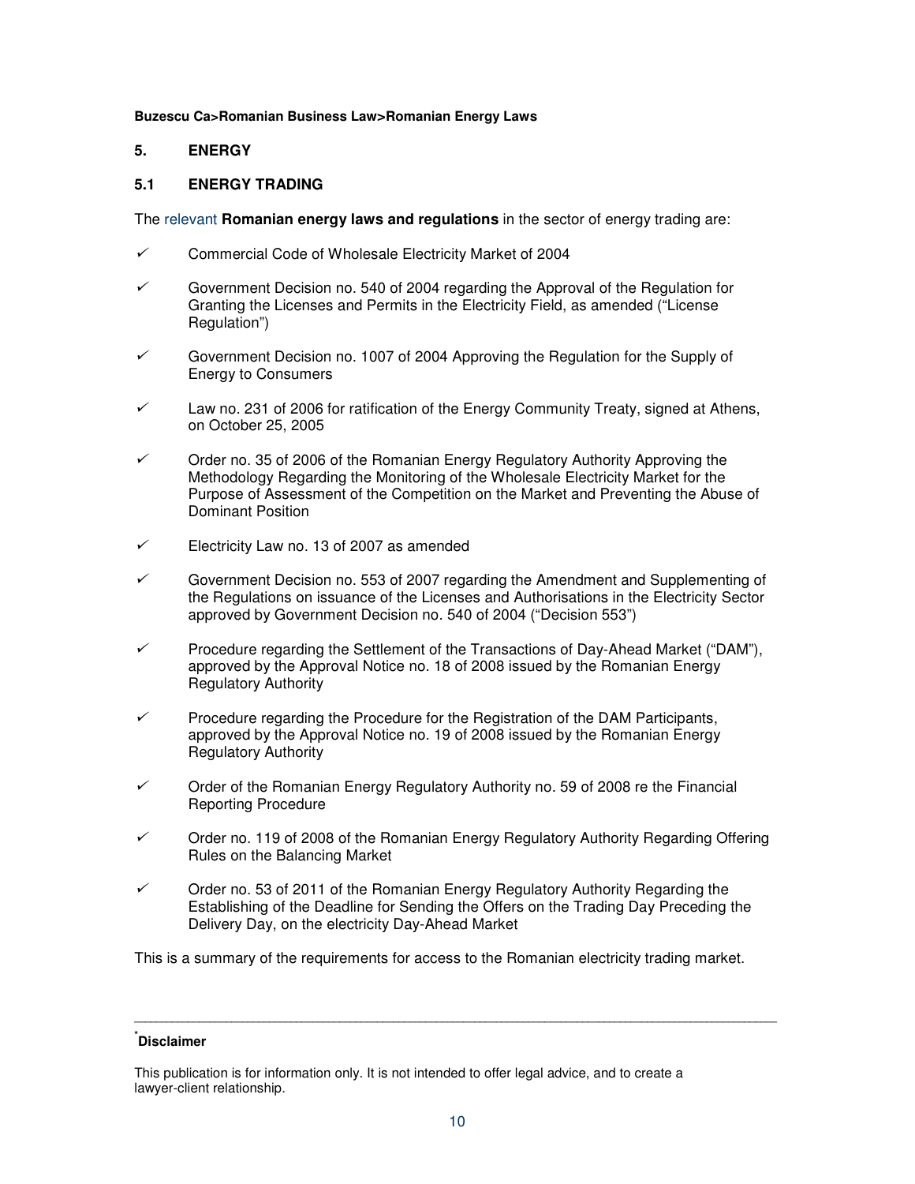**Buzescu Ca>Romanian Business Law>Romanian Energy Laws**

## 5. ENERGY

### 5.1 ENERGY TRADING

The relevant **Romanian energy laws and regulations** in the sector of energy trading are:

- ✓ Commercial Code of Wholesale Electricity Market of 2004
- ✓ Government Decision no. 540 of 2004 regarding the Approval of the Regulation for Granting the Licenses and Permits in the Electricity Field, as amended ("License Regulation")
- ✓ Government Decision no. 1007 of 2004 Approving the Regulation for the Supply of Energy to Consumers
- ✓ Law no. 231 of 2006 for ratification of the Energy Community Treaty, signed at Athens, on October 25, 2005
- ✓ Order no. 35 of 2006 of the Romanian Energy Regulatory Authority Approving the Methodology Regarding the Monitoring of the Wholesale Electricity Market for the Purpose of Assessment of the Competition on the Market and Preventing the Abuse of Dominant Position
- ✓ Electricity Law no. 13 of 2007 as amended
- ✓ Government Decision no. 553 of 2007 regarding the Amendment and Supplementing of the Regulations on issuance of the Licenses and Authorisations in the Electricity Sector approved by Government Decision no. 540 of 2004 ("Decision 553")
- ✓ Procedure regarding the Settlement of the Transactions of Day-Ahead Market ("DAM"), approved by the Approval Notice no. 18 of 2008 issued by the Romanian Energy Regulatory Authority
- ✓ Procedure regarding the Procedure for the Registration of the DAM Participants, approved by the Approval Notice no. 19 of 2008 issued by the Romanian Energy Regulatory Authority
- ✓ Order of the Romanian Energy Regulatory Authority no. 59 of 2008 re the Financial Reporting Procedure
- ✓ Order no. 119 of 2008 of the Romanian Energy Regulatory Authority Regarding Offering Rules on the Balancing Market
- ✓ Order no. 53 of 2011 of the Romanian Energy Regulatory Authority Regarding the Establishing of the Deadline for Sending the Offers on the Trading Day Preceding the Delivery Day, on the electricity Day-Ahead Market

This is a summary of the requirements for access to the Romanian electricity trading market.

---

[*] **Disclaimer**

This publication is for information only. It is not intended to offer legal advice, and to create a lawyer-client relationship.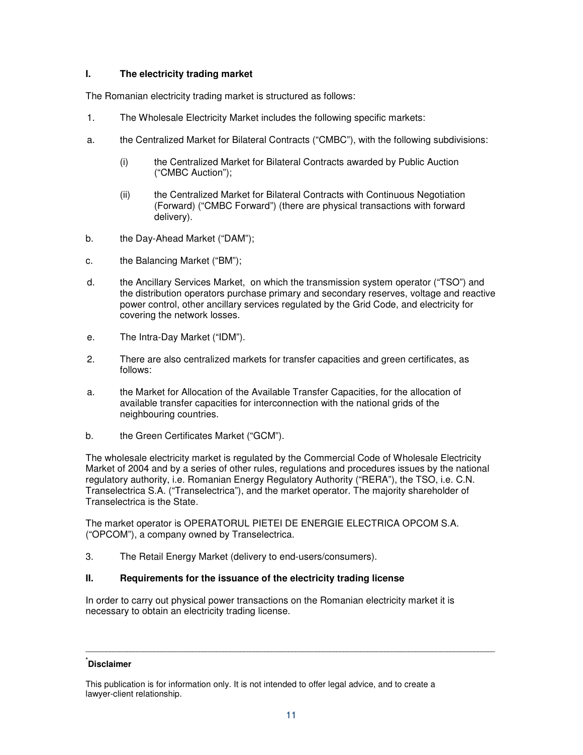## I. The electricity trading market

The Romanian electricity trading market is structured as follows:

1. The Wholesale Electricity Market includes the following specific markets:

a. the Centralized Market for Bilateral Contracts ("CMBC"), with the following subdivisions:

   (i) the Centralized Market for Bilateral Contracts awarded by Public Auction ("CMBC Auction");

   (ii) the Centralized Market for Bilateral Contracts with Continuous Negotiation (Forward) ("CMBC Forward") (there are physical transactions with forward delivery).

b. the Day-Ahead Market ("DAM");

c. the Balancing Market ("BM");

d. the Ancillary Services Market, on which the transmission system operator ("TSO") and the distribution operators purchase primary and secondary reserves, voltage and reactive power control, other ancillary services regulated by the Grid Code, and electricity for covering the network losses.

e. The Intra-Day Market ("IDM").

2. There are also centralized markets for transfer capacities and green certificates, as follows:

a. the Market for Allocation of the Available Transfer Capacities, for the allocation of available transfer capacities for interconnection with the national grids of the neighbouring countries.

b. the Green Certificates Market ("GCM").

The wholesale electricity market is regulated by the Commercial Code of Wholesale Electricity Market of 2004 and by a series of other rules, regulations and procedures issues by the national regulatory authority, i.e. Romanian Energy Regulatory Authority ("RERA"), the TSO, i.e. C.N. Transelectrica S.A. ("Transelectrica"), and the market operator. The majority shareholder of Transelectrica is the State.

The market operator is OPERATORUL PIETEI DE ENERGIE ELECTRICA OPCOM S.A. ("OPCOM"), a company owned by Transelectrica.

3. The Retail Energy Market (delivery to end-users/consumers).

## II. Requirements for the issuance of the electricity trading license

In order to carry out physical power transactions on the Romanian electricity market it is necessary to obtain an electricity trading license.

---

[*] **Disclaimer**

This publication is for information only. It is not intended to offer legal advice, and to create a lawyer-client relationship.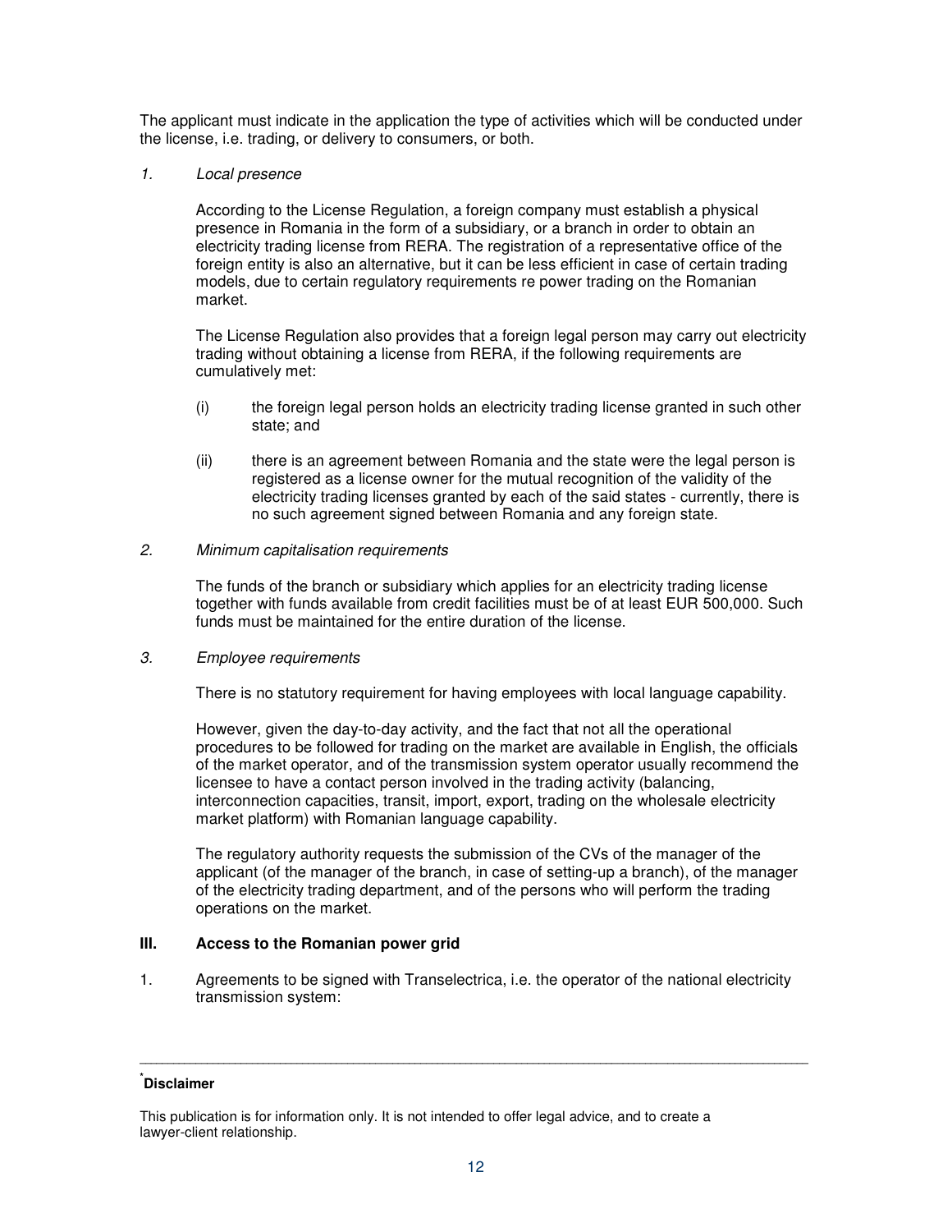The applicant must indicate in the application the type of activities which will be conducted under the license, i.e. trading, or delivery to consumers, or both.

*1. Local presence*

According to the License Regulation, a foreign company must establish a physical presence in Romania in the form of a subsidiary, or a branch in order to obtain an electricity trading license from RERA. The registration of a representative office of the foreign entity is also an alternative, but it can be less efficient in case of certain trading models, due to certain regulatory requirements re power trading on the Romanian market.

The License Regulation also provides that a foreign legal person may carry out electricity trading without obtaining a license from RERA, if the following requirements are cumulatively met:

(i) the foreign legal person holds an electricity trading license granted in such other state; and

(ii) there is an agreement between Romania and the state were the legal person is registered as a license owner for the mutual recognition of the validity of the electricity trading licenses granted by each of the said states - currently, there is no such agreement signed between Romania and any foreign state.

*2. Minimum capitalisation requirements*

The funds of the branch or subsidiary which applies for an electricity trading license together with funds available from credit facilities must be of at least EUR 500,000. Such funds must be maintained for the entire duration of the license.

*3. Employee requirements*

There is no statutory requirement for having employees with local language capability.

However, given the day-to-day activity, and the fact that not all the operational procedures to be followed for trading on the market are available in English, the officials of the market operator, and of the transmission system operator usually recommend the licensee to have a contact person involved in the trading activity (balancing, interconnection capacities, transit, import, export, trading on the wholesale electricity market platform) with Romanian language capability.

The regulatory authority requests the submission of the CVs of the manager of the applicant (of the manager of the branch, in case of setting-up a branch), of the manager of the electricity trading department, and of the persons who will perform the trading operations on the market.

## III. Access to the Romanian power grid

1. Agreements to be signed with Transelectrica, i.e. the operator of the national electricity transmission system:

---

[*] **Disclaimer**

This publication is for information only. It is not intended to offer legal advice, and to create a lawyer-client relationship.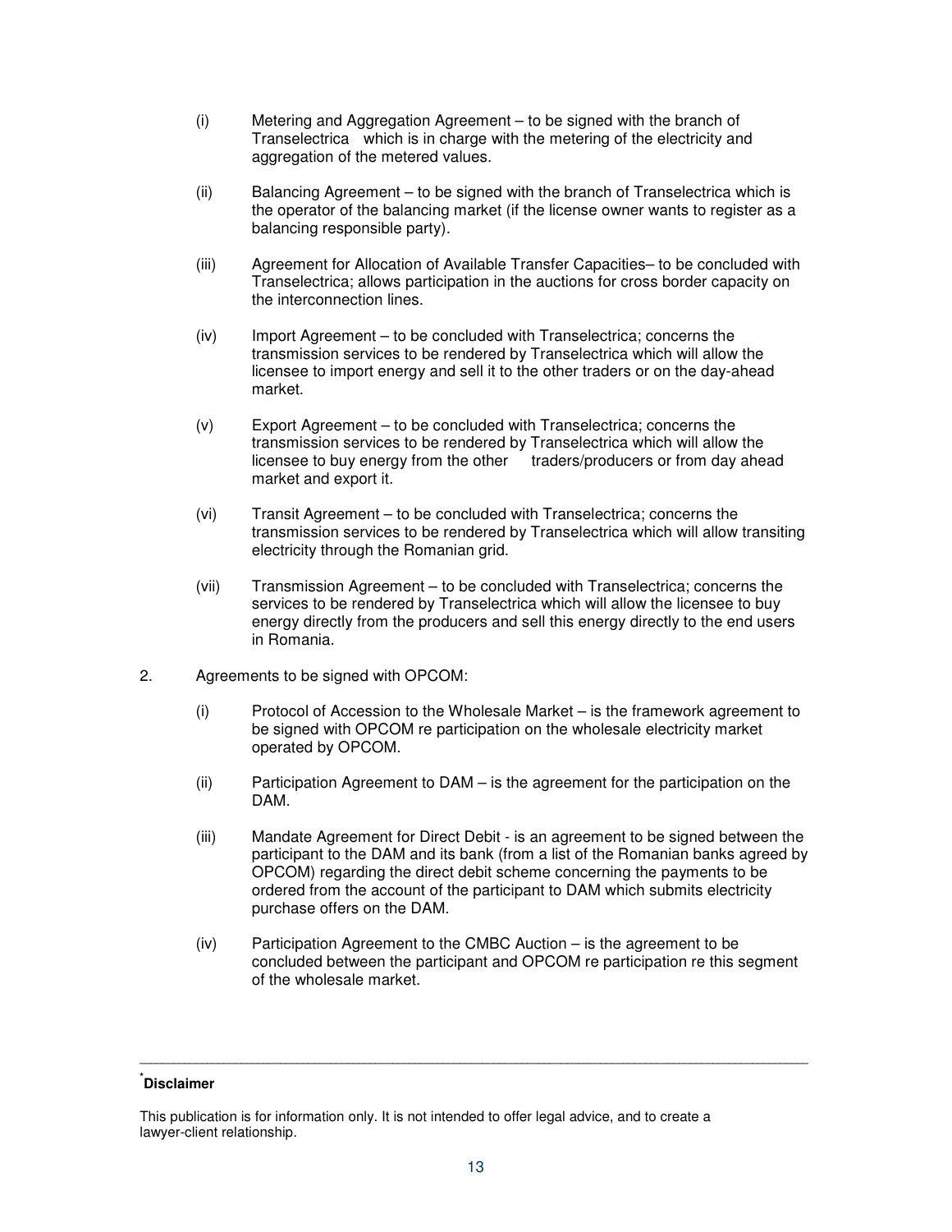(i) Metering and Aggregation Agreement – to be signed with the branch of Transelectrica which is in charge with the metering of the electricity and aggregation of the metered values.

(ii) Balancing Agreement – to be signed with the branch of Transelectrica which is the operator of the balancing market (if the license owner wants to register as a balancing responsible party).

(iii) Agreement for Allocation of Available Transfer Capacities– to be concluded with Transelectrica; allows participation in the auctions for cross border capacity on the interconnection lines.

(iv) Import Agreement – to be concluded with Transelectrica; concerns the transmission services to be rendered by Transelectrica which will allow the licensee to import energy and sell it to the other traders or on the day-ahead market.

(v) Export Agreement – to be concluded with Transelectrica; concerns the transmission services to be rendered by Transelectrica which will allow the licensee to buy energy from the other traders/producers or from day ahead market and export it.

(vi) Transit Agreement – to be concluded with Transelectrica; concerns the transmission services to be rendered by Transelectrica which will allow transiting electricity through the Romanian grid.

(vii) Transmission Agreement – to be concluded with Transelectrica; concerns the services to be rendered by Transelectrica which will allow the licensee to buy energy directly from the producers and sell this energy directly to the end users in Romania.

2. Agreements to be signed with OPCOM:

(i) Protocol of Accession to the Wholesale Market – is the framework agreement to be signed with OPCOM re participation on the wholesale electricity market operated by OPCOM.

(ii) Participation Agreement to DAM – is the agreement for the participation on the DAM.

(iii) Mandate Agreement for Direct Debit - is an agreement to be signed between the participant to the DAM and its bank (from a list of the Romanian banks agreed by OPCOM) regarding the direct debit scheme concerning the payments to be ordered from the account of the participant to DAM which submits electricity purchase offers on the DAM.

(iv) Participation Agreement to the CMBC Auction – is the agreement to be concluded between the participant and OPCOM re participation re this segment of the wholesale market.

---

[*] **Disclaimer**

This publication is for information only. It is not intended to offer legal advice, and to create a lawyer-client relationship.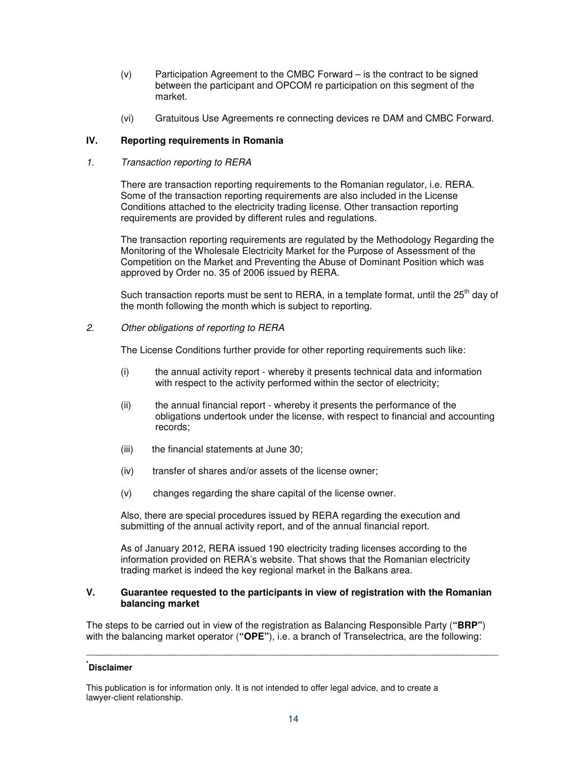(v) Participation Agreement to the CMBC Forward – is the contract to be signed between the participant and OPCOM re participation on this segment of the market.

(vi) Gratuitous Use Agreements re connecting devices re DAM and CMBC Forward.

## IV. Reporting requirements in Romania

*1. Transaction reporting to RERA*

There are transaction reporting requirements to the Romanian regulator, i.e. RERA. Some of the transaction reporting requirements are also included in the License Conditions attached to the electricity trading license. Other transaction reporting requirements are provided by different rules and regulations.

The transaction reporting requirements are regulated by the Methodology Regarding the Monitoring of the Wholesale Electricity Market for the Purpose of Assessment of the Competition on the Market and Preventing the Abuse of Dominant Position which was approved by Order no. 35 of 2006 issued by RERA.

Such transaction reports must be sent to RERA, in a template format, until the 25th day of the month following the month which is subject to reporting.

*2. Other obligations of reporting to RERA*

The License Conditions further provide for other reporting requirements such like:

(i) the annual activity report - whereby it presents technical data and information with respect to the activity performed within the sector of electricity;

(ii) the annual financial report - whereby it presents the performance of the obligations undertook under the license, with respect to financial and accounting records;

(iii) the financial statements at June 30;

(iv) transfer of shares and/or assets of the license owner;

(v) changes regarding the share capital of the license owner.

Also, there are special procedures issued by RERA regarding the execution and submitting of the annual activity report, and of the annual financial report.

As of January 2012, RERA issued 190 electricity trading licenses according to the information provided on RERA's website. That shows that the Romanian electricity trading market is indeed the key regional market in the Balkans area.

## V. Guarantee requested to the participants in view of registration with the Romanian balancing market

The steps to be carried out in view of the registration as Balancing Responsible Party (**"BRP"**) with the balancing market operator (**"OPE"**), i.e. a branch of Transelectrica, are the following:

---

[*] **Disclaimer**

This publication is for information only. It is not intended to offer legal advice, and to create a lawyer-client relationship.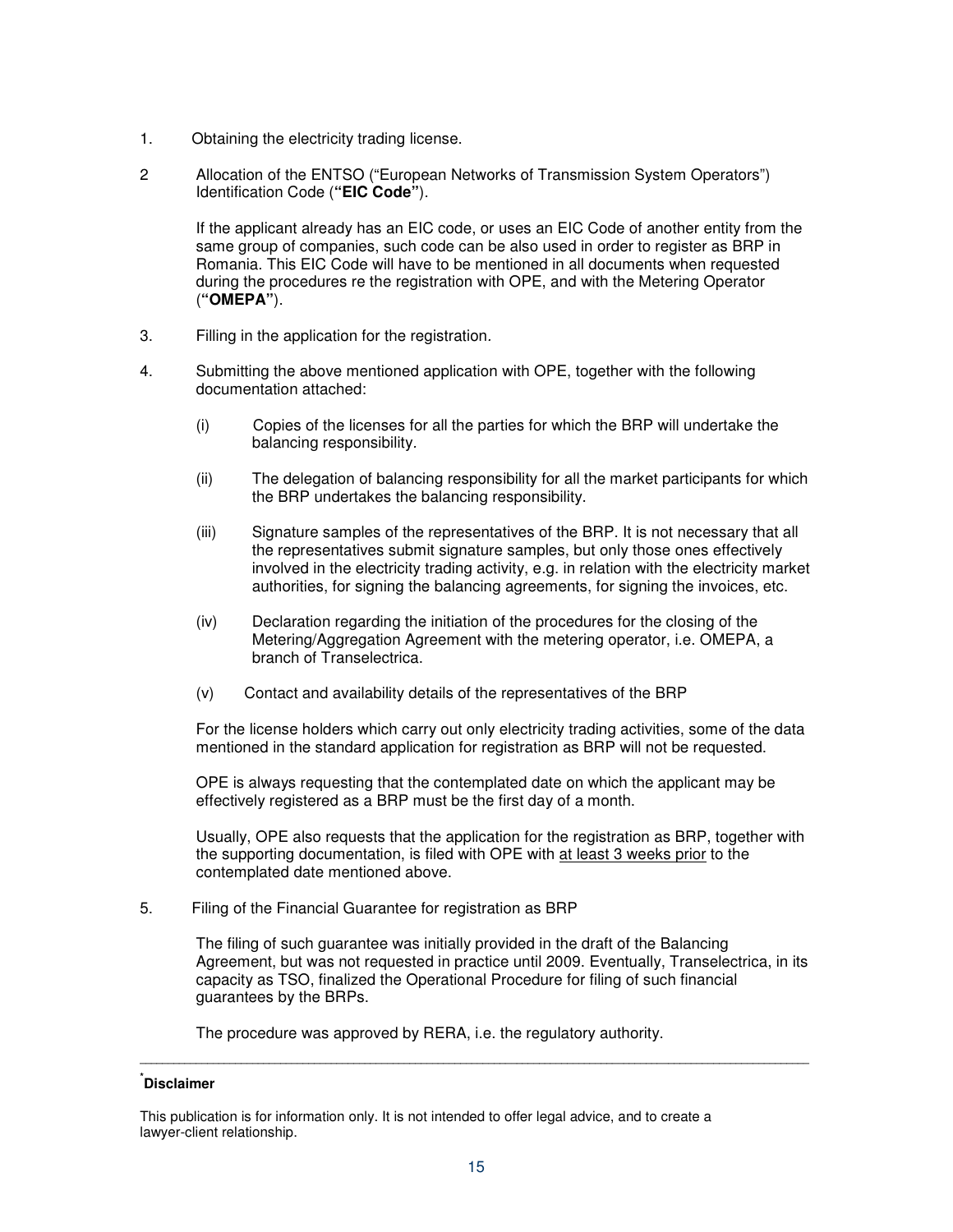1. Obtaining the electricity trading license.

2. Allocation of the ENTSO ("European Networks of Transmission System Operators") Identification Code (**"EIC Code"**).

   If the applicant already has an EIC code, or uses an EIC Code of another entity from the same group of companies, such code can be also used in order to register as BRP in Romania. This EIC Code will have to be mentioned in all documents when requested during the procedures re the registration with OPE, and with the Metering Operator (**"OMEPA"**).

3. Filling in the application for the registration.

4. Submitting the above mentioned application with OPE, together with the following documentation attached:

   (i) Copies of the licenses for all the parties for which the BRP will undertake the balancing responsibility.

   (ii) The delegation of balancing responsibility for all the market participants for which the BRP undertakes the balancing responsibility.

   (iii) Signature samples of the representatives of the BRP. It is not necessary that all the representatives submit signature samples, but only those ones effectively involved in the electricity trading activity, e.g. in relation with the electricity market authorities, for signing the balancing agreements, for signing the invoices, etc.

   (iv) Declaration regarding the initiation of the procedures for the closing of the Metering/Aggregation Agreement with the metering operator, i.e. OMEPA, a branch of Transelectrica.

   (v) Contact and availability details of the representatives of the BRP

   For the license holders which carry out only electricity trading activities, some of the data mentioned in the standard application for registration as BRP will not be requested.

   OPE is always requesting that the contemplated date on which the applicant may be effectively registered as a BRP must be the first day of a month.

   Usually, OPE also requests that the application for the registration as BRP, together with the supporting documentation, is filed with OPE with <u>at least 3 weeks prior</u> to the contemplated date mentioned above.

5. Filing of the Financial Guarantee for registration as BRP

   The filing of such guarantee was initially provided in the draft of the Balancing Agreement, but was not requested in practice until 2009. Eventually, Transelectrica, in its capacity as TSO, finalized the Operational Procedure for filing of such financial guarantees by the BRPs.

   The procedure was approved by RERA, i.e. the regulatory authority.

---

[*] **Disclaimer**

This publication is for information only. It is not intended to offer legal advice, and to create a lawyer-client relationship.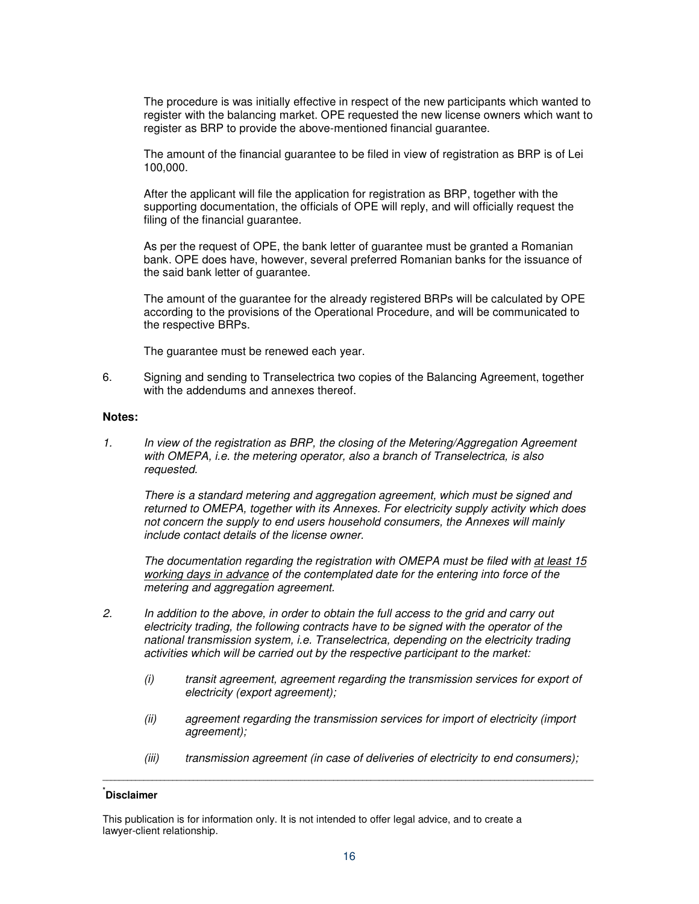The procedure is was initially effective in respect of the new participants which wanted to register with the balancing market. OPE requested the new license owners which want to register as BRP to provide the above-mentioned financial guarantee.

The amount of the financial guarantee to be filed in view of registration as BRP is of Lei 100,000.

After the applicant will file the application for registration as BRP, together with the supporting documentation, the officials of OPE will reply, and will officially request the filing of the financial guarantee.

As per the request of OPE, the bank letter of guarantee must be granted a Romanian bank. OPE does have, however, several preferred Romanian banks for the issuance of the said bank letter of guarantee.

The amount of the guarantee for the already registered BRPs will be calculated by OPE according to the provisions of the Operational Procedure, and will be communicated to the respective BRPs.

The guarantee must be renewed each year.

6. Signing and sending to Transelectrica two copies of the Balancing Agreement, together with the addendums and annexes thereof.

**Notes:**

*1. In view of the registration as BRP, the closing of the Metering/Aggregation Agreement with OMEPA, i.e. the metering operator, also a branch of Transelectrica, is also requested.*

*There is a standard metering and aggregation agreement, which must be signed and returned to OMEPA, together with its Annexes. For electricity supply activity which does not concern the supply to end users household consumers, the Annexes will mainly include contact details of the license owner.*

*The documentation regarding the registration with OMEPA must be filed with <u>at least 15 working days in advance</u> of the contemplated date for the entering into force of the metering and aggregation agreement.*

*2. In addition to the above, in order to obtain the full access to the grid and carry out electricity trading, the following contracts have to be signed with the operator of the national transmission system, i.e. Transelectrica, depending on the electricity trading activities which will be carried out by the respective participant to the market:*

*(i) transit agreement, agreement regarding the transmission services for export of electricity (export agreement);*

*(ii) agreement regarding the transmission services for import of electricity (import agreement);*

*(iii) transmission agreement (in case of deliveries of electricity to end consumers);*

---

[*] **Disclaimer**

This publication is for information only. It is not intended to offer legal advice, and to create a lawyer-client relationship.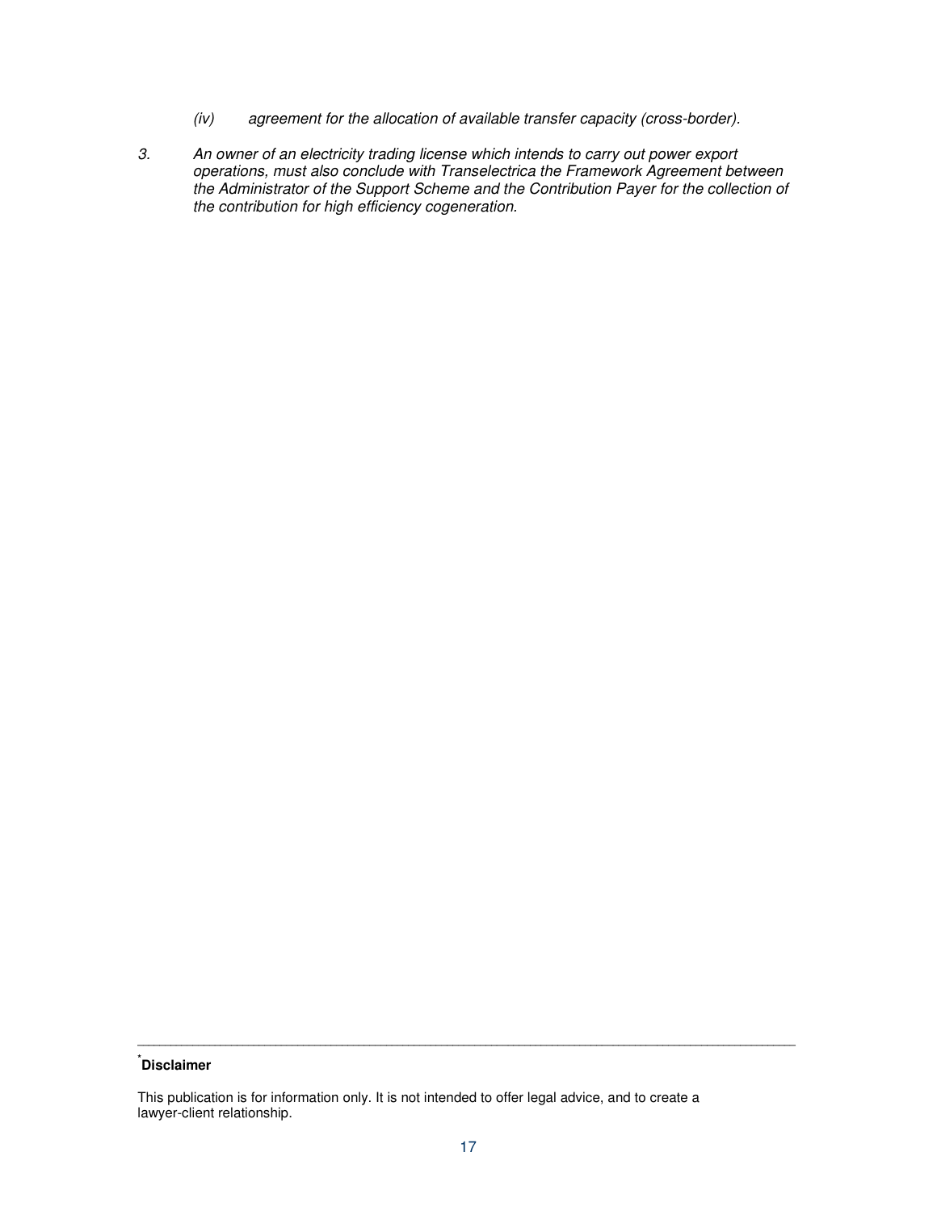(iv) *agreement for the allocation of available transfer capacity (cross-border).*

3. *An owner of an electricity trading license which intends to carry out power export operations, must also conclude with Transelectrica the Framework Agreement between the Administrator of the Support Scheme and the Contribution Payer for the collection of the contribution for high efficiency cogeneration.*

---

[*] **Disclaimer**

This publication is for information only. It is not intended to offer legal advice, and to create a lawyer-client relationship.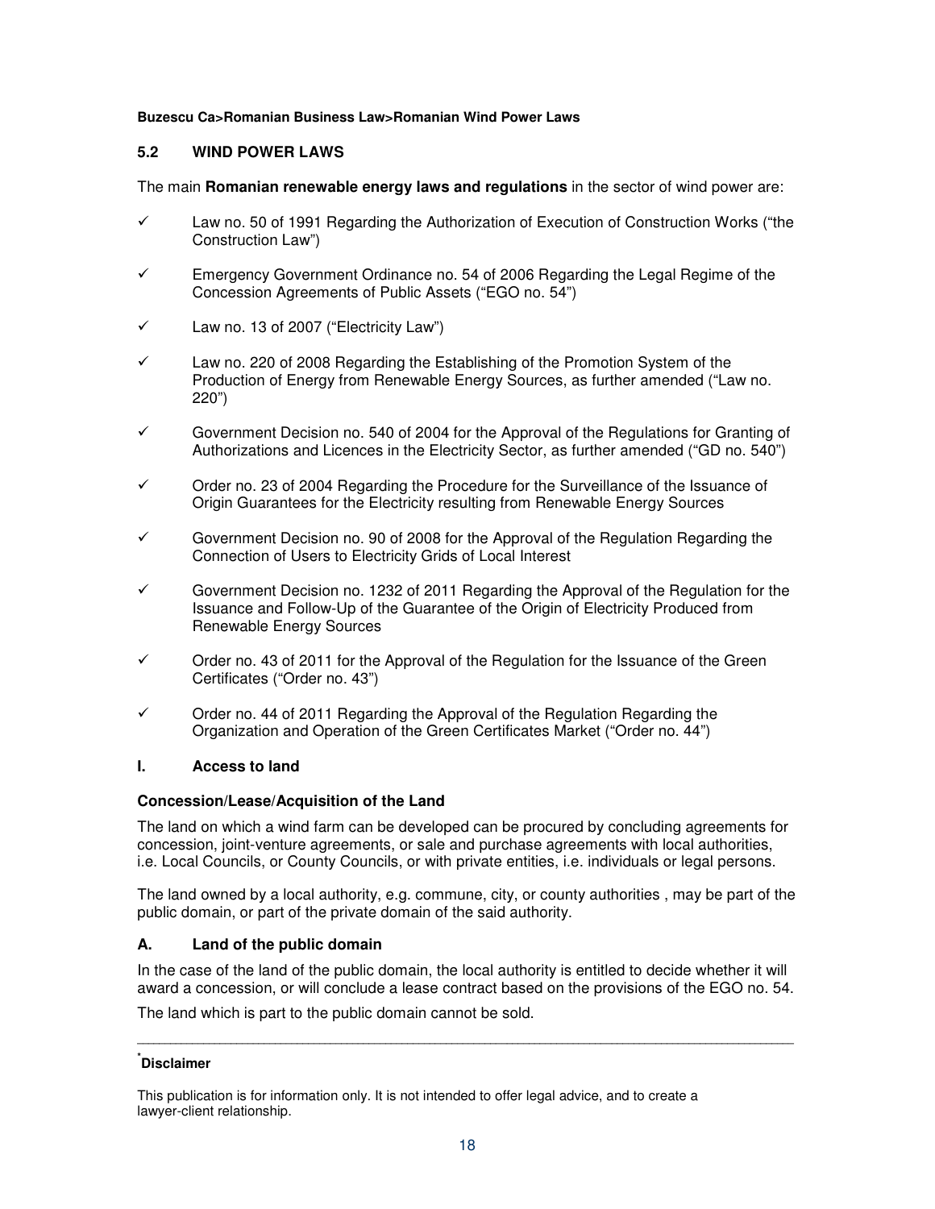Buzescu Ca>Romanian Business Law>Romanian Wind Power Laws

## 5.2 WIND POWER LAWS

The main **Romanian renewable energy laws and regulations** in the sector of wind power are:

- ✓ Law no. 50 of 1991 Regarding the Authorization of Execution of Construction Works ("the Construction Law")
- ✓ Emergency Government Ordinance no. 54 of 2006 Regarding the Legal Regime of the Concession Agreements of Public Assets ("EGO no. 54")
- ✓ Law no. 13 of 2007 ("Electricity Law")
- ✓ Law no. 220 of 2008 Regarding the Establishing of the Promotion System of the Production of Energy from Renewable Energy Sources, as further amended ("Law no. 220")
- ✓ Government Decision no. 540 of 2004 for the Approval of the Regulations for Granting of Authorizations and Licences in the Electricity Sector, as further amended ("GD no. 540")
- ✓ Order no. 23 of 2004 Regarding the Procedure for the Surveillance of the Issuance of Origin Guarantees for the Electricity resulting from Renewable Energy Sources
- ✓ Government Decision no. 90 of 2008 for the Approval of the Regulation Regarding the Connection of Users to Electricity Grids of Local Interest
- ✓ Government Decision no. 1232 of 2011 Regarding the Approval of the Regulation for the Issuance and Follow-Up of the Guarantee of the Origin of Electricity Produced from Renewable Energy Sources
- ✓ Order no. 43 of 2011 for the Approval of the Regulation for the Issuance of the Green Certificates ("Order no. 43")
- ✓ Order no. 44 of 2011 Regarding the Approval of the Regulation Regarding the Organization and Operation of the Green Certificates Market ("Order no. 44")

### I. Access to land

#### Concession/Lease/Acquisition of the Land

The land on which a wind farm can be developed can be procured by concluding agreements for concession, joint-venture agreements, or sale and purchase agreements with local authorities, i.e. Local Councils, or County Councils, or with private entities, i.e. individuals or legal persons.

The land owned by a local authority, e.g. commune, city, or county authorities , may be part of the public domain, or part of the private domain of the said authority.

#### A. Land of the public domain

In the case of the land of the public domain, the local authority is entitled to decide whether it will award a concession, or will conclude a lease contract based on the provisions of the EGO no. 54.

The land which is part to the public domain cannot be sold.

---

[*] **Disclaimer**

This publication is for information only. It is not intended to offer legal advice, and to create a lawyer-client relationship.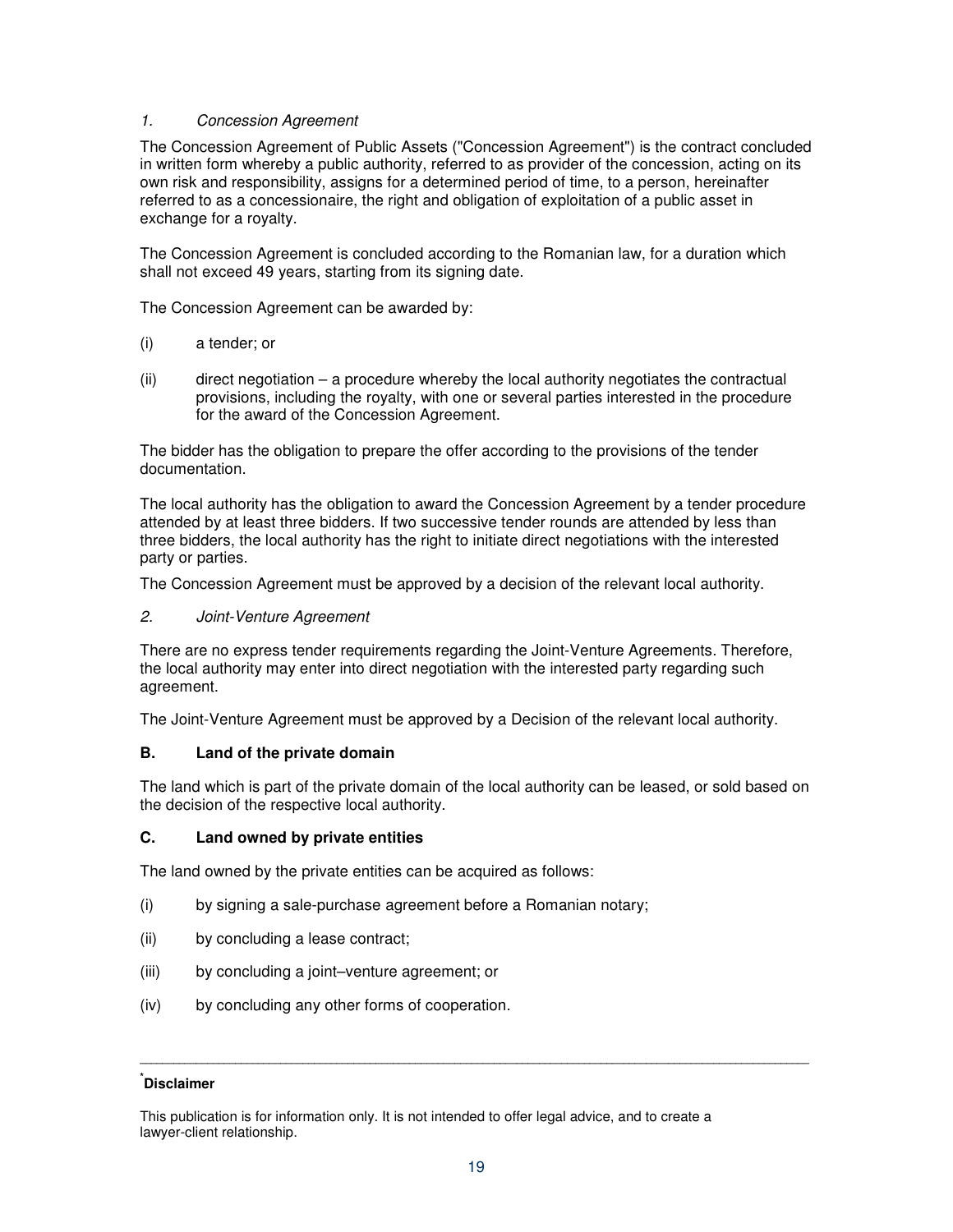*1. Concession Agreement*

The Concession Agreement of Public Assets ("Concession Agreement") is the contract concluded in written form whereby a public authority, referred to as provider of the concession, acting on its own risk and responsibility, assigns for a determined period of time, to a person, hereinafter referred to as a concessionaire, the right and obligation of exploitation of a public asset in exchange for a royalty.

The Concession Agreement is concluded according to the Romanian law, for a duration which shall not exceed 49 years, starting from its signing date.

The Concession Agreement can be awarded by:

(i) a tender; or

(ii) direct negotiation – a procedure whereby the local authority negotiates the contractual provisions, including the royalty, with one or several parties interested in the procedure for the award of the Concession Agreement.

The bidder has the obligation to prepare the offer according to the provisions of the tender documentation.

The local authority has the obligation to award the Concession Agreement by a tender procedure attended by at least three bidders. If two successive tender rounds are attended by less than three bidders, the local authority has the right to initiate direct negotiations with the interested party or parties.

The Concession Agreement must be approved by a decision of the relevant local authority.

*2. Joint-Venture Agreement*

There are no express tender requirements regarding the Joint-Venture Agreements. Therefore, the local authority may enter into direct negotiation with the interested party regarding such agreement.

The Joint-Venture Agreement must be approved by a Decision of the relevant local authority.

**B. Land of the private domain**

The land which is part of the private domain of the local authority can be leased, or sold based on the decision of the respective local authority.

**C. Land owned by private entities**

The land owned by the private entities can be acquired as follows:

(i) by signing a sale-purchase agreement before a Romanian notary;

(ii) by concluding a lease contract;

(iii) by concluding a joint–venture agreement; or

(iv) by concluding any other forms of cooperation.

---

[*] **Disclaimer**

This publication is for information only. It is not intended to offer legal advice, and to create a lawyer-client relationship.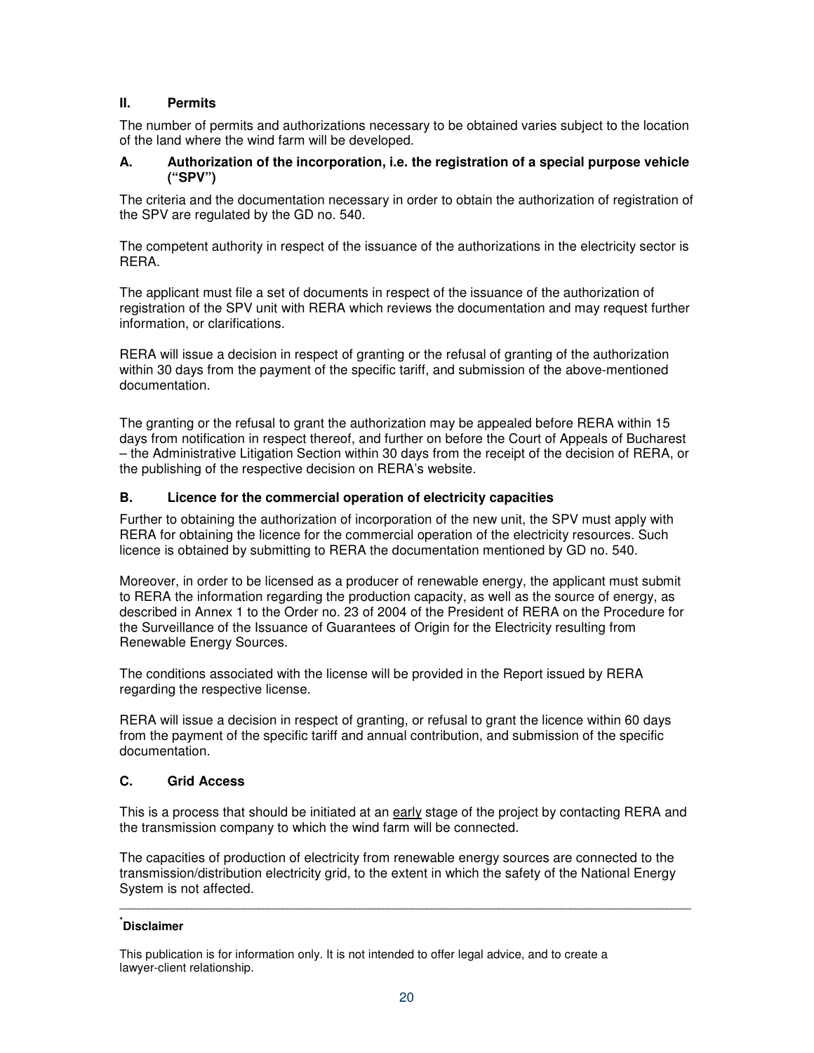## II. Permits

The number of permits and authorizations necessary to be obtained varies subject to the location of the land where the wind farm will be developed.

### A. Authorization of the incorporation, i.e. the registration of a special purpose vehicle ("SPV")

The criteria and the documentation necessary in order to obtain the authorization of registration of the SPV are regulated by the GD no. 540.

The competent authority in respect of the issuance of the authorizations in the electricity sector is RERA.

The applicant must file a set of documents in respect of the issuance of the authorization of registration of the SPV unit with RERA which reviews the documentation and may request further information, or clarifications.

RERA will issue a decision in respect of granting or the refusal of granting of the authorization within 30 days from the payment of the specific tariff, and submission of the above-mentioned documentation.

The granting or the refusal to grant the authorization may be appealed before RERA within 15 days from notification in respect thereof, and further on before the Court of Appeals of Bucharest – the Administrative Litigation Section within 30 days from the receipt of the decision of RERA, or the publishing of the respective decision on RERA's website.

### B. Licence for the commercial operation of electricity capacities

Further to obtaining the authorization of incorporation of the new unit, the SPV must apply with RERA for obtaining the licence for the commercial operation of the electricity resources. Such licence is obtained by submitting to RERA the documentation mentioned by GD no. 540.

Moreover, in order to be licensed as a producer of renewable energy, the applicant must submit to RERA the information regarding the production capacity, as well as the source of energy, as described in Annex 1 to the Order no. 23 of 2004 of the President of RERA on the Procedure for the Surveillance of the Issuance of Guarantees of Origin for the Electricity resulting from Renewable Energy Sources.

The conditions associated with the license will be provided in the Report issued by RERA regarding the respective license.

RERA will issue a decision in respect of granting, or refusal to grant the licence within 60 days from the payment of the specific tariff and annual contribution, and submission of the specific documentation.

### C. Grid Access

This is a process that should be initiated at an early stage of the project by contacting RERA and the transmission company to which the wind farm will be connected.

The capacities of production of electricity from renewable energy sources are connected to the transmission/distribution electricity grid, to the extent in which the safety of the National Energy System is not affected.

---

[*] **Disclaimer**

This publication is for information only. It is not intended to offer legal advice, and to create a lawyer-client relationship.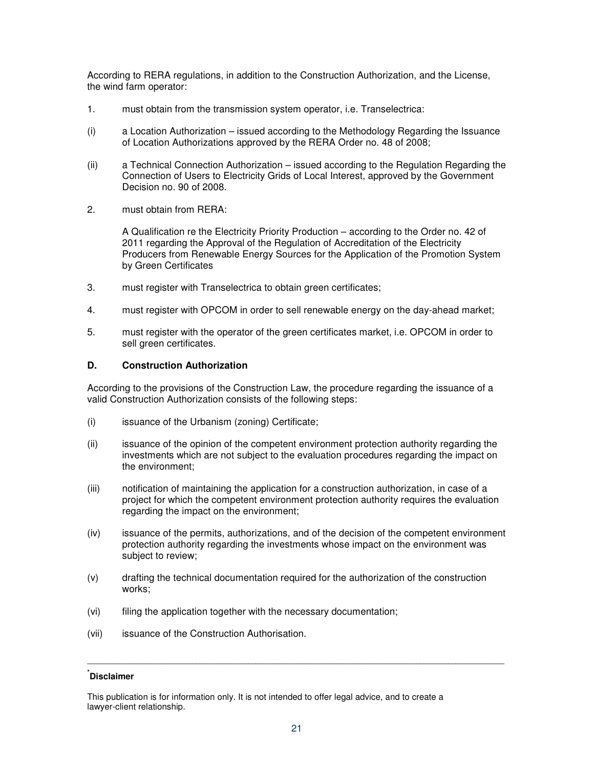According to RERA regulations, in addition to the Construction Authorization, and the License, the wind farm operator:

1. must obtain from the transmission system operator, i.e. Transelectrica:

(i) a Location Authorization – issued according to the Methodology Regarding the Issuance of Location Authorizations approved by the RERA Order no. 48 of 2008;

(ii) a Technical Connection Authorization – issued according to the Regulation Regarding the Connection of Users to Electricity Grids of Local Interest, approved by the Government Decision no. 90 of 2008.

2. must obtain from RERA:

   A Qualification re the Electricity Priority Production – according to the Order no. 42 of 2011 regarding the Approval of the Regulation of Accreditation of the Electricity Producers from Renewable Energy Sources for the Application of the Promotion System by Green Certificates

3. must register with Transelectrica to obtain green certificates;

4. must register with OPCOM in order to sell renewable energy on the day-ahead market;

5. must register with the operator of the green certificates market, i.e. OPCOM in order to sell green certificates.

**D. Construction Authorization**

According to the provisions of the Construction Law, the procedure regarding the issuance of a valid Construction Authorization consists of the following steps:

(i) issuance of the Urbanism (zoning) Certificate;

(ii) issuance of the opinion of the competent environment protection authority regarding the investments which are not subject to the evaluation procedures regarding the impact on the environment;

(iii) notification of maintaining the application for a construction authorization, in case of a project for which the competent environment protection authority requires the evaluation regarding the impact on the environment;

(iv) issuance of the permits, authorizations, and of the decision of the competent environment protection authority regarding the investments whose impact on the environment was subject to review;

(v) drafting the technical documentation required for the authorization of the construction works;

(vi) filing the application together with the necessary documentation;

(vii) issuance of the Construction Authorisation.

---

[*] **Disclaimer**

This publication is for information only. It is not intended to offer legal advice, and to create a lawyer-client relationship.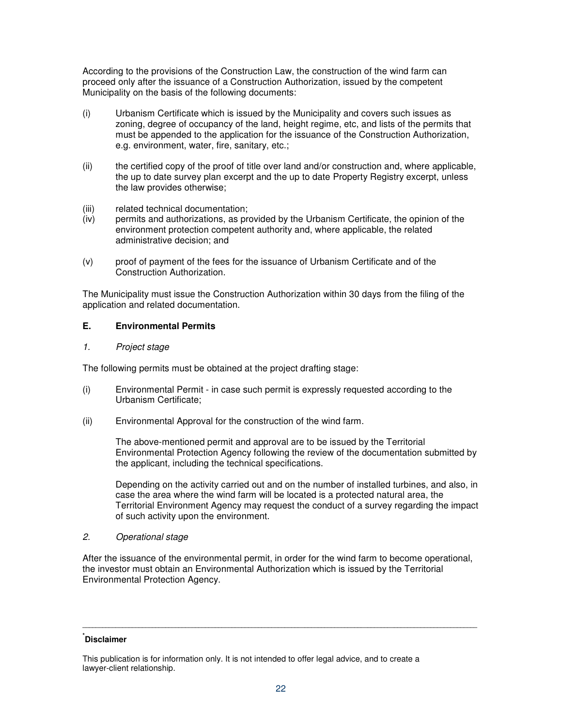According to the provisions of the Construction Law, the construction of the wind farm can proceed only after the issuance of a Construction Authorization, issued by the competent Municipality on the basis of the following documents:

(i) Urbanism Certificate which is issued by the Municipality and covers such issues as zoning, degree of occupancy of the land, height regime, etc, and lists of the permits that must be appended to the application for the issuance of the Construction Authorization, e.g. environment, water, fire, sanitary, etc.;

(ii) the certified copy of the proof of title over land and/or construction and, where applicable, the up to date survey plan excerpt and the up to date Property Registry excerpt, unless the law provides otherwise;

(iii) related technical documentation;

(iv) permits and authorizations, as provided by the Urbanism Certificate, the opinion of the environment protection competent authority and, where applicable, the related administrative decision; and

(v) proof of payment of the fees for the issuance of Urbanism Certificate and of the Construction Authorization.

The Municipality must issue the Construction Authorization within 30 days from the filing of the application and related documentation.

### E. Environmental Permits

*1. Project stage*

The following permits must be obtained at the project drafting stage:

(i) Environmental Permit - in case such permit is expressly requested according to the Urbanism Certificate;

(ii) Environmental Approval for the construction of the wind farm.

The above-mentioned permit and approval are to be issued by the Territorial Environmental Protection Agency following the review of the documentation submitted by the applicant, including the technical specifications.

Depending on the activity carried out and on the number of installed turbines, and also, in case the area where the wind farm will be located is a protected natural area, the Territorial Environment Agency may request the conduct of a survey regarding the impact of such activity upon the environment.

*2. Operational stage*

After the issuance of the environmental permit, in order for the wind farm to become operational, the investor must obtain an Environmental Authorization which is issued by the Territorial Environmental Protection Agency.

---

[*] **Disclaimer**

This publication is for information only. It is not intended to offer legal advice, and to create a lawyer-client relationship.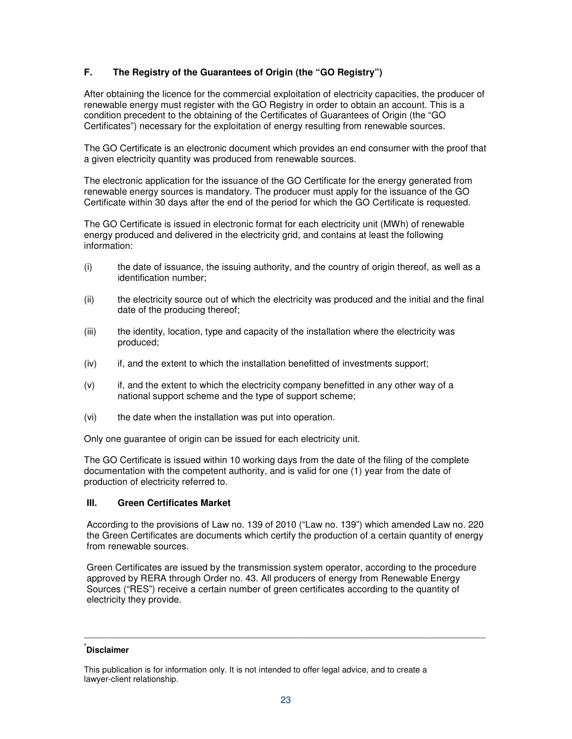### F. The Registry of the Guarantees of Origin (the "GO Registry")

After obtaining the licence for the commercial exploitation of electricity capacities, the producer of renewable energy must register with the GO Registry in order to obtain an account. This is a condition precedent to the obtaining of the Certificates of Guarantees of Origin (the "GO Certificates") necessary for the exploitation of energy resulting from renewable sources.

The GO Certificate is an electronic document which provides an end consumer with the proof that a given electricity quantity was produced from renewable sources.

The electronic application for the issuance of the GO Certificate for the energy generated from renewable energy sources is mandatory. The producer must apply for the issuance of the GO Certificate within 30 days after the end of the period for which the GO Certificate is requested.

The GO Certificate is issued in electronic format for each electricity unit (MWh) of renewable energy produced and delivered in the electricity grid, and contains at least the following information:

(i) the date of issuance, the issuing authority, and the country of origin thereof, as well as a identification number;

(ii) the electricity source out of which the electricity was produced and the initial and the final date of the producing thereof;

(iii) the identity, location, type and capacity of the installation where the electricity was produced;

(iv) if, and the extent to which the installation benefitted of investments support;

(v) if, and the extent to which the electricity company benefitted in any other way of a national support scheme and the type of support scheme;

(vi) the date when the installation was put into operation.

Only one guarantee of origin can be issued for each electricity unit.

The GO Certificate is issued within 10 working days from the date of the filing of the complete documentation with the competent authority, and is valid for one (1) year from the date of production of electricity referred to.

## III. Green Certificates Market

According to the provisions of Law no. 139 of 2010 ("Law no. 139") which amended Law no. 220 the Green Certificates are documents which certify the production of a certain quantity of energy from renewable sources.

Green Certificates are issued by the transmission system operator, according to the procedure approved by RERA through Order no. 43. All producers of energy from Renewable Energy Sources ("RES") receive a certain number of green certificates according to the quantity of electricity they provide.

---

[*] **Disclaimer**

This publication is for information only. It is not intended to offer legal advice, and to create a lawyer-client relationship.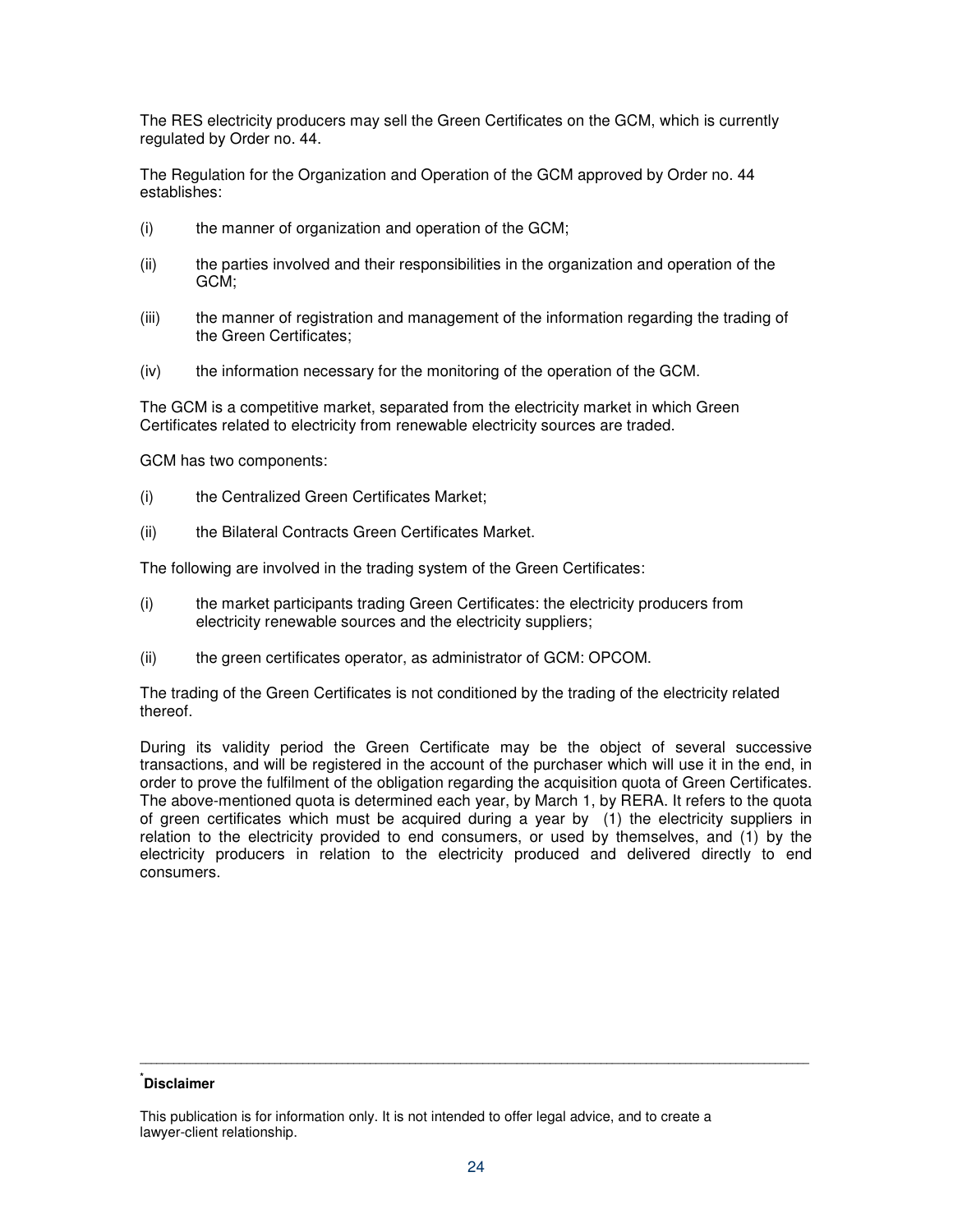The RES electricity producers may sell the Green Certificates on the GCM, which is currently regulated by Order no. 44.

The Regulation for the Organization and Operation of the GCM approved by Order no. 44 establishes:

(i) the manner of organization and operation of the GCM;

(ii) the parties involved and their responsibilities in the organization and operation of the GCM;

(iii) the manner of registration and management of the information regarding the trading of the Green Certificates;

(iv) the information necessary for the monitoring of the operation of the GCM.

The GCM is a competitive market, separated from the electricity market in which Green Certificates related to electricity from renewable electricity sources are traded.

GCM has two components:

(i) the Centralized Green Certificates Market;

(ii) the Bilateral Contracts Green Certificates Market.

The following are involved in the trading system of the Green Certificates:

(i) the market participants trading Green Certificates: the electricity producers from electricity renewable sources and the electricity suppliers;

(ii) the green certificates operator, as administrator of GCM: OPCOM.

The trading of the Green Certificates is not conditioned by the trading of the electricity related thereof.

During its validity period the Green Certificate may be the object of several successive transactions, and will be registered in the account of the purchaser which will use it in the end, in order to prove the fulfilment of the obligation regarding the acquisition quota of Green Certificates. The above-mentioned quota is determined each year, by March 1, by RERA. It refers to the quota of green certificates which must be acquired during a year by (1) the electricity suppliers in relation to the electricity provided to end consumers, or used by themselves, and (1) by the electricity producers in relation to the electricity produced and delivered directly to end consumers.

---

[*] **Disclaimer**

This publication is for information only. It is not intended to offer legal advice, and to create a lawyer-client relationship.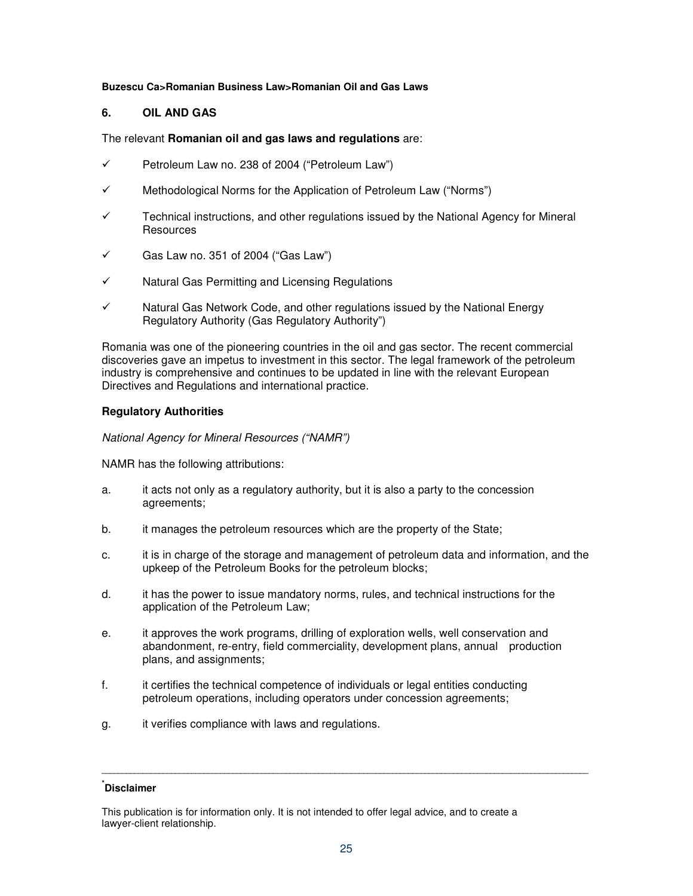**Buzescu Ca>Romanian Business Law>Romanian Oil and Gas Laws**

## 6. OIL AND GAS

The relevant **Romanian oil and gas laws and regulations** are:

- ✓ Petroleum Law no. 238 of 2004 ("Petroleum Law")
- ✓ Methodological Norms for the Application of Petroleum Law ("Norms")
- ✓ Technical instructions, and other regulations issued by the National Agency for Mineral Resources
- ✓ Gas Law no. 351 of 2004 ("Gas Law")
- ✓ Natural Gas Permitting and Licensing Regulations
- ✓ Natural Gas Network Code, and other regulations issued by the National Energy Regulatory Authority (Gas Regulatory Authority")

Romania was one of the pioneering countries in the oil and gas sector. The recent commercial discoveries gave an impetus to investment in this sector. The legal framework of the petroleum industry is comprehensive and continues to be updated in line with the relevant European Directives and Regulations and international practice.

### Regulatory Authorities

*National Agency for Mineral Resources ("NAMR")*

NAMR has the following attributions:

a. it acts not only as a regulatory authority, but it is also a party to the concession agreements;

b. it manages the petroleum resources which are the property of the State;

c. it is in charge of the storage and management of petroleum data and information, and the upkeep of the Petroleum Books for the petroleum blocks;

d. it has the power to issue mandatory norms, rules, and technical instructions for the application of the Petroleum Law;

e. it approves the work programs, drilling of exploration wells, well conservation and abandonment, re-entry, field commerciality, development plans, annual production plans, and assignments;

f. it certifies the technical competence of individuals or legal entities conducting petroleum operations, including operators under concession agreements;

g. it verifies compliance with laws and regulations.

---

[*] **Disclaimer**

This publication is for information only. It is not intended to offer legal advice, and to create a lawyer-client relationship.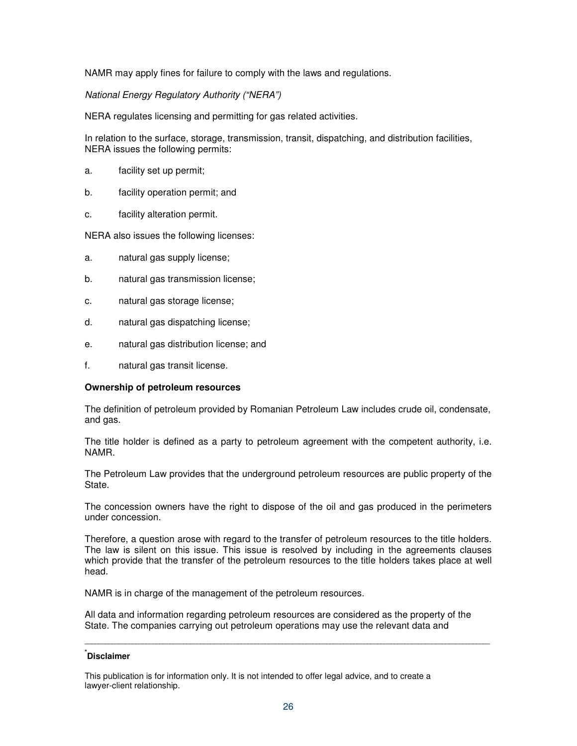NAMR may apply fines for failure to comply with the laws and regulations.

*National Energy Regulatory Authority ("NERA")*

NERA regulates licensing and permitting for gas related activities.

In relation to the surface, storage, transmission, transit, dispatching, and distribution facilities, NERA issues the following permits:

a. facility set up permit;

b. facility operation permit; and

c. facility alteration permit.

NERA also issues the following licenses:

a. natural gas supply license;

b. natural gas transmission license;

c. natural gas storage license;

d. natural gas dispatching license;

e. natural gas distribution license; and

f. natural gas transit license.

**Ownership of petroleum resources**

The definition of petroleum provided by Romanian Petroleum Law includes crude oil, condensate, and gas.

The title holder is defined as a party to petroleum agreement with the competent authority, i.e. NAMR.

The Petroleum Law provides that the underground petroleum resources are public property of the State.

The concession owners have the right to dispose of the oil and gas produced in the perimeters under concession.

Therefore, a question arose with regard to the transfer of petroleum resources to the title holders. The law is silent on this issue. This issue is resolved by including in the agreements clauses which provide that the transfer of the petroleum resources to the title holders takes place at well head.

NAMR is in charge of the management of the petroleum resources.

All data and information regarding petroleum resources are considered as the property of the State. The companies carrying out petroleum operations may use the relevant data and

---

[*] **Disclaimer**

This publication is for information only. It is not intended to offer legal advice, and to create a lawyer-client relationship.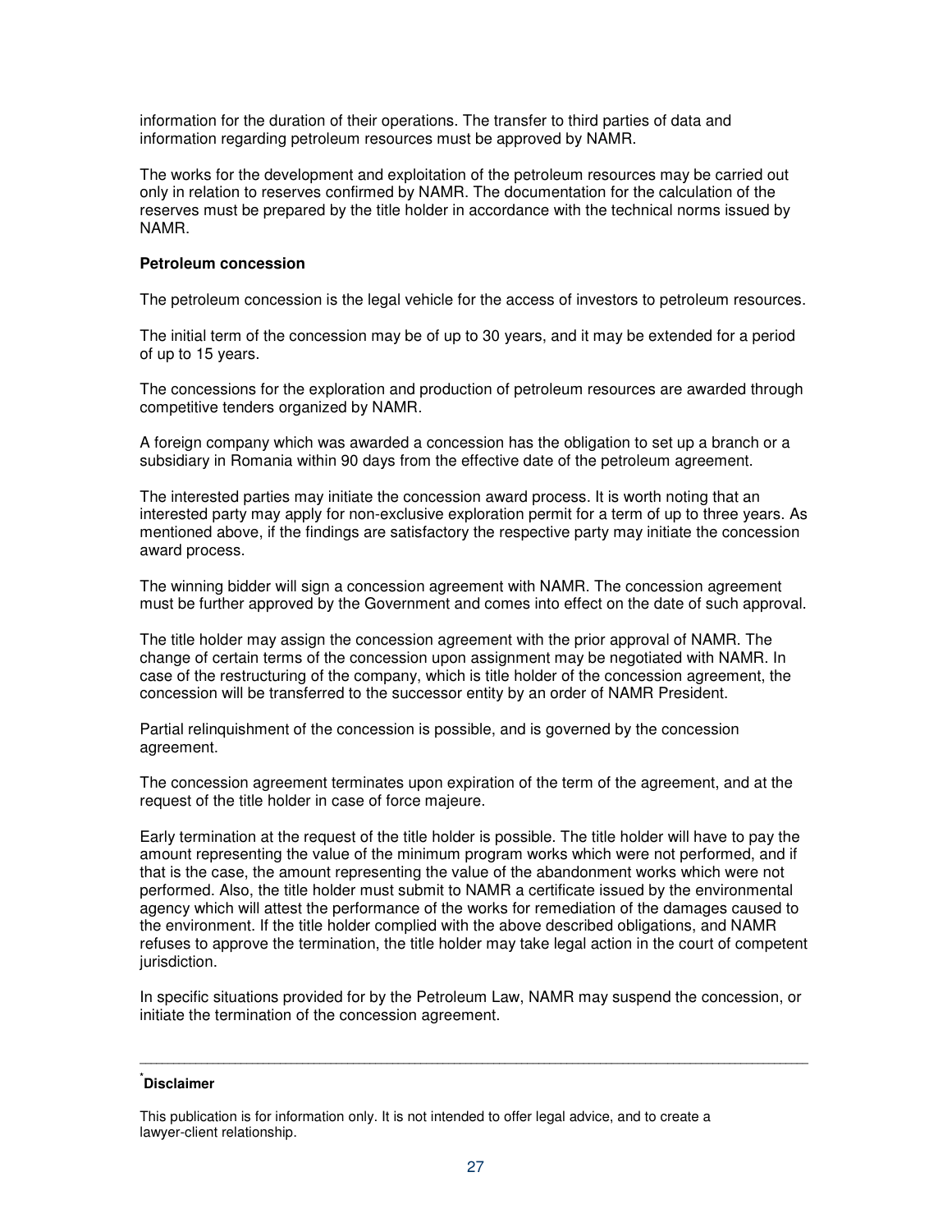information for the duration of their operations. The transfer to third parties of data and information regarding petroleum resources must be approved by NAMR.

The works for the development and exploitation of the petroleum resources may be carried out only in relation to reserves confirmed by NAMR. The documentation for the calculation of the reserves must be prepared by the title holder in accordance with the technical norms issued by NAMR.

**Petroleum concession**

The petroleum concession is the legal vehicle for the access of investors to petroleum resources.

The initial term of the concession may be of up to 30 years, and it may be extended for a period of up to 15 years.

The concessions for the exploration and production of petroleum resources are awarded through competitive tenders organized by NAMR.

A foreign company which was awarded a concession has the obligation to set up a branch or a subsidiary in Romania within 90 days from the effective date of the petroleum agreement.

The interested parties may initiate the concession award process. It is worth noting that an interested party may apply for non-exclusive exploration permit for a term of up to three years. As mentioned above, if the findings are satisfactory the respective party may initiate the concession award process.

The winning bidder will sign a concession agreement with NAMR. The concession agreement must be further approved by the Government and comes into effect on the date of such approval.

The title holder may assign the concession agreement with the prior approval of NAMR. The change of certain terms of the concession upon assignment may be negotiated with NAMR. In case of the restructuring of the company, which is title holder of the concession agreement, the concession will be transferred to the successor entity by an order of NAMR President.

Partial relinquishment of the concession is possible, and is governed by the concession agreement.

The concession agreement terminates upon expiration of the term of the agreement, and at the request of the title holder in case of force majeure.

Early termination at the request of the title holder is possible. The title holder will have to pay the amount representing the value of the minimum program works which were not performed, and if that is the case, the amount representing the value of the abandonment works which were not performed. Also, the title holder must submit to NAMR a certificate issued by the environmental agency which will attest the performance of the works for remediation of the damages caused to the environment. If the title holder complied with the above described obligations, and NAMR refuses to approve the termination, the title holder may take legal action in the court of competent jurisdiction.

In specific situations provided for by the Petroleum Law, NAMR may suspend the concession, or initiate the termination of the concession agreement.

---

[*] **Disclaimer**

This publication is for information only. It is not intended to offer legal advice, and to create a lawyer-client relationship.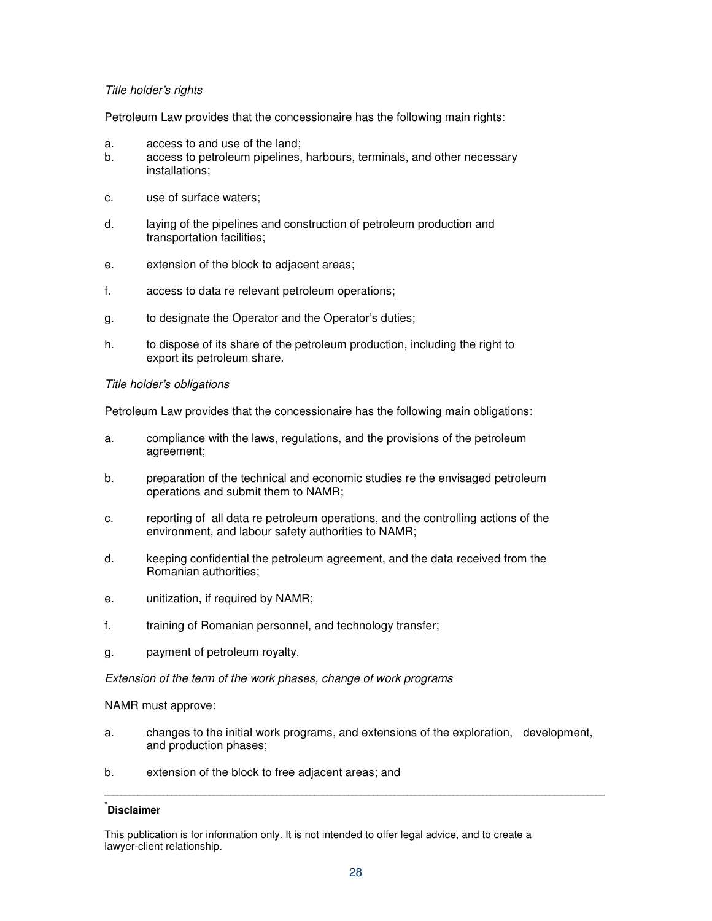*Title holder's rights*

Petroleum Law provides that the concessionaire has the following main rights:

a. access to and use of the land;
b. access to petroleum pipelines, harbours, terminals, and other necessary installations;
c. use of surface waters;
d. laying of the pipelines and construction of petroleum production and transportation facilities;
e. extension of the block to adjacent areas;
f. access to data re relevant petroleum operations;
g. to designate the Operator and the Operator's duties;
h. to dispose of its share of the petroleum production, including the right to export its petroleum share.

*Title holder's obligations*

Petroleum Law provides that the concessionaire has the following main obligations:

a. compliance with the laws, regulations, and the provisions of the petroleum agreement;
b. preparation of the technical and economic studies re the envisaged petroleum operations and submit them to NAMR;
c. reporting of all data re petroleum operations, and the controlling actions of the environment, and labour safety authorities to NAMR;
d. keeping confidential the petroleum agreement, and the data received from the Romanian authorities;
e. unitization, if required by NAMR;
f. training of Romanian personnel, and technology transfer;
g. payment of petroleum royalty.

*Extension of the term of the work phases, change of work programs*

NAMR must approve:

a. changes to the initial work programs, and extensions of the exploration, development, and production phases;
b. extension of the block to free adjacent areas; and

---

[*] **Disclaimer**

This publication is for information only. It is not intended to offer legal advice, and to create a lawyer-client relationship.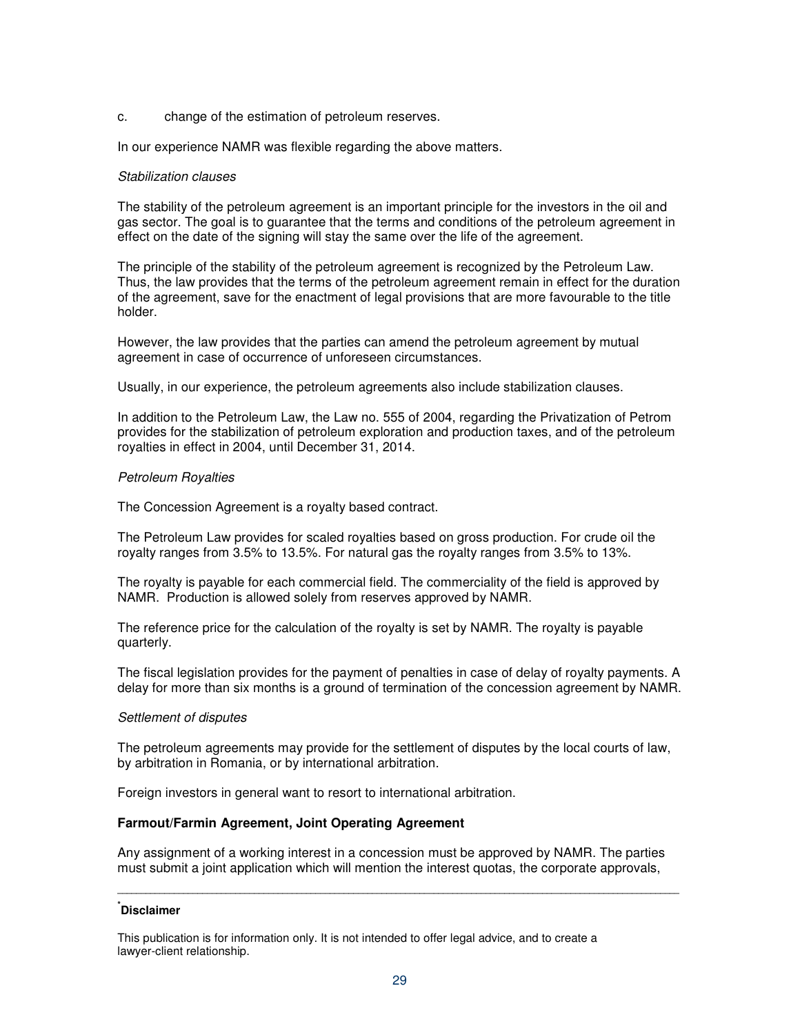c. change of the estimation of petroleum reserves.

In our experience NAMR was flexible regarding the above matters.

*Stabilization clauses*

The stability of the petroleum agreement is an important principle for the investors in the oil and gas sector. The goal is to guarantee that the terms and conditions of the petroleum agreement in effect on the date of the signing will stay the same over the life of the agreement.

The principle of the stability of the petroleum agreement is recognized by the Petroleum Law. Thus, the law provides that the terms of the petroleum agreement remain in effect for the duration of the agreement, save for the enactment of legal provisions that are more favourable to the title holder.

However, the law provides that the parties can amend the petroleum agreement by mutual agreement in case of occurrence of unforeseen circumstances.

Usually, in our experience, the petroleum agreements also include stabilization clauses.

In addition to the Petroleum Law, the Law no. 555 of 2004, regarding the Privatization of Petrom provides for the stabilization of petroleum exploration and production taxes, and of the petroleum royalties in effect in 2004, until December 31, 2014.

*Petroleum Royalties*

The Concession Agreement is a royalty based contract.

The Petroleum Law provides for scaled royalties based on gross production. For crude oil the royalty ranges from 3.5% to 13.5%. For natural gas the royalty ranges from 3.5% to 13%.

The royalty is payable for each commercial field. The commerciality of the field is approved by NAMR. Production is allowed solely from reserves approved by NAMR.

The reference price for the calculation of the royalty is set by NAMR. The royalty is payable quarterly.

The fiscal legislation provides for the payment of penalties in case of delay of royalty payments. A delay for more than six months is a ground of termination of the concession agreement by NAMR.

*Settlement of disputes*

The petroleum agreements may provide for the settlement of disputes by the local courts of law, by arbitration in Romania, or by international arbitration.

Foreign investors in general want to resort to international arbitration.

**Farmout/Farmin Agreement, Joint Operating Agreement**

Any assignment of a working interest in a concession must be approved by NAMR. The parties must submit a joint application which will mention the interest quotas, the corporate approvals,

---

[*] **Disclaimer**

This publication is for information only. It is not intended to offer legal advice, and to create a lawyer-client relationship.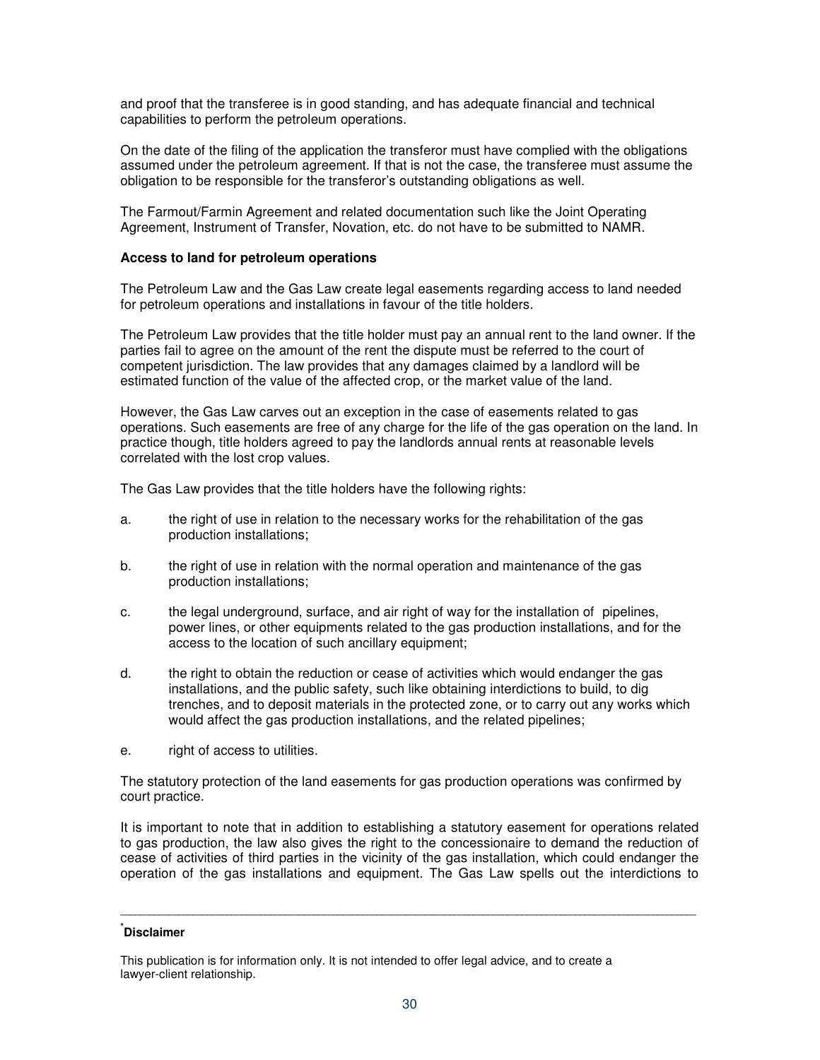and proof that the transferee is in good standing, and has adequate financial and technical capabilities to perform the petroleum operations.

On the date of the filing of the application the transferor must have complied with the obligations assumed under the petroleum agreement. If that is not the case, the transferee must assume the obligation to be responsible for the transferor's outstanding obligations as well.

The Farmout/Farmin Agreement and related documentation such like the Joint Operating Agreement, Instrument of Transfer, Novation, etc. do not have to be submitted to NAMR.

**Access to land for petroleum operations**

The Petroleum Law and the Gas Law create legal easements regarding access to land needed for petroleum operations and installations in favour of the title holders.

The Petroleum Law provides that the title holder must pay an annual rent to the land owner. If the parties fail to agree on the amount of the rent the dispute must be referred to the court of competent jurisdiction. The law provides that any damages claimed by a landlord will be estimated function of the value of the affected crop, or the market value of the land.

However, the Gas Law carves out an exception in the case of easements related to gas operations. Such easements are free of any charge for the life of the gas operation on the land. In practice though, title holders agreed to pay the landlords annual rents at reasonable levels correlated with the lost crop values.

The Gas Law provides that the title holders have the following rights:

a. the right of use in relation to the necessary works for the rehabilitation of the gas production installations;

b. the right of use in relation with the normal operation and maintenance of the gas production installations;

c. the legal underground, surface, and air right of way for the installation of pipelines, power lines, or other equipments related to the gas production installations, and for the access to the location of such ancillary equipment;

d. the right to obtain the reduction or cease of activities which would endanger the gas installations, and the public safety, such like obtaining interdictions to build, to dig trenches, and to deposit materials in the protected zone, or to carry out any works which would affect the gas production installations, and the related pipelines;

e. right of access to utilities.

The statutory protection of the land easements for gas production operations was confirmed by court practice.

It is important to note that in addition to establishing a statutory easement for operations related to gas production, the law also gives the right to the concessionaire to demand the reduction of cease of activities of third parties in the vicinity of the gas installation, which could endanger the operation of the gas installations and equipment. The Gas Law spells out the interdictions to

---

[*] **Disclaimer**

This publication is for information only. It is not intended to offer legal advice, and to create a lawyer-client relationship.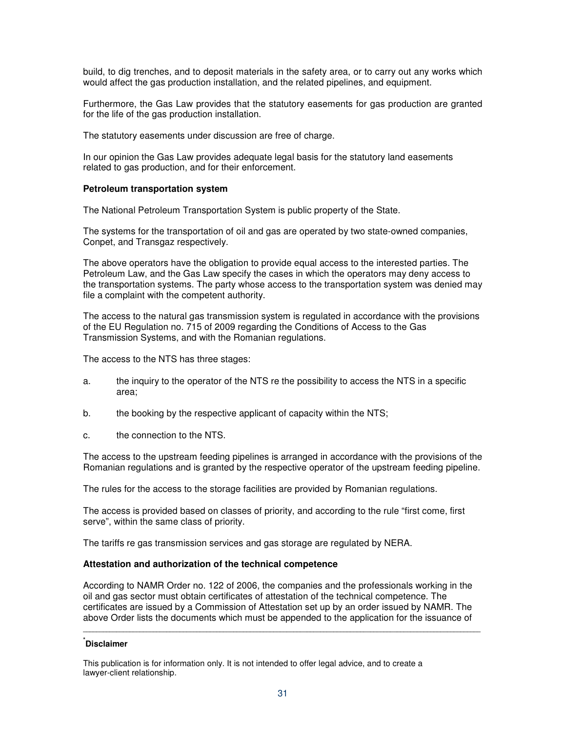build, to dig trenches, and to deposit materials in the safety area, or to carry out any works which would affect the gas production installation, and the related pipelines, and equipment.

Furthermore, the Gas Law provides that the statutory easements for gas production are granted for the life of the gas production installation.

The statutory easements under discussion are free of charge.

In our opinion the Gas Law provides adequate legal basis for the statutory land easements related to gas production, and for their enforcement.

**Petroleum transportation system**

The National Petroleum Transportation System is public property of the State.

The systems for the transportation of oil and gas are operated by two state-owned companies, Conpet, and Transgaz respectively.

The above operators have the obligation to provide equal access to the interested parties. The Petroleum Law, and the Gas Law specify the cases in which the operators may deny access to the transportation systems. The party whose access to the transportation system was denied may file a complaint with the competent authority.

The access to the natural gas transmission system is regulated in accordance with the provisions of the EU Regulation no. 715 of 2009 regarding the Conditions of Access to the Gas Transmission Systems, and with the Romanian regulations.

The access to the NTS has three stages:

a. the inquiry to the operator of the NTS re the possibility to access the NTS in a specific area;

b. the booking by the respective applicant of capacity within the NTS;

c. the connection to the NTS.

The access to the upstream feeding pipelines is arranged in accordance with the provisions of the Romanian regulations and is granted by the respective operator of the upstream feeding pipeline.

The rules for the access to the storage facilities are provided by Romanian regulations.

The access is provided based on classes of priority, and according to the rule "first come, first serve", within the same class of priority.

The tariffs re gas transmission services and gas storage are regulated by NERA.

**Attestation and authorization of the technical competence**

According to NAMR Order no. 122 of 2006, the companies and the professionals working in the oil and gas sector must obtain certificates of attestation of the technical competence. The certificates are issued by a Commission of Attestation set up by an order issued by NAMR. The above Order lists the documents which must be appended to the application for the issuance of

---

[*] **Disclaimer**

This publication is for information only. It is not intended to offer legal advice, and to create a lawyer-client relationship.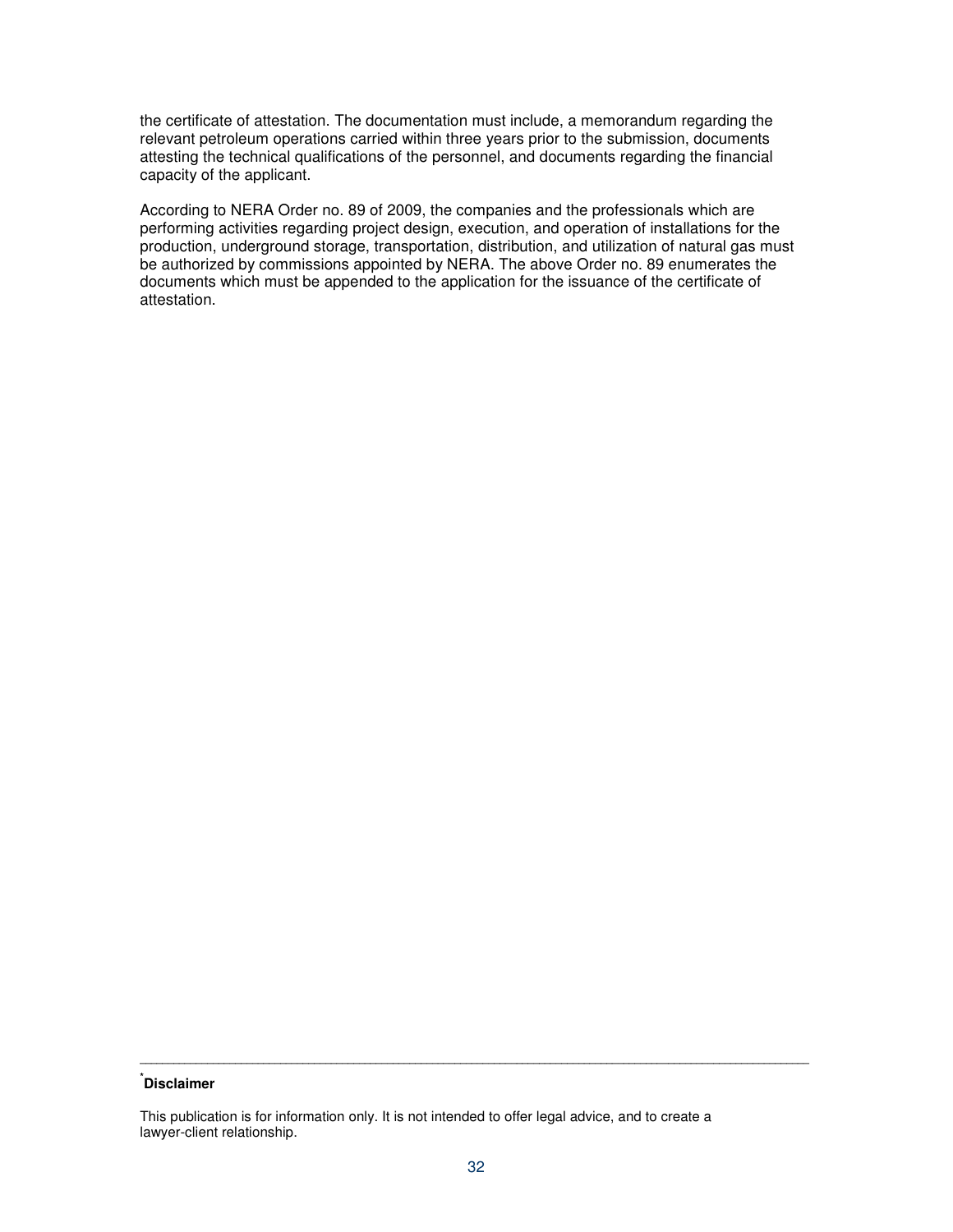the certificate of attestation. The documentation must include, a memorandum regarding the relevant petroleum operations carried within three years prior to the submission, documents attesting the technical qualifications of the personnel, and documents regarding the financial capacity of the applicant.

According to NERA Order no. 89 of 2009, the companies and the professionals which are performing activities regarding project design, execution, and operation of installations for the production, underground storage, transportation, distribution, and utilization of natural gas must be authorized by commissions appointed by NERA. The above Order no. 89 enumerates the documents which must be appended to the application for the issuance of the certificate of attestation.

---

* **Disclaimer**

This publication is for information only. It is not intended to offer legal advice, and to create a lawyer-client relationship.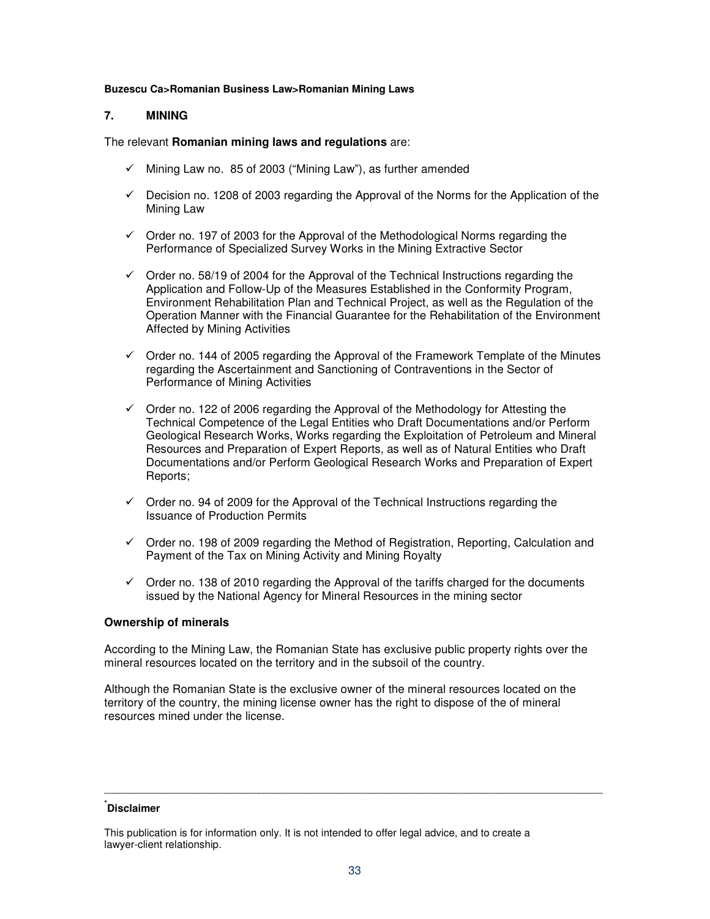## 7. MINING

The relevant **Romanian mining laws and regulations** are:

- ✓ Mining Law no. 85 of 2003 ("Mining Law"), as further amended
- ✓ Decision no. 1208 of 2003 regarding the Approval of the Norms for the Application of the Mining Law
- ✓ Order no. 197 of 2003 for the Approval of the Methodological Norms regarding the Performance of Specialized Survey Works in the Mining Extractive Sector
- ✓ Order no. 58/19 of 2004 for the Approval of the Technical Instructions regarding the Application and Follow-Up of the Measures Established in the Conformity Program, Environment Rehabilitation Plan and Technical Project, as well as the Regulation of the Operation Manner with the Financial Guarantee for the Rehabilitation of the Environment Affected by Mining Activities
- ✓ Order no. 144 of 2005 regarding the Approval of the Framework Template of the Minutes regarding the Ascertainment and Sanctioning of Contraventions in the Sector of Performance of Mining Activities
- ✓ Order no. 122 of 2006 regarding the Approval of the Methodology for Attesting the Technical Competence of the Legal Entities who Draft Documentations and/or Perform Geological Research Works, Works regarding the Exploitation of Petroleum and Mineral Resources and Preparation of Expert Reports, as well as of Natural Entities who Draft Documentations and/or Perform Geological Research Works and Preparation of Expert Reports;
- ✓ Order no. 94 of 2009 for the Approval of the Technical Instructions regarding the Issuance of Production Permits
- ✓ Order no. 198 of 2009 regarding the Method of Registration, Reporting, Calculation and Payment of the Tax on Mining Activity and Mining Royalty
- ✓ Order no. 138 of 2010 regarding the Approval of the tariffs charged for the documents issued by the National Agency for Mineral Resources in the mining sector

**Ownership of minerals**

According to the Mining Law, the Romanian State has exclusive public property rights over the mineral resources located on the territory and in the subsoil of the country.

Although the Romanian State is the exclusive owner of the mineral resources located on the territory of the country, the mining license owner has the right to dispose of the of mineral resources mined under the license.

---

[*] **Disclaimer**

This publication is for information only. It is not intended to offer legal advice, and to create a lawyer-client relationship.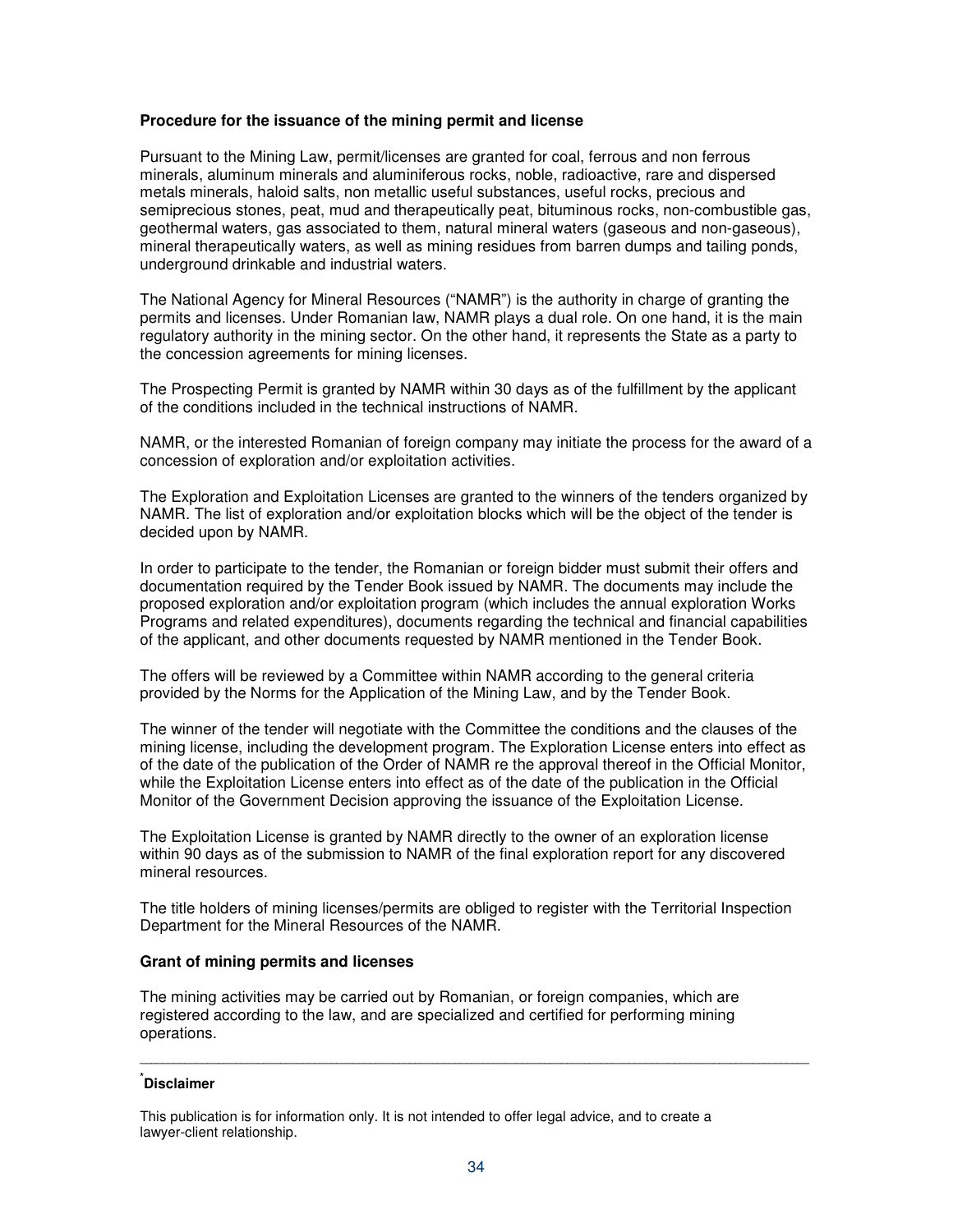**Procedure for the issuance of the mining permit and license**

Pursuant to the Mining Law, permit/licenses are granted for coal, ferrous and non ferrous minerals, aluminum minerals and aluminiferous rocks, noble, radioactive, rare and dispersed metals minerals, haloid salts, non metallic useful substances, useful rocks, precious and semiprecious stones, peat, mud and therapeutically peat, bituminous rocks, non-combustible gas, geothermal waters, gas associated to them, natural mineral waters (gaseous and non-gaseous), mineral therapeutically waters, as well as mining residues from barren dumps and tailing ponds, underground drinkable and industrial waters.

The National Agency for Mineral Resources ("NAMR") is the authority in charge of granting the permits and licenses. Under Romanian law, NAMR plays a dual role. On one hand, it is the main regulatory authority in the mining sector. On the other hand, it represents the State as a party to the concession agreements for mining licenses.

The Prospecting Permit is granted by NAMR within 30 days as of the fulfillment by the applicant of the conditions included in the technical instructions of NAMR.

NAMR, or the interested Romanian of foreign company may initiate the process for the award of a concession of exploration and/or exploitation activities.

The Exploration and Exploitation Licenses are granted to the winners of the tenders organized by NAMR. The list of exploration and/or exploitation blocks which will be the object of the tender is decided upon by NAMR.

In order to participate to the tender, the Romanian or foreign bidder must submit their offers and documentation required by the Tender Book issued by NAMR. The documents may include the proposed exploration and/or exploitation program (which includes the annual exploration Works Programs and related expenditures), documents regarding the technical and financial capabilities of the applicant, and other documents requested by NAMR mentioned in the Tender Book.

The offers will be reviewed by a Committee within NAMR according to the general criteria provided by the Norms for the Application of the Mining Law, and by the Tender Book.

The winner of the tender will negotiate with the Committee the conditions and the clauses of the mining license, including the development program. The Exploration License enters into effect as of the date of the publication of the Order of NAMR re the approval thereof in the Official Monitor, while the Exploitation License enters into effect as of the date of the publication in the Official Monitor of the Government Decision approving the issuance of the Exploitation License.

The Exploitation License is granted by NAMR directly to the owner of an exploration license within 90 days as of the submission to NAMR of the final exploration report for any discovered mineral resources.

The title holders of mining licenses/permits are obliged to register with the Territorial Inspection Department for the Mineral Resources of the NAMR.

**Grant of mining permits and licenses**

The mining activities may be carried out by Romanian, or foreign companies, which are registered according to the law, and are specialized and certified for performing mining operations.

---

[*] **Disclaimer**

This publication is for information only. It is not intended to offer legal advice, and to create a lawyer-client relationship.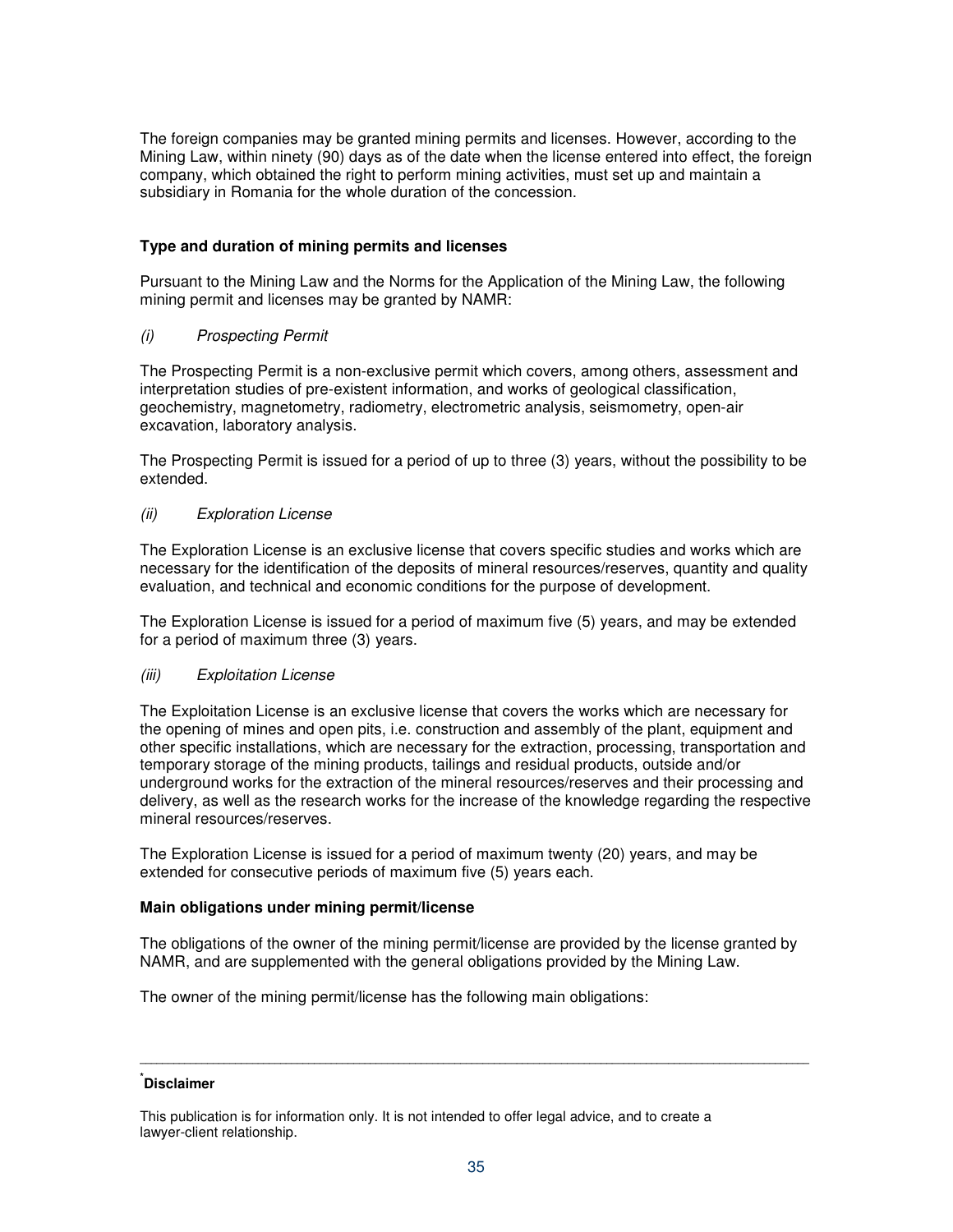The foreign companies may be granted mining permits and licenses. However, according to the Mining Law, within ninety (90) days as of the date when the license entered into effect, the foreign company, which obtained the right to perform mining activities, must set up and maintain a subsidiary in Romania for the whole duration of the concession.

**Type and duration of mining permits and licenses**

Pursuant to the Mining Law and the Norms for the Application of the Mining Law, the following mining permit and licenses may be granted by NAMR:

*(i) Prospecting Permit*

The Prospecting Permit is a non-exclusive permit which covers, among others, assessment and interpretation studies of pre-existent information, and works of geological classification, geochemistry, magnetometry, radiometry, electrometric analysis, seismometry, open-air excavation, laboratory analysis.

The Prospecting Permit is issued for a period of up to three (3) years, without the possibility to be extended.

*(ii) Exploration License*

The Exploration License is an exclusive license that covers specific studies and works which are necessary for the identification of the deposits of mineral resources/reserves, quantity and quality evaluation, and technical and economic conditions for the purpose of development.

The Exploration License is issued for a period of maximum five (5) years, and may be extended for a period of maximum three (3) years.

*(iii) Exploitation License*

The Exploitation License is an exclusive license that covers the works which are necessary for the opening of mines and open pits, i.e. construction and assembly of the plant, equipment and other specific installations, which are necessary for the extraction, processing, transportation and temporary storage of the mining products, tailings and residual products, outside and/or underground works for the extraction of the mineral resources/reserves and their processing and delivery, as well as the research works for the increase of the knowledge regarding the respective mineral resources/reserves.

The Exploration License is issued for a period of maximum twenty (20) years, and may be extended for consecutive periods of maximum five (5) years each.

**Main obligations under mining permit/license**

The obligations of the owner of the mining permit/license are provided by the license granted by NAMR, and are supplemented with the general obligations provided by the Mining Law.

The owner of the mining permit/license has the following main obligations:

---

[*] **Disclaimer**

This publication is for information only. It is not intended to offer legal advice, and to create a lawyer-client relationship.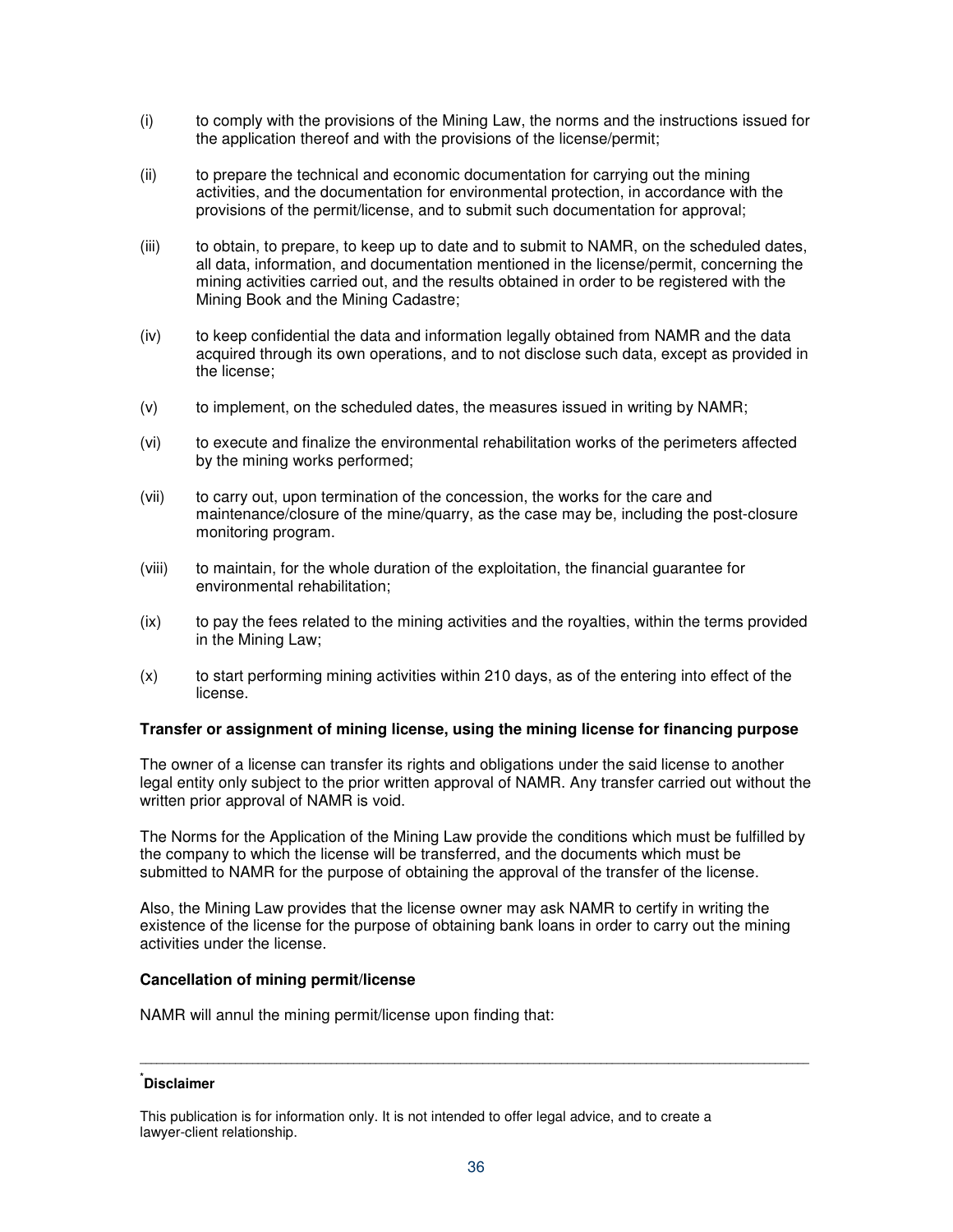(i) to comply with the provisions of the Mining Law, the norms and the instructions issued for the application thereof and with the provisions of the license/permit;

(ii) to prepare the technical and economic documentation for carrying out the mining activities, and the documentation for environmental protection, in accordance with the provisions of the permit/license, and to submit such documentation for approval;

(iii) to obtain, to prepare, to keep up to date and to submit to NAMR, on the scheduled dates, all data, information, and documentation mentioned in the license/permit, concerning the mining activities carried out, and the results obtained in order to be registered with the Mining Book and the Mining Cadastre;

(iv) to keep confidential the data and information legally obtained from NAMR and the data acquired through its own operations, and to not disclose such data, except as provided in the license;

(v) to implement, on the scheduled dates, the measures issued in writing by NAMR;

(vi) to execute and finalize the environmental rehabilitation works of the perimeters affected by the mining works performed;

(vii) to carry out, upon termination of the concession, the works for the care and maintenance/closure of the mine/quarry, as the case may be, including the post-closure monitoring program.

(viii) to maintain, for the whole duration of the exploitation, the financial guarantee for environmental rehabilitation;

(ix) to pay the fees related to the mining activities and the royalties, within the terms provided in the Mining Law;

(x) to start performing mining activities within 210 days, as of the entering into effect of the license.

**Transfer or assignment of mining license, using the mining license for financing purpose**

The owner of a license can transfer its rights and obligations under the said license to another legal entity only subject to the prior written approval of NAMR. Any transfer carried out without the written prior approval of NAMR is void.

The Norms for the Application of the Mining Law provide the conditions which must be fulfilled by the company to which the license will be transferred, and the documents which must be submitted to NAMR for the purpose of obtaining the approval of the transfer of the license.

Also, the Mining Law provides that the license owner may ask NAMR to certify in writing the existence of the license for the purpose of obtaining bank loans in order to carry out the mining activities under the license.

**Cancellation of mining permit/license**

NAMR will annul the mining permit/license upon finding that:

---

[*] **Disclaimer**

This publication is for information only. It is not intended to offer legal advice, and to create a lawyer-client relationship.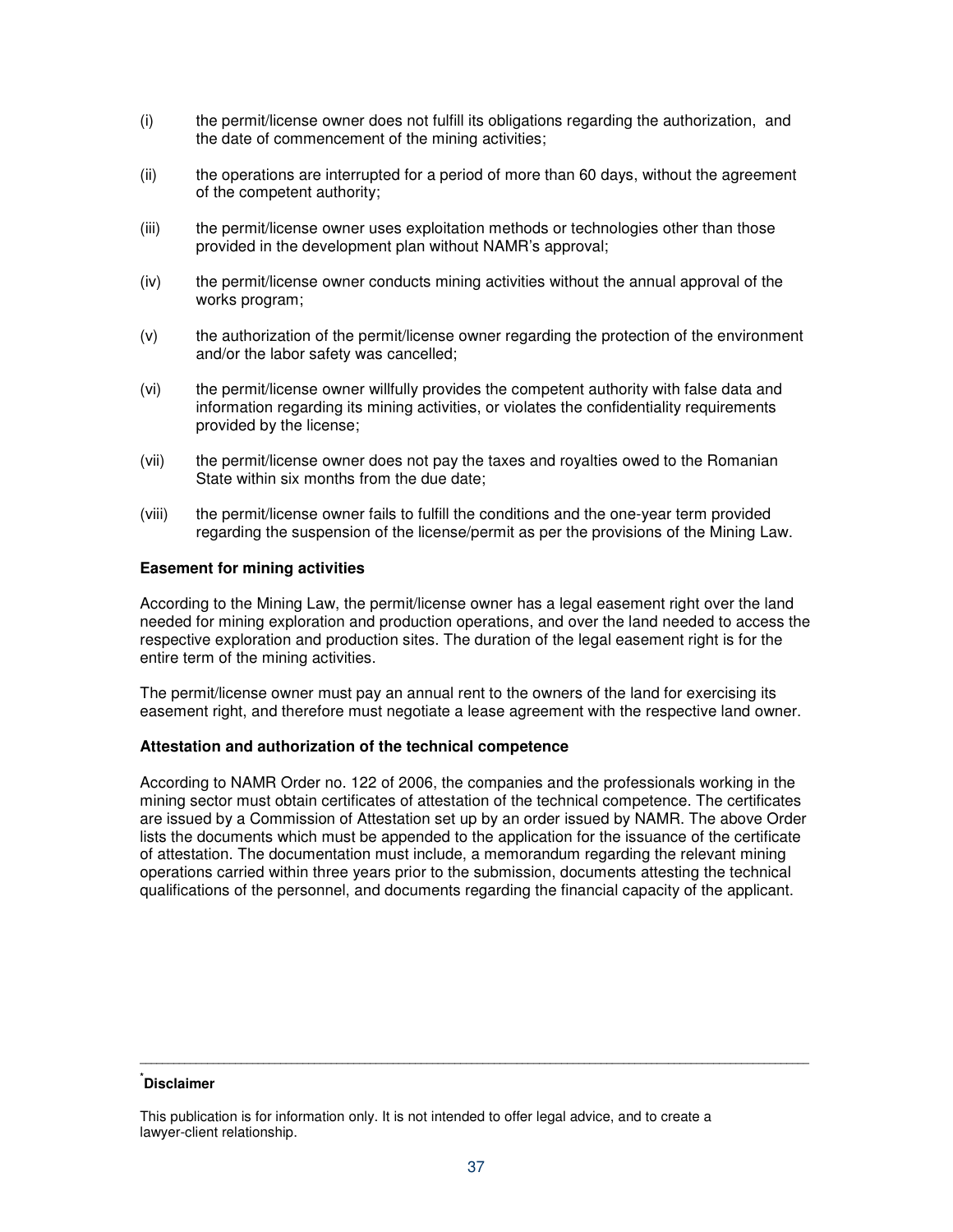(i) the permit/license owner does not fulfill its obligations regarding the authorization, and the date of commencement of the mining activities;

(ii) the operations are interrupted for a period of more than 60 days, without the agreement of the competent authority;

(iii) the permit/license owner uses exploitation methods or technologies other than those provided in the development plan without NAMR's approval;

(iv) the permit/license owner conducts mining activities without the annual approval of the works program;

(v) the authorization of the permit/license owner regarding the protection of the environment and/or the labor safety was cancelled;

(vi) the permit/license owner willfully provides the competent authority with false data and information regarding its mining activities, or violates the confidentiality requirements provided by the license;

(vii) the permit/license owner does not pay the taxes and royalties owed to the Romanian State within six months from the due date;

(viii) the permit/license owner fails to fulfill the conditions and the one-year term provided regarding the suspension of the license/permit as per the provisions of the Mining Law.

**Easement for mining activities**

According to the Mining Law, the permit/license owner has a legal easement right over the land needed for mining exploration and production operations, and over the land needed to access the respective exploration and production sites. The duration of the legal easement right is for the entire term of the mining activities.

The permit/license owner must pay an annual rent to the owners of the land for exercising its easement right, and therefore must negotiate a lease agreement with the respective land owner.

**Attestation and authorization of the technical competence**

According to NAMR Order no. 122 of 2006, the companies and the professionals working in the mining sector must obtain certificates of attestation of the technical competence. The certificates are issued by a Commission of Attestation set up by an order issued by NAMR. The above Order lists the documents which must be appended to the application for the issuance of the certificate of attestation. The documentation must include, a memorandum regarding the relevant mining operations carried within three years prior to the submission, documents attesting the technical qualifications of the personnel, and documents regarding the financial capacity of the applicant.

---

[*] **Disclaimer**

This publication is for information only. It is not intended to offer legal advice, and to create a lawyer-client relationship.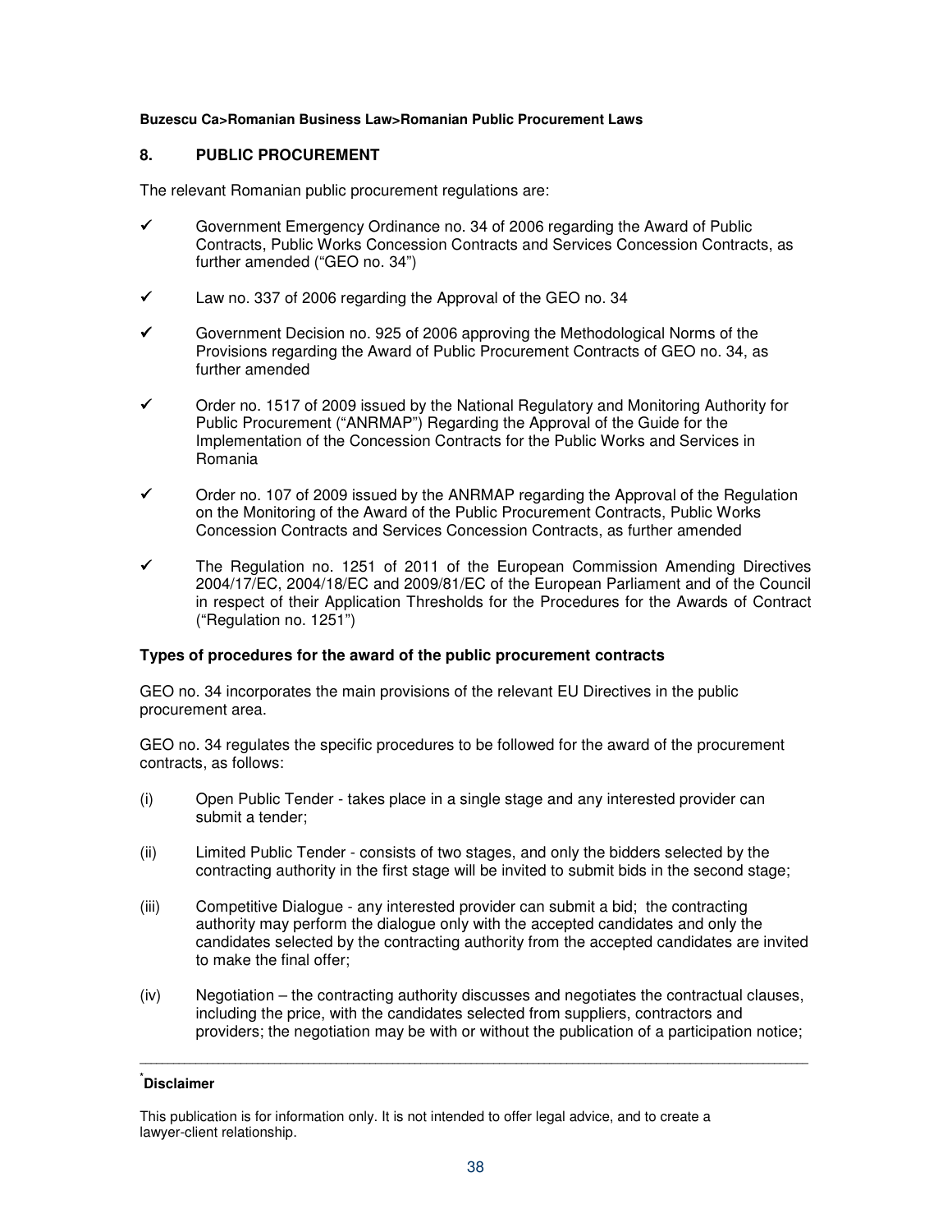**Buzescu Ca>Romanian Business Law>Romanian Public Procurement Laws**

## 8. PUBLIC PROCUREMENT

The relevant Romanian public procurement regulations are:

- ✓ Government Emergency Ordinance no. 34 of 2006 regarding the Award of Public Contracts, Public Works Concession Contracts and Services Concession Contracts, as further amended ("GEO no. 34")
- ✓ Law no. 337 of 2006 regarding the Approval of the GEO no. 34
- ✓ Government Decision no. 925 of 2006 approving the Methodological Norms of the Provisions regarding the Award of Public Procurement Contracts of GEO no. 34, as further amended
- ✓ Order no. 1517 of 2009 issued by the National Regulatory and Monitoring Authority for Public Procurement ("ANRMAP") Regarding the Approval of the Guide for the Implementation of the Concession Contracts for the Public Works and Services in Romania
- ✓ Order no. 107 of 2009 issued by the ANRMAP regarding the Approval of the Regulation on the Monitoring of the Award of the Public Procurement Contracts, Public Works Concession Contracts and Services Concession Contracts, as further amended
- ✓ The Regulation no. 1251 of 2011 of the European Commission Amending Directives 2004/17/EC, 2004/18/EC and 2009/81/EC of the European Parliament and of the Council in respect of their Application Thresholds for the Procedures for the Awards of Contract ("Regulation no. 1251")

**Types of procedures for the award of the public procurement contracts**

GEO no. 34 incorporates the main provisions of the relevant EU Directives in the public procurement area.

GEO no. 34 regulates the specific procedures to be followed for the award of the procurement contracts, as follows:

(i) Open Public Tender - takes place in a single stage and any interested provider can submit a tender;

(ii) Limited Public Tender - consists of two stages, and only the bidders selected by the contracting authority in the first stage will be invited to submit bids in the second stage;

(iii) Competitive Dialogue - any interested provider can submit a bid; the contracting authority may perform the dialogue only with the accepted candidates and only the candidates selected by the contracting authority from the accepted candidates are invited to make the final offer;

(iv) Negotiation – the contracting authority discusses and negotiates the contractual clauses, including the price, with the candidates selected from suppliers, contractors and providers; the negotiation may be with or without the publication of a participation notice;

---

[*] **Disclaimer**

This publication is for information only. It is not intended to offer legal advice, and to create a lawyer-client relationship.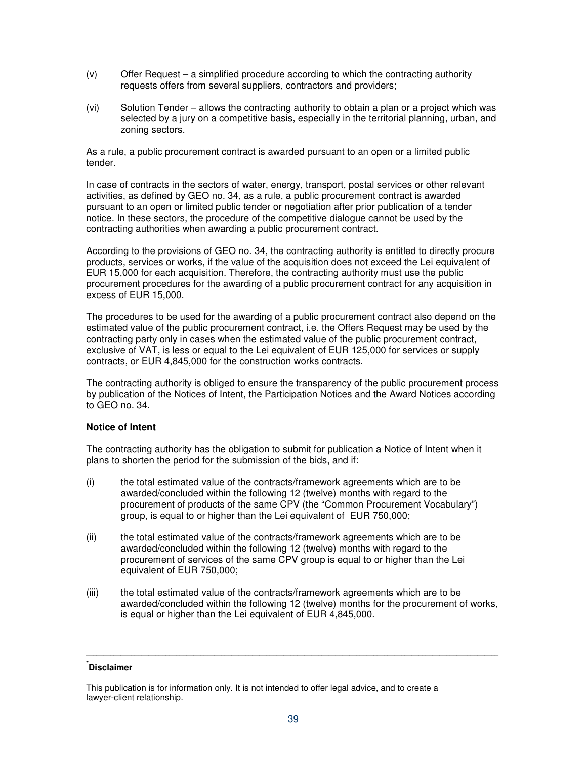(v) Offer Request – a simplified procedure according to which the contracting authority requests offers from several suppliers, contractors and providers;

(vi) Solution Tender – allows the contracting authority to obtain a plan or a project which was selected by a jury on a competitive basis, especially in the territorial planning, urban, and zoning sectors.

As a rule, a public procurement contract is awarded pursuant to an open or a limited public tender.

In case of contracts in the sectors of water, energy, transport, postal services or other relevant activities, as defined by GEO no. 34, as a rule, a public procurement contract is awarded pursuant to an open or limited public tender or negotiation after prior publication of a tender notice. In these sectors, the procedure of the competitive dialogue cannot be used by the contracting authorities when awarding a public procurement contract.

According to the provisions of GEO no. 34, the contracting authority is entitled to directly procure products, services or works, if the value of the acquisition does not exceed the Lei equivalent of EUR 15,000 for each acquisition. Therefore, the contracting authority must use the public procurement procedures for the awarding of a public procurement contract for any acquisition in excess of EUR 15,000.

The procedures to be used for the awarding of a public procurement contract also depend on the estimated value of the public procurement contract, i.e. the Offers Request may be used by the contracting party only in cases when the estimated value of the public procurement contract, exclusive of VAT, is less or equal to the Lei equivalent of EUR 125,000 for services or supply contracts, or EUR 4,845,000 for the construction works contracts.

The contracting authority is obliged to ensure the transparency of the public procurement process by publication of the Notices of Intent, the Participation Notices and the Award Notices according to GEO no. 34.

**Notice of Intent**

The contracting authority has the obligation to submit for publication a Notice of Intent when it plans to shorten the period for the submission of the bids, and if:

(i) the total estimated value of the contracts/framework agreements which are to be awarded/concluded within the following 12 (twelve) months with regard to the procurement of products of the same CPV (the "Common Procurement Vocabulary") group, is equal to or higher than the Lei equivalent of EUR 750,000;

(ii) the total estimated value of the contracts/framework agreements which are to be awarded/concluded within the following 12 (twelve) months with regard to the procurement of services of the same CPV group is equal to or higher than the Lei equivalent of EUR 750,000;

(iii) the total estimated value of the contracts/framework agreements which are to be awarded/concluded within the following 12 (twelve) months for the procurement of works, is equal or higher than the Lei equivalent of EUR 4,845,000.

---

[*] **Disclaimer**

This publication is for information only. It is not intended to offer legal advice, and to create a lawyer-client relationship.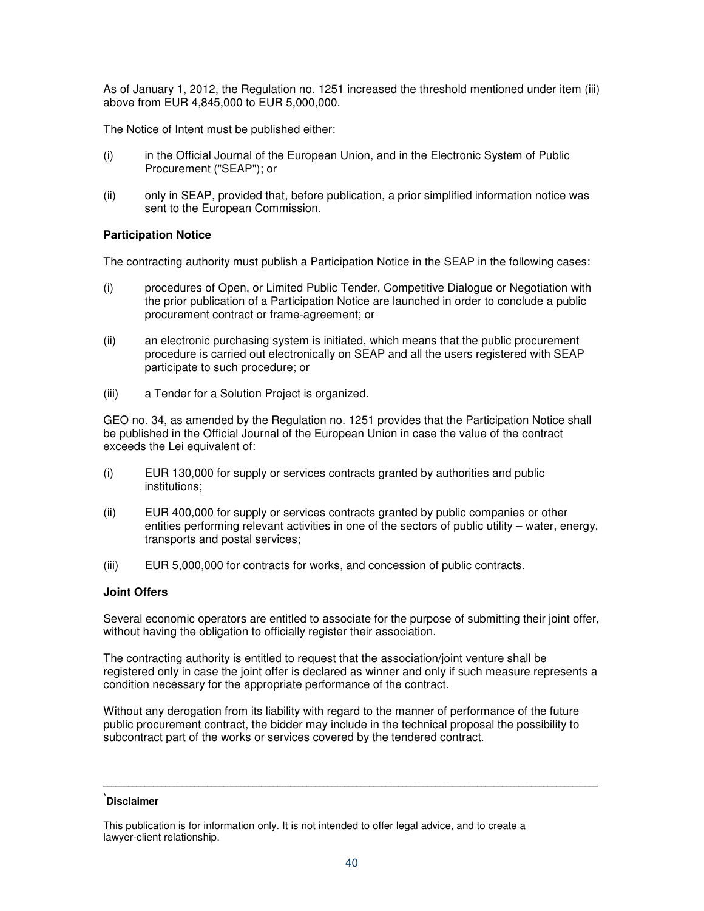As of January 1, 2012, the Regulation no. 1251 increased the threshold mentioned under item (iii) above from EUR 4,845,000 to EUR 5,000,000.

The Notice of Intent must be published either:

(i) in the Official Journal of the European Union, and in the Electronic System of Public Procurement ("SEAP"); or

(ii) only in SEAP, provided that, before publication, a prior simplified information notice was sent to the European Commission.

**Participation Notice**

The contracting authority must publish a Participation Notice in the SEAP in the following cases:

(i) procedures of Open, or Limited Public Tender, Competitive Dialogue or Negotiation with the prior publication of a Participation Notice are launched in order to conclude a public procurement contract or frame-agreement; or

(ii) an electronic purchasing system is initiated, which means that the public procurement procedure is carried out electronically on SEAP and all the users registered with SEAP participate to such procedure; or

(iii) a Tender for a Solution Project is organized.

GEO no. 34, as amended by the Regulation no. 1251 provides that the Participation Notice shall be published in the Official Journal of the European Union in case the value of the contract exceeds the Lei equivalent of:

(i) EUR 130,000 for supply or services contracts granted by authorities and public institutions;

(ii) EUR 400,000 for supply or services contracts granted by public companies or other entities performing relevant activities in one of the sectors of public utility – water, energy, transports and postal services;

(iii) EUR 5,000,000 for contracts for works, and concession of public contracts.

**Joint Offers**

Several economic operators are entitled to associate for the purpose of submitting their joint offer, without having the obligation to officially register their association.

The contracting authority is entitled to request that the association/joint venture shall be registered only in case the joint offer is declared as winner and only if such measure represents a condition necessary for the appropriate performance of the contract.

Without any derogation from its liability with regard to the manner of performance of the future public procurement contract, the bidder may include in the technical proposal the possibility to subcontract part of the works or services covered by the tendered contract.

---

[*] **Disclaimer**

This publication is for information only. It is not intended to offer legal advice, and to create a lawyer-client relationship.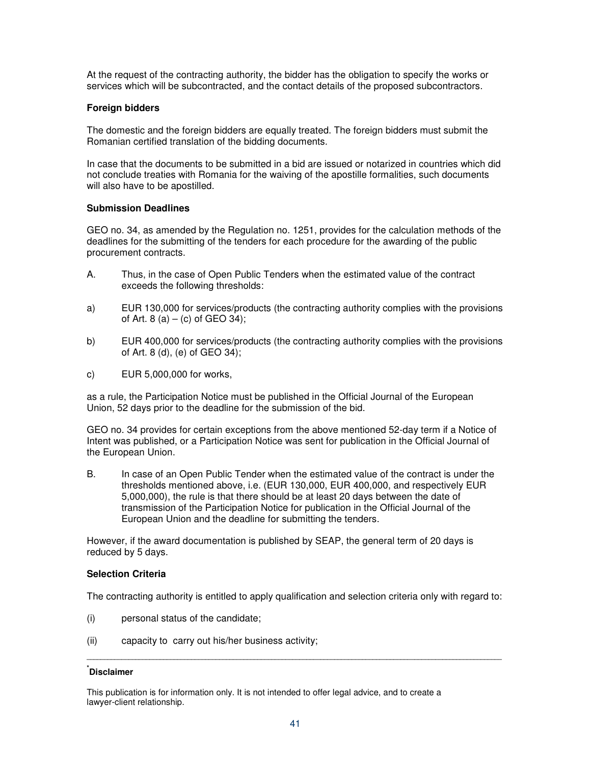At the request of the contracting authority, the bidder has the obligation to specify the works or services which will be subcontracted, and the contact details of the proposed subcontractors.

**Foreign bidders**

The domestic and the foreign bidders are equally treated. The foreign bidders must submit the Romanian certified translation of the bidding documents.

In case that the documents to be submitted in a bid are issued or notarized in countries which did not conclude treaties with Romania for the waiving of the apostille formalities, such documents will also have to be apostilled.

**Submission Deadlines**

GEO no. 34, as amended by the Regulation no. 1251, provides for the calculation methods of the deadlines for the submitting of the tenders for each procedure for the awarding of the public procurement contracts.

A. Thus, in the case of Open Public Tenders when the estimated value of the contract exceeds the following thresholds:

a) EUR 130,000 for services/products (the contracting authority complies with the provisions of Art. 8 (a) – (c) of GEO 34);

b) EUR 400,000 for services/products (the contracting authority complies with the provisions of Art. 8 (d), (e) of GEO 34);

c) EUR 5,000,000 for works,

as a rule, the Participation Notice must be published in the Official Journal of the European Union, 52 days prior to the deadline for the submission of the bid.

GEO no. 34 provides for certain exceptions from the above mentioned 52-day term if a Notice of Intent was published, or a Participation Notice was sent for publication in the Official Journal of the European Union.

B. In case of an Open Public Tender when the estimated value of the contract is under the thresholds mentioned above, i.e. (EUR 130,000, EUR 400,000, and respectively EUR 5,000,000), the rule is that there should be at least 20 days between the date of transmission of the Participation Notice for publication in the Official Journal of the European Union and the deadline for submitting the tenders.

However, if the award documentation is published by SEAP, the general term of 20 days is reduced by 5 days.

**Selection Criteria**

The contracting authority is entitled to apply qualification and selection criteria only with regard to:

(i) personal status of the candidate;

(ii) capacity to carry out his/her business activity;

---

[*] **Disclaimer**

This publication is for information only. It is not intended to offer legal advice, and to create a lawyer-client relationship.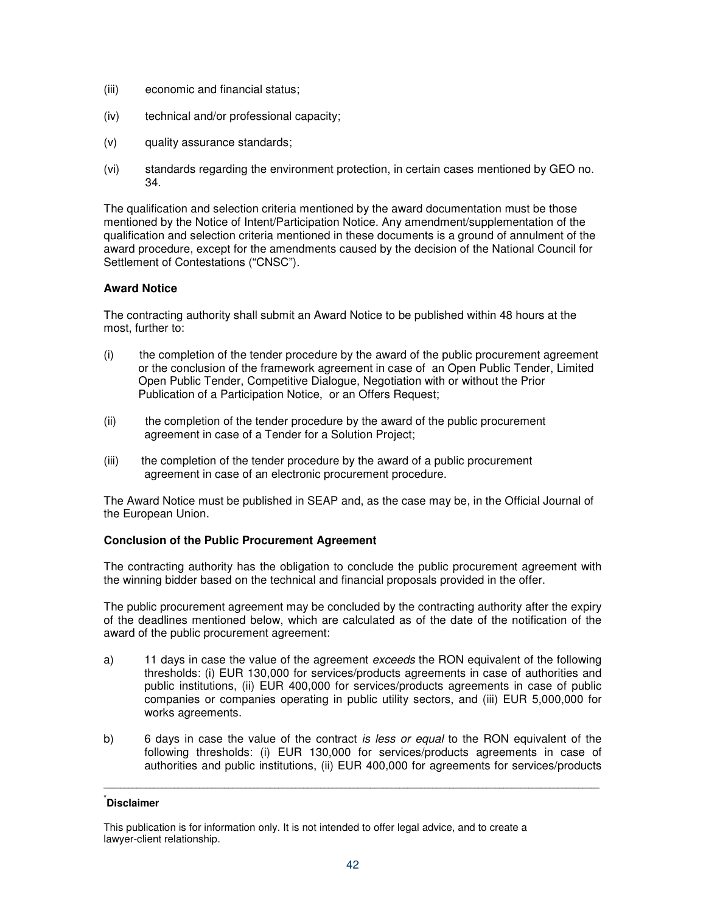(iii) economic and financial status;

(iv) technical and/or professional capacity;

(v) quality assurance standards;

(vi) standards regarding the environment protection, in certain cases mentioned by GEO no. 34.

The qualification and selection criteria mentioned by the award documentation must be those mentioned by the Notice of Intent/Participation Notice. Any amendment/supplementation of the qualification and selection criteria mentioned in these documents is a ground of annulment of the award procedure, except for the amendments caused by the decision of the National Council for Settlement of Contestations ("CNSC").

**Award Notice**

The contracting authority shall submit an Award Notice to be published within 48 hours at the most, further to:

(i) the completion of the tender procedure by the award of the public procurement agreement or the conclusion of the framework agreement in case of an Open Public Tender, Limited Open Public Tender, Competitive Dialogue, Negotiation with or without the Prior Publication of a Participation Notice, or an Offers Request;

(ii) the completion of the tender procedure by the award of the public procurement agreement in case of a Tender for a Solution Project;

(iii) the completion of the tender procedure by the award of a public procurement agreement in case of an electronic procurement procedure.

The Award Notice must be published in SEAP and, as the case may be, in the Official Journal of the European Union.

**Conclusion of the Public Procurement Agreement**

The contracting authority has the obligation to conclude the public procurement agreement with the winning bidder based on the technical and financial proposals provided in the offer.

The public procurement agreement may be concluded by the contracting authority after the expiry of the deadlines mentioned below, which are calculated as of the date of the notification of the award of the public procurement agreement:

a) 11 days in case the value of the agreement *exceeds* the RON equivalent of the following thresholds: (i) EUR 130,000 for services/products agreements in case of authorities and public institutions, (ii) EUR 400,000 for services/products agreements in case of public companies or companies operating in public utility sectors, and (iii) EUR 5,000,000 for works agreements.

b) 6 days in case the value of the contract *is less or equal* to the RON equivalent of the following thresholds: (i) EUR 130,000 for services/products agreements in case of authorities and public institutions, (ii) EUR 400,000 for agreements for services/products

---

*Disclaimer

This publication is for information only. It is not intended to offer legal advice, and to create a lawyer-client relationship.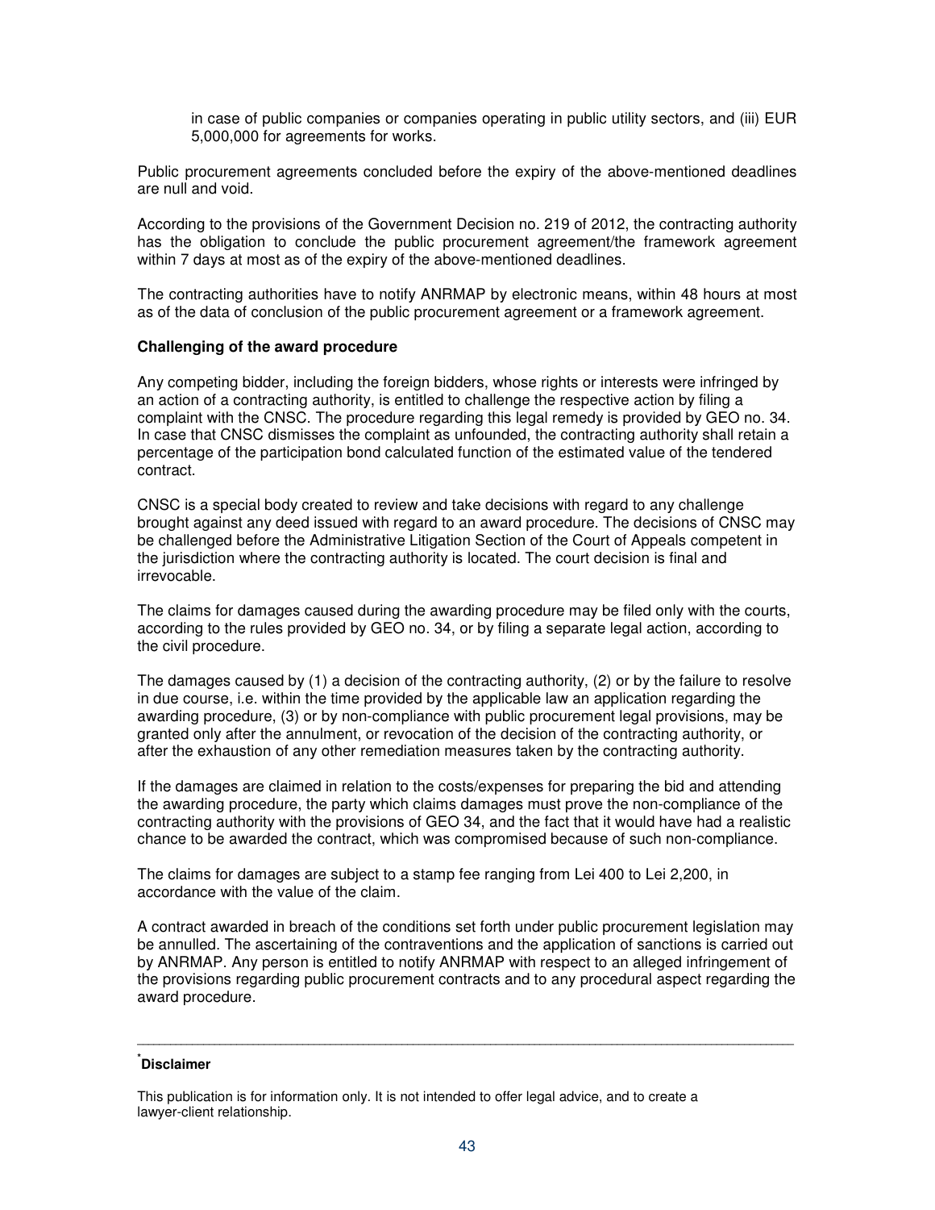in case of public companies or companies operating in public utility sectors, and (iii) EUR 5,000,000 for agreements for works.

Public procurement agreements concluded before the expiry of the above-mentioned deadlines are null and void.

According to the provisions of the Government Decision no. 219 of 2012, the contracting authority has the obligation to conclude the public procurement agreement/the framework agreement within 7 days at most as of the expiry of the above-mentioned deadlines.

The contracting authorities have to notify ANRMAP by electronic means, within 48 hours at most as of the data of conclusion of the public procurement agreement or a framework agreement.

**Challenging of the award procedure**

Any competing bidder, including the foreign bidders, whose rights or interests were infringed by an action of a contracting authority, is entitled to challenge the respective action by filing a complaint with the CNSC. The procedure regarding this legal remedy is provided by GEO no. 34. In case that CNSC dismisses the complaint as unfounded, the contracting authority shall retain a percentage of the participation bond calculated function of the estimated value of the tendered contract.

CNSC is a special body created to review and take decisions with regard to any challenge brought against any deed issued with regard to an award procedure. The decisions of CNSC may be challenged before the Administrative Litigation Section of the Court of Appeals competent in the jurisdiction where the contracting authority is located. The court decision is final and irrevocable.

The claims for damages caused during the awarding procedure may be filed only with the courts, according to the rules provided by GEO no. 34, or by filing a separate legal action, according to the civil procedure.

The damages caused by (1) a decision of the contracting authority, (2) or by the failure to resolve in due course, i.e. within the time provided by the applicable law an application regarding the awarding procedure, (3) or by non-compliance with public procurement legal provisions, may be granted only after the annulment, or revocation of the decision of the contracting authority, or after the exhaustion of any other remediation measures taken by the contracting authority.

If the damages are claimed in relation to the costs/expenses for preparing the bid and attending the awarding procedure, the party which claims damages must prove the non-compliance of the contracting authority with the provisions of GEO 34, and the fact that it would have had a realistic chance to be awarded the contract, which was compromised because of such non-compliance.

The claims for damages are subject to a stamp fee ranging from Lei 400 to Lei 2,200, in accordance with the value of the claim.

A contract awarded in breach of the conditions set forth under public procurement legislation may be annulled. The ascertaining of the contraventions and the application of sanctions is carried out by ANRMAP. Any person is entitled to notify ANRMAP with respect to an alleged infringement of the provisions regarding public procurement contracts and to any procedural aspect regarding the award procedure.

---

[*] **Disclaimer**

This publication is for information only. It is not intended to offer legal advice, and to create a lawyer-client relationship.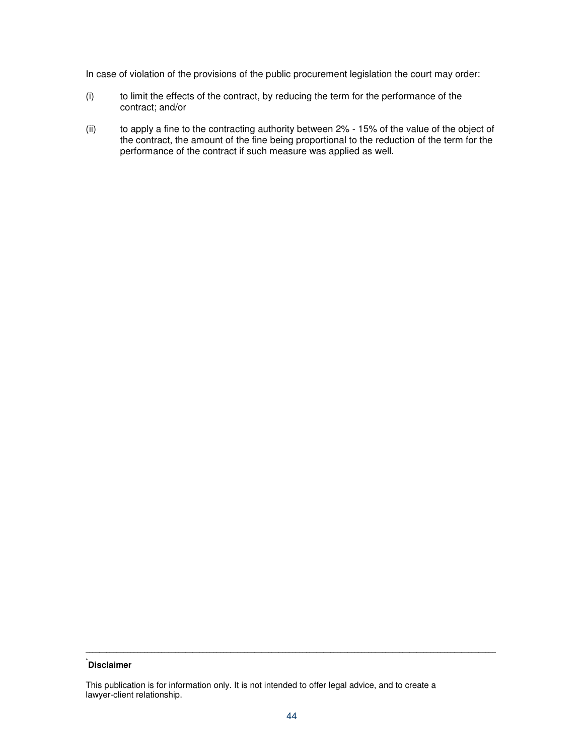In case of violation of the provisions of the public procurement legislation the court may order:

(i) to limit the effects of the contract, by reducing the term for the performance of the contract; and/or

(ii) to apply a fine to the contracting authority between 2% - 15% of the value of the object of the contract, the amount of the fine being proportional to the reduction of the term for the performance of the contract if such measure was applied as well.

---

*Disclaimer**

This publication is for information only. It is not intended to offer legal advice, and to create a lawyer-client relationship.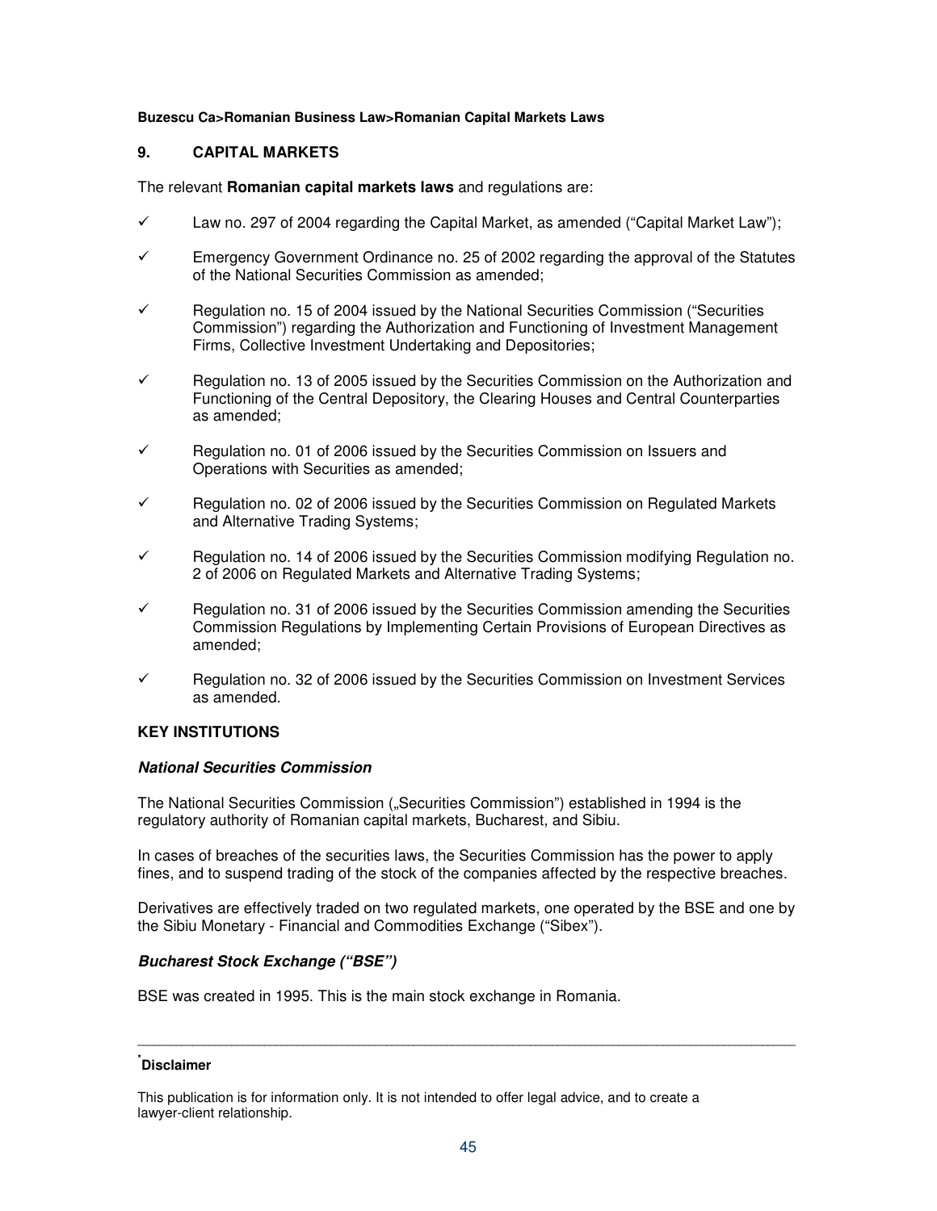## 9. CAPITAL MARKETS

The relevant **Romanian capital markets laws** and regulations are:

- ✓ Law no. 297 of 2004 regarding the Capital Market, as amended ("Capital Market Law");
- ✓ Emergency Government Ordinance no. 25 of 2002 regarding the approval of the Statutes of the National Securities Commission as amended;
- ✓ Regulation no. 15 of 2004 issued by the National Securities Commission ("Securities Commission") regarding the Authorization and Functioning of Investment Management Firms, Collective Investment Undertaking and Depositories;
- ✓ Regulation no. 13 of 2005 issued by the Securities Commission on the Authorization and Functioning of the Central Depository, the Clearing Houses and Central Counterparties as amended;
- ✓ Regulation no. 01 of 2006 issued by the Securities Commission on Issuers and Operations with Securities as amended;
- ✓ Regulation no. 02 of 2006 issued by the Securities Commission on Regulated Markets and Alternative Trading Systems;
- ✓ Regulation no. 14 of 2006 issued by the Securities Commission modifying Regulation no. 2 of 2006 on Regulated Markets and Alternative Trading Systems;
- ✓ Regulation no. 31 of 2006 issued by the Securities Commission amending the Securities Commission Regulations by Implementing Certain Provisions of European Directives as amended;
- ✓ Regulation no. 32 of 2006 issued by the Securities Commission on Investment Services as amended.

### KEY INSTITUTIONS

***National Securities Commission***

The National Securities Commission („Securities Commission") established in 1994 is the regulatory authority of Romanian capital markets, Bucharest, and Sibiu.

In cases of breaches of the securities laws, the Securities Commission has the power to apply fines, and to suspend trading of the stock of the companies affected by the respective breaches.

Derivatives are effectively traded on two regulated markets, one operated by the BSE and one by the Sibiu Monetary - Financial and Commodities Exchange ("Sibex").

***Bucharest Stock Exchange ("BSE")***

BSE was created in 1995. This is the main stock exchange in Romania.

---

[*] **Disclaimer**

This publication is for information only. It is not intended to offer legal advice, and to create a lawyer-client relationship.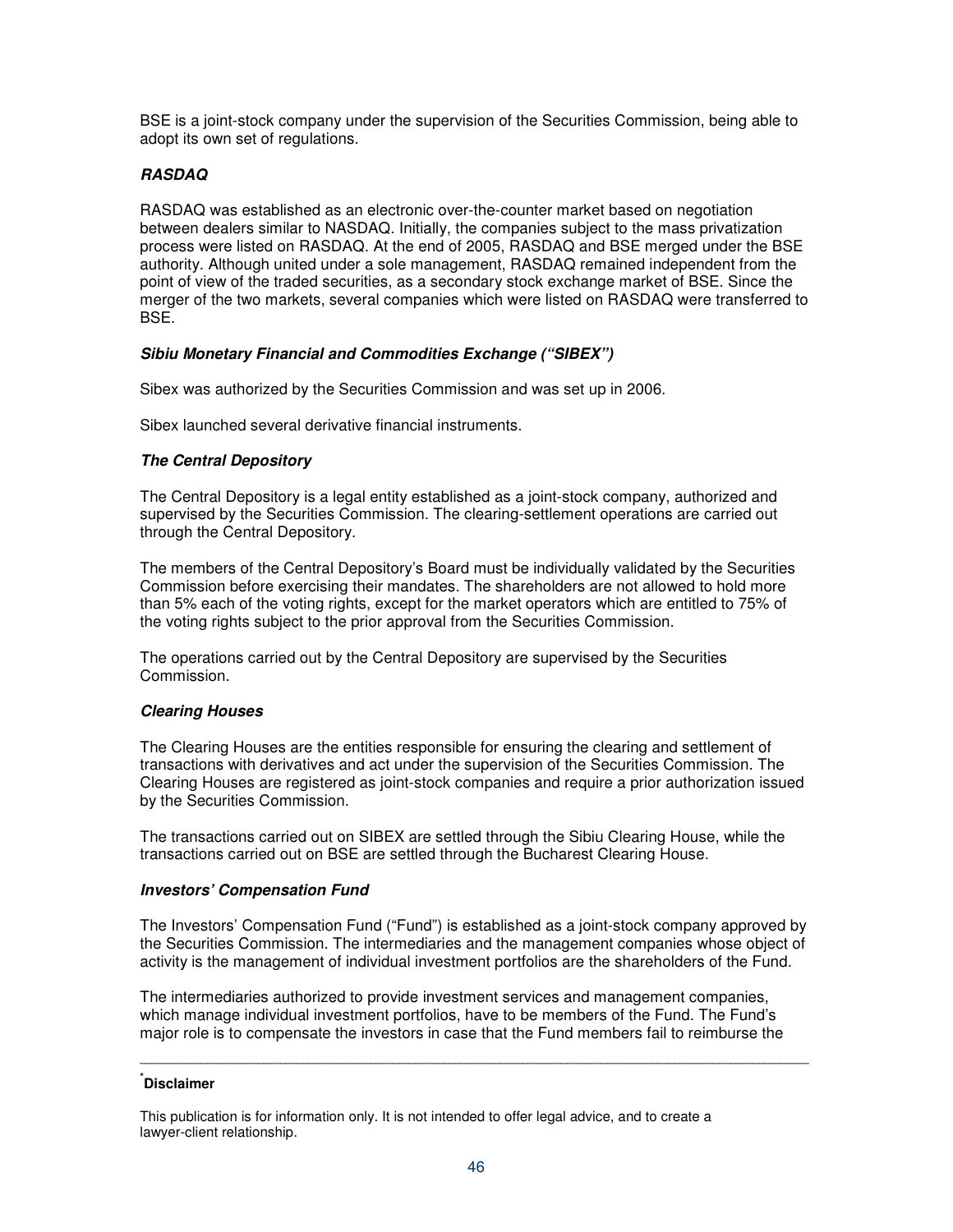BSE is a joint-stock company under the supervision of the Securities Commission, being able to adopt its own set of regulations.

***RASDAQ***

RASDAQ was established as an electronic over-the-counter market based on negotiation between dealers similar to NASDAQ. Initially, the companies subject to the mass privatization process were listed on RASDAQ. At the end of 2005, RASDAQ and BSE merged under the BSE authority. Although united under a sole management, RASDAQ remained independent from the point of view of the traded securities, as a secondary stock exchange market of BSE. Since the merger of the two markets, several companies which were listed on RASDAQ were transferred to BSE.

***Sibiu Monetary Financial and Commodities Exchange ("SIBEX")***

Sibex was authorized by the Securities Commission and was set up in 2006.

Sibex launched several derivative financial instruments.

***The Central Depository***

The Central Depository is a legal entity established as a joint-stock company, authorized and supervised by the Securities Commission. The clearing-settlement operations are carried out through the Central Depository.

The members of the Central Depository's Board must be individually validated by the Securities Commission before exercising their mandates. The shareholders are not allowed to hold more than 5% each of the voting rights, except for the market operators which are entitled to 75% of the voting rights subject to the prior approval from the Securities Commission.

The operations carried out by the Central Depository are supervised by the Securities Commission.

***Clearing Houses***

The Clearing Houses are the entities responsible for ensuring the clearing and settlement of transactions with derivatives and act under the supervision of the Securities Commission. The Clearing Houses are registered as joint-stock companies and require a prior authorization issued by the Securities Commission.

The transactions carried out on SIBEX are settled through the Sibiu Clearing House, while the transactions carried out on BSE are settled through the Bucharest Clearing House.

***Investors' Compensation Fund***

The Investors' Compensation Fund ("Fund") is established as a joint-stock company approved by the Securities Commission. The intermediaries and the management companies whose object of activity is the management of individual investment portfolios are the shareholders of the Fund.

The intermediaries authorized to provide investment services and management companies, which manage individual investment portfolios, have to be members of the Fund. The Fund's major role is to compensate the investors in case that the Fund members fail to reimburse the

---

[*] **Disclaimer**

This publication is for information only. It is not intended to offer legal advice, and to create a lawyer-client relationship.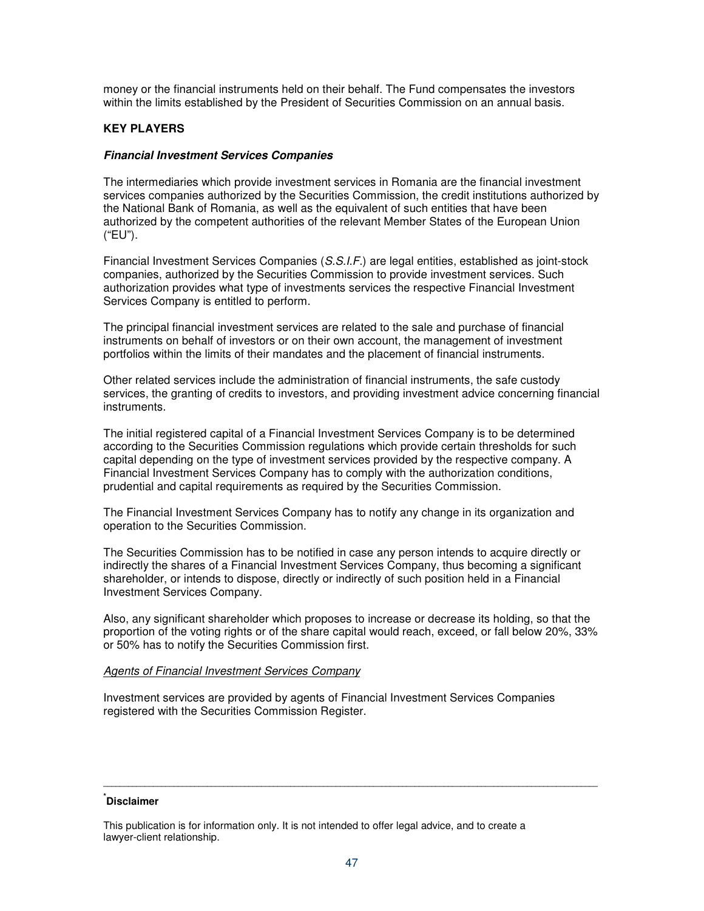money or the financial instruments held on their behalf. The Fund compensates the investors within the limits established by the President of Securities Commission on an annual basis.

## KEY PLAYERS

### *Financial Investment Services Companies*

The intermediaries which provide investment services in Romania are the financial investment services companies authorized by the Securities Commission, the credit institutions authorized by the National Bank of Romania, as well as the equivalent of such entities that have been authorized by the competent authorities of the relevant Member States of the European Union ("EU").

Financial Investment Services Companies (*S.S.I.F.*) are legal entities, established as joint-stock companies, authorized by the Securities Commission to provide investment services. Such authorization provides what type of investments services the respective Financial Investment Services Company is entitled to perform.

The principal financial investment services are related to the sale and purchase of financial instruments on behalf of investors or on their own account, the management of investment portfolios within the limits of their mandates and the placement of financial instruments.

Other related services include the administration of financial instruments, the safe custody services, the granting of credits to investors, and providing investment advice concerning financial instruments.

The initial registered capital of a Financial Investment Services Company is to be determined according to the Securities Commission regulations which provide certain thresholds for such capital depending on the type of investment services provided by the respective company. A Financial Investment Services Company has to comply with the authorization conditions, prudential and capital requirements as required by the Securities Commission.

The Financial Investment Services Company has to notify any change in its organization and operation to the Securities Commission.

The Securities Commission has to be notified in case any person intends to acquire directly or indirectly the shares of a Financial Investment Services Company, thus becoming a significant shareholder, or intends to dispose, directly or indirectly of such position held in a Financial Investment Services Company.

Also, any significant shareholder which proposes to increase or decrease its holding, so that the proportion of the voting rights or of the share capital would reach, exceed, or fall below 20%, 33% or 50% has to notify the Securities Commission first.

*Agents of Financial Investment Services Company*

Investment services are provided by agents of Financial Investment Services Companies registered with the Securities Commission Register.

---

\* **Disclaimer**

This publication is for information only. It is not intended to offer legal advice, and to create a lawyer-client relationship.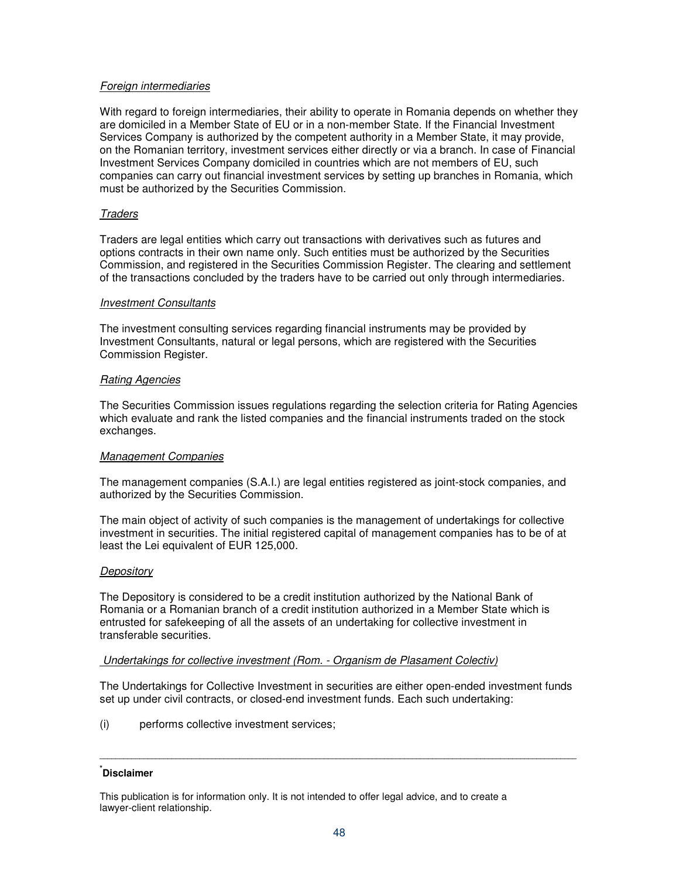*Foreign intermediaries*

With regard to foreign intermediaries, their ability to operate in Romania depends on whether they are domiciled in a Member State of EU or in a non-member State. If the Financial Investment Services Company is authorized by the competent authority in a Member State, it may provide, on the Romanian territory, investment services either directly or via a branch. In case of Financial Investment Services Company domiciled in countries which are not members of EU, such companies can carry out financial investment services by setting up branches in Romania, which must be authorized by the Securities Commission.

*Traders*

Traders are legal entities which carry out transactions with derivatives such as futures and options contracts in their own name only. Such entities must be authorized by the Securities Commission, and registered in the Securities Commission Register. The clearing and settlement of the transactions concluded by the traders have to be carried out only through intermediaries.

*Investment Consultants*

The investment consulting services regarding financial instruments may be provided by Investment Consultants, natural or legal persons, which are registered with the Securities Commission Register.

*Rating Agencies*

The Securities Commission issues regulations regarding the selection criteria for Rating Agencies which evaluate and rank the listed companies and the financial instruments traded on the stock exchanges.

*Management Companies*

The management companies (S.A.I.) are legal entities registered as joint-stock companies, and authorized by the Securities Commission.

The main object of activity of such companies is the management of undertakings for collective investment in securities. The initial registered capital of management companies has to be of at least the Lei equivalent of EUR 125,000.

*Depository*

The Depository is considered to be a credit institution authorized by the National Bank of Romania or a Romanian branch of a credit institution authorized in a Member State which is entrusted for safekeeping of all the assets of an undertaking for collective investment in transferable securities.

*Undertakings for collective investment (Rom. - Organism de Plasament Colectiv)*

The Undertakings for Collective Investment in securities are either open-ended investment funds set up under civil contracts, or closed-end investment funds. Each such undertaking:

(i) performs collective investment services;

---

[*] **Disclaimer**

This publication is for information only. It is not intended to offer legal advice, and to create a lawyer-client relationship.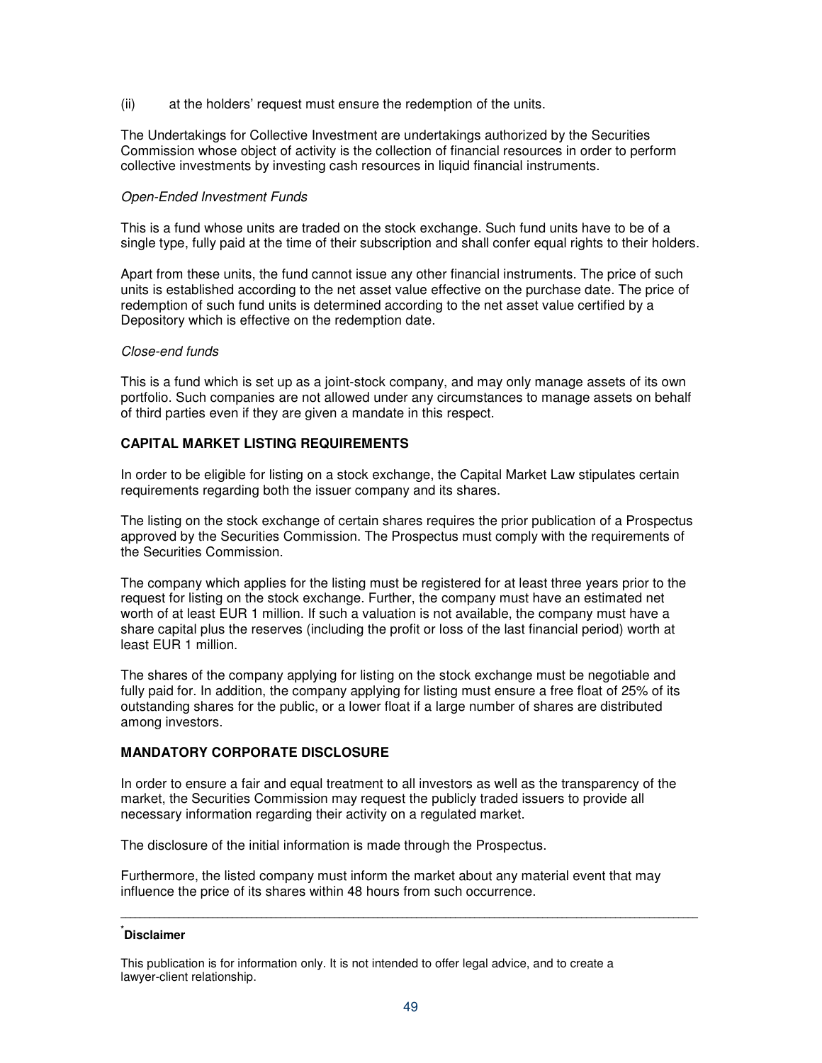(ii) at the holders' request must ensure the redemption of the units.

The Undertakings for Collective Investment are undertakings authorized by the Securities Commission whose object of activity is the collection of financial resources in order to perform collective investments by investing cash resources in liquid financial instruments.

*Open-Ended Investment Funds*

This is a fund whose units are traded on the stock exchange. Such fund units have to be of a single type, fully paid at the time of their subscription and shall confer equal rights to their holders.

Apart from these units, the fund cannot issue any other financial instruments. The price of such units is established according to the net asset value effective on the purchase date. The price of redemption of such fund units is determined according to the net asset value certified by a Depository which is effective on the redemption date.

*Close-end funds*

This is a fund which is set up as a joint-stock company, and may only manage assets of its own portfolio. Such companies are not allowed under any circumstances to manage assets on behalf of third parties even if they are given a mandate in this respect.

**CAPITAL MARKET LISTING REQUIREMENTS**

In order to be eligible for listing on a stock exchange, the Capital Market Law stipulates certain requirements regarding both the issuer company and its shares.

The listing on the stock exchange of certain shares requires the prior publication of a Prospectus approved by the Securities Commission. The Prospectus must comply with the requirements of the Securities Commission.

The company which applies for the listing must be registered for at least three years prior to the request for listing on the stock exchange. Further, the company must have an estimated net worth of at least EUR 1 million. If such a valuation is not available, the company must have a share capital plus the reserves (including the profit or loss of the last financial period) worth at least EUR 1 million.

The shares of the company applying for listing on the stock exchange must be negotiable and fully paid for. In addition, the company applying for listing must ensure a free float of 25% of its outstanding shares for the public, or a lower float if a large number of shares are distributed among investors.

**MANDATORY CORPORATE DISCLOSURE**

In order to ensure a fair and equal treatment to all investors as well as the transparency of the market, the Securities Commission may request the publicly traded issuers to provide all necessary information regarding their activity on a regulated market.

The disclosure of the initial information is made through the Prospectus.

Furthermore, the listed company must inform the market about any material event that may influence the price of its shares within 48 hours from such occurrence.

---

[*] **Disclaimer**

This publication is for information only. It is not intended to offer legal advice, and to create a lawyer-client relationship.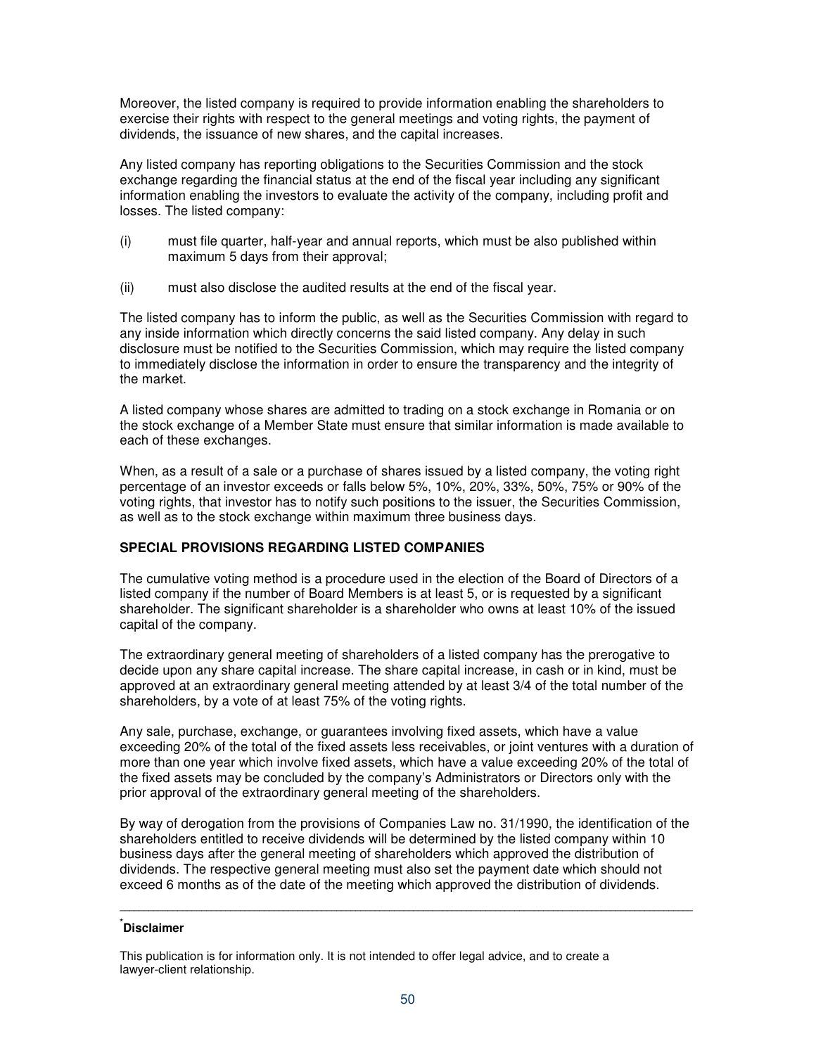Moreover, the listed company is required to provide information enabling the shareholders to exercise their rights with respect to the general meetings and voting rights, the payment of dividends, the issuance of new shares, and the capital increases.

Any listed company has reporting obligations to the Securities Commission and the stock exchange regarding the financial status at the end of the fiscal year including any significant information enabling the investors to evaluate the activity of the company, including profit and losses. The listed company:

(i) must file quarter, half-year and annual reports, which must be also published within maximum 5 days from their approval;

(ii) must also disclose the audited results at the end of the fiscal year.

The listed company has to inform the public, as well as the Securities Commission with regard to any inside information which directly concerns the said listed company. Any delay in such disclosure must be notified to the Securities Commission, which may require the listed company to immediately disclose the information in order to ensure the transparency and the integrity of the market.

A listed company whose shares are admitted to trading on a stock exchange in Romania or on the stock exchange of a Member State must ensure that similar information is made available to each of these exchanges.

When, as a result of a sale or a purchase of shares issued by a listed company, the voting right percentage of an investor exceeds or falls below 5%, 10%, 20%, 33%, 50%, 75% or 90% of the voting rights, that investor has to notify such positions to the issuer, the Securities Commission, as well as to the stock exchange within maximum three business days.

**SPECIAL PROVISIONS REGARDING LISTED COMPANIES**

The cumulative voting method is a procedure used in the election of the Board of Directors of a listed company if the number of Board Members is at least 5, or is requested by a significant shareholder. The significant shareholder is a shareholder who owns at least 10% of the issued capital of the company.

The extraordinary general meeting of shareholders of a listed company has the prerogative to decide upon any share capital increase. The share capital increase, in cash or in kind, must be approved at an extraordinary general meeting attended by at least 3/4 of the total number of the shareholders, by a vote of at least 75% of the voting rights.

Any sale, purchase, exchange, or guarantees involving fixed assets, which have a value exceeding 20% of the total of the fixed assets less receivables, or joint ventures with a duration of more than one year which involve fixed assets, which have a value exceeding 20% of the total of the fixed assets may be concluded by the company's Administrators or Directors only with the prior approval of the extraordinary general meeting of the shareholders.

By way of derogation from the provisions of Companies Law no. 31/1990, the identification of the shareholders entitled to receive dividends will be determined by the listed company within 10 business days after the general meeting of shareholders which approved the distribution of dividends. The respective general meeting must also set the payment date which should not exceed 6 months as of the date of the meeting which approved the distribution of dividends.

---

[*] **Disclaimer**

This publication is for information only. It is not intended to offer legal advice, and to create a lawyer-client relationship.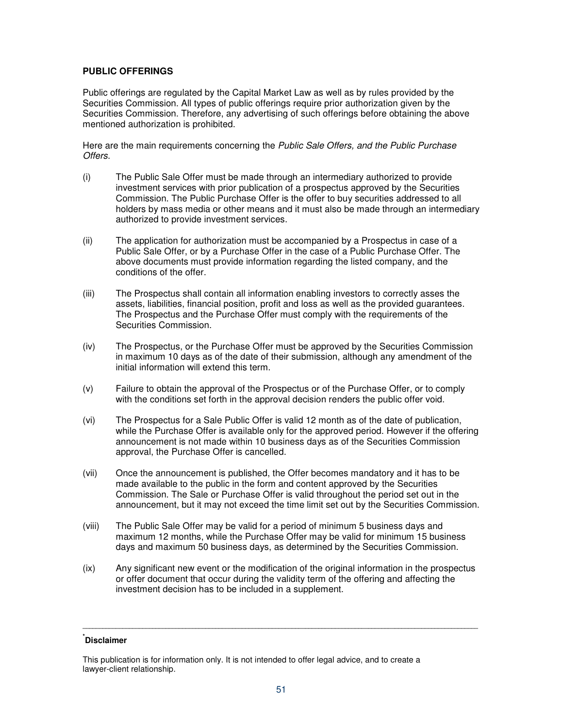## PUBLIC OFFERINGS

Public offerings are regulated by the Capital Market Law as well as by rules provided by the Securities Commission. All types of public offerings require prior authorization given by the Securities Commission. Therefore, any advertising of such offerings before obtaining the above mentioned authorization is prohibited.

Here are the main requirements concerning the *Public Sale Offers, and the Public Purchase Offers*.

(i) The Public Sale Offer must be made through an intermediary authorized to provide investment services with prior publication of a prospectus approved by the Securities Commission. The Public Purchase Offer is the offer to buy securities addressed to all holders by mass media or other means and it must also be made through an intermediary authorized to provide investment services.

(ii) The application for authorization must be accompanied by a Prospectus in case of a Public Sale Offer, or by a Purchase Offer in the case of a Public Purchase Offer. The above documents must provide information regarding the listed company, and the conditions of the offer.

(iii) The Prospectus shall contain all information enabling investors to correctly asses the assets, liabilities, financial position, profit and loss as well as the provided guarantees. The Prospectus and the Purchase Offer must comply with the requirements of the Securities Commission.

(iv) The Prospectus, or the Purchase Offer must be approved by the Securities Commission in maximum 10 days as of the date of their submission, although any amendment of the initial information will extend this term.

(v) Failure to obtain the approval of the Prospectus or of the Purchase Offer, or to comply with the conditions set forth in the approval decision renders the public offer void.

(vi) The Prospectus for a Sale Public Offer is valid 12 month as of the date of publication, while the Purchase Offer is available only for the approved period. However if the offering announcement is not made within 10 business days as of the Securities Commission approval, the Purchase Offer is cancelled.

(vii) Once the announcement is published, the Offer becomes mandatory and it has to be made available to the public in the form and content approved by the Securities Commission. The Sale or Purchase Offer is valid throughout the period set out in the announcement, but it may not exceed the time limit set out by the Securities Commission.

(viii) The Public Sale Offer may be valid for a period of minimum 5 business days and maximum 12 months, while the Purchase Offer may be valid for minimum 15 business days and maximum 50 business days, as determined by the Securities Commission.

(ix) Any significant new event or the modification of the original information in the prospectus or offer document that occur during the validity term of the offering and affecting the investment decision has to be included in a supplement.

---

*Disclaimer

This publication is for information only. It is not intended to offer legal advice, and to create a lawyer-client relationship.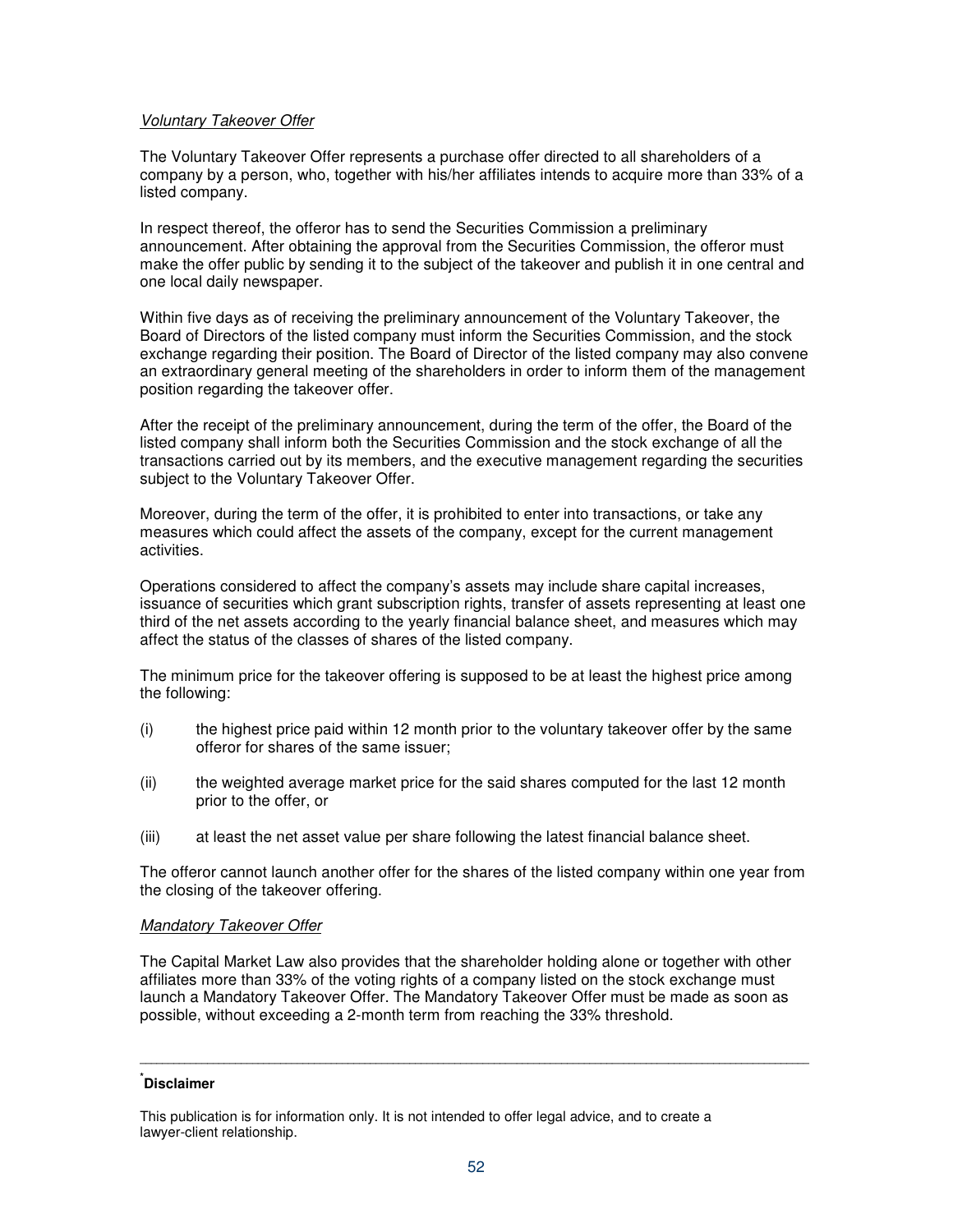*Voluntary Takeover Offer*

The Voluntary Takeover Offer represents a purchase offer directed to all shareholders of a company by a person, who, together with his/her affiliates intends to acquire more than 33% of a listed company.

In respect thereof, the offeror has to send the Securities Commission a preliminary announcement. After obtaining the approval from the Securities Commission, the offeror must make the offer public by sending it to the subject of the takeover and publish it in one central and one local daily newspaper.

Within five days as of receiving the preliminary announcement of the Voluntary Takeover, the Board of Directors of the listed company must inform the Securities Commission, and the stock exchange regarding their position. The Board of Director of the listed company may also convene an extraordinary general meeting of the shareholders in order to inform them of the management position regarding the takeover offer.

After the receipt of the preliminary announcement, during the term of the offer, the Board of the listed company shall inform both the Securities Commission and the stock exchange of all the transactions carried out by its members, and the executive management regarding the securities subject to the Voluntary Takeover Offer.

Moreover, during the term of the offer, it is prohibited to enter into transactions, or take any measures which could affect the assets of the company, except for the current management activities.

Operations considered to affect the company's assets may include share capital increases, issuance of securities which grant subscription rights, transfer of assets representing at least one third of the net assets according to the yearly financial balance sheet, and measures which may affect the status of the classes of shares of the listed company.

The minimum price for the takeover offering is supposed to be at least the highest price among the following:

(i) the highest price paid within 12 month prior to the voluntary takeover offer by the same offeror for shares of the same issuer;

(ii) the weighted average market price for the said shares computed for the last 12 month prior to the offer, or

(iii) at least the net asset value per share following the latest financial balance sheet.

The offeror cannot launch another offer for the shares of the listed company within one year from the closing of the takeover offering.

*Mandatory Takeover Offer*

The Capital Market Law also provides that the shareholder holding alone or together with other affiliates more than 33% of the voting rights of a company listed on the stock exchange must launch a Mandatory Takeover Offer. The Mandatory Takeover Offer must be made as soon as possible, without exceeding a 2-month term from reaching the 33% threshold.

---

[*] **Disclaimer**

This publication is for information only. It is not intended to offer legal advice, and to create a lawyer-client relationship.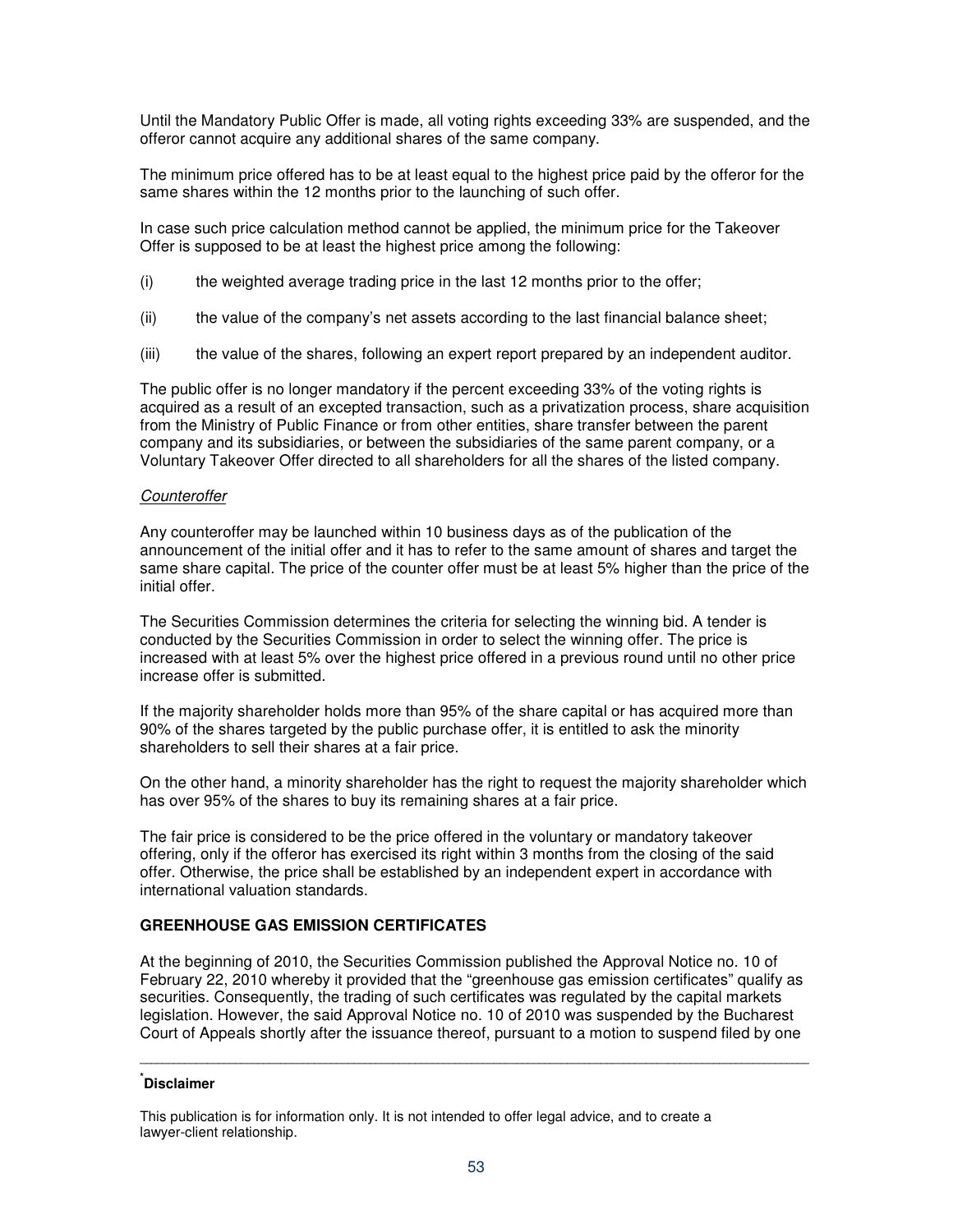Until the Mandatory Public Offer is made, all voting rights exceeding 33% are suspended, and the offeror cannot acquire any additional shares of the same company.

The minimum price offered has to be at least equal to the highest price paid by the offeror for the same shares within the 12 months prior to the launching of such offer.

In case such price calculation method cannot be applied, the minimum price for the Takeover Offer is supposed to be at least the highest price among the following:

(i) the weighted average trading price in the last 12 months prior to the offer;

(ii) the value of the company's net assets according to the last financial balance sheet;

(iii) the value of the shares, following an expert report prepared by an independent auditor.

The public offer is no longer mandatory if the percent exceeding 33% of the voting rights is acquired as a result of an excepted transaction, such as a privatization process, share acquisition from the Ministry of Public Finance or from other entities, share transfer between the parent company and its subsidiaries, or between the subsidiaries of the same parent company, or a Voluntary Takeover Offer directed to all shareholders for all the shares of the listed company.

*Counteroffer*

Any counteroffer may be launched within 10 business days as of the publication of the announcement of the initial offer and it has to refer to the same amount of shares and target the same share capital. The price of the counter offer must be at least 5% higher than the price of the initial offer.

The Securities Commission determines the criteria for selecting the winning bid. A tender is conducted by the Securities Commission in order to select the winning offer. The price is increased with at least 5% over the highest price offered in a previous round until no other price increase offer is submitted.

If the majority shareholder holds more than 95% of the share capital or has acquired more than 90% of the shares targeted by the public purchase offer, it is entitled to ask the minority shareholders to sell their shares at a fair price.

On the other hand, a minority shareholder has the right to request the majority shareholder which has over 95% of the shares to buy its remaining shares at a fair price.

The fair price is considered to be the price offered in the voluntary or mandatory takeover offering, only if the offeror has exercised its right within 3 months from the closing of the said offer. Otherwise, the price shall be established by an independent expert in accordance with international valuation standards.

**GREENHOUSE GAS EMISSION CERTIFICATES**

At the beginning of 2010, the Securities Commission published the Approval Notice no. 10 of February 22, 2010 whereby it provided that the "greenhouse gas emission certificates" qualify as securities. Consequently, the trading of such certificates was regulated by the capital markets legislation. However, the said Approval Notice no. 10 of 2010 was suspended by the Bucharest Court of Appeals shortly after the issuance thereof, pursuant to a motion to suspend filed by one

---

[*] **Disclaimer**

This publication is for information only. It is not intended to offer legal advice, and to create a lawyer-client relationship.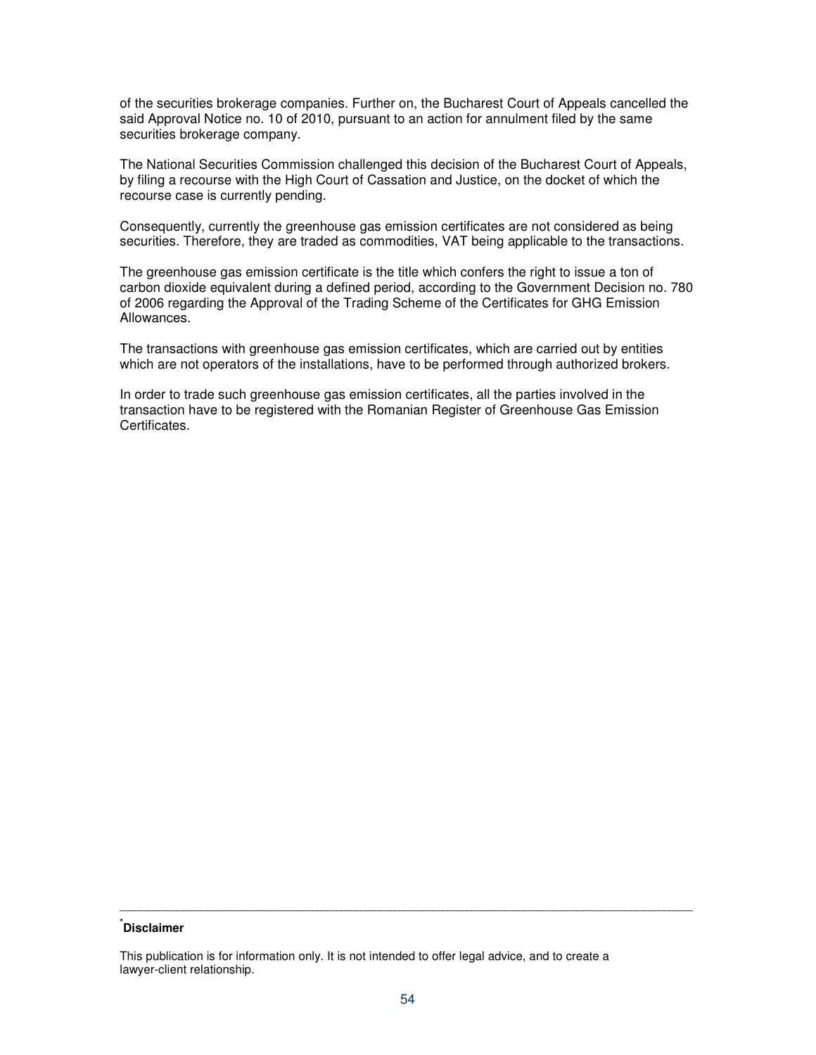of the securities brokerage companies. Further on, the Bucharest Court of Appeals cancelled the said Approval Notice no. 10 of 2010, pursuant to an action for annulment filed by the same securities brokerage company.

The National Securities Commission challenged this decision of the Bucharest Court of Appeals, by filing a recourse with the High Court of Cassation and Justice, on the docket of which the recourse case is currently pending.

Consequently, currently the greenhouse gas emission certificates are not considered as being securities. Therefore, they are traded as commodities, VAT being applicable to the transactions.

The greenhouse gas emission certificate is the title which confers the right to issue a ton of carbon dioxide equivalent during a defined period, according to the Government Decision no. 780 of 2006 regarding the Approval of the Trading Scheme of the Certificates for GHG Emission Allowances.

The transactions with greenhouse gas emission certificates, which are carried out by entities which are not operators of the installations, have to be performed through authorized brokers.

In order to trade such greenhouse gas emission certificates, all the parties involved in the transaction have to be registered with the Romanian Register of Greenhouse Gas Emission Certificates.

---

[*] **Disclaimer**

This publication is for information only. It is not intended to offer legal advice, and to create a lawyer-client relationship.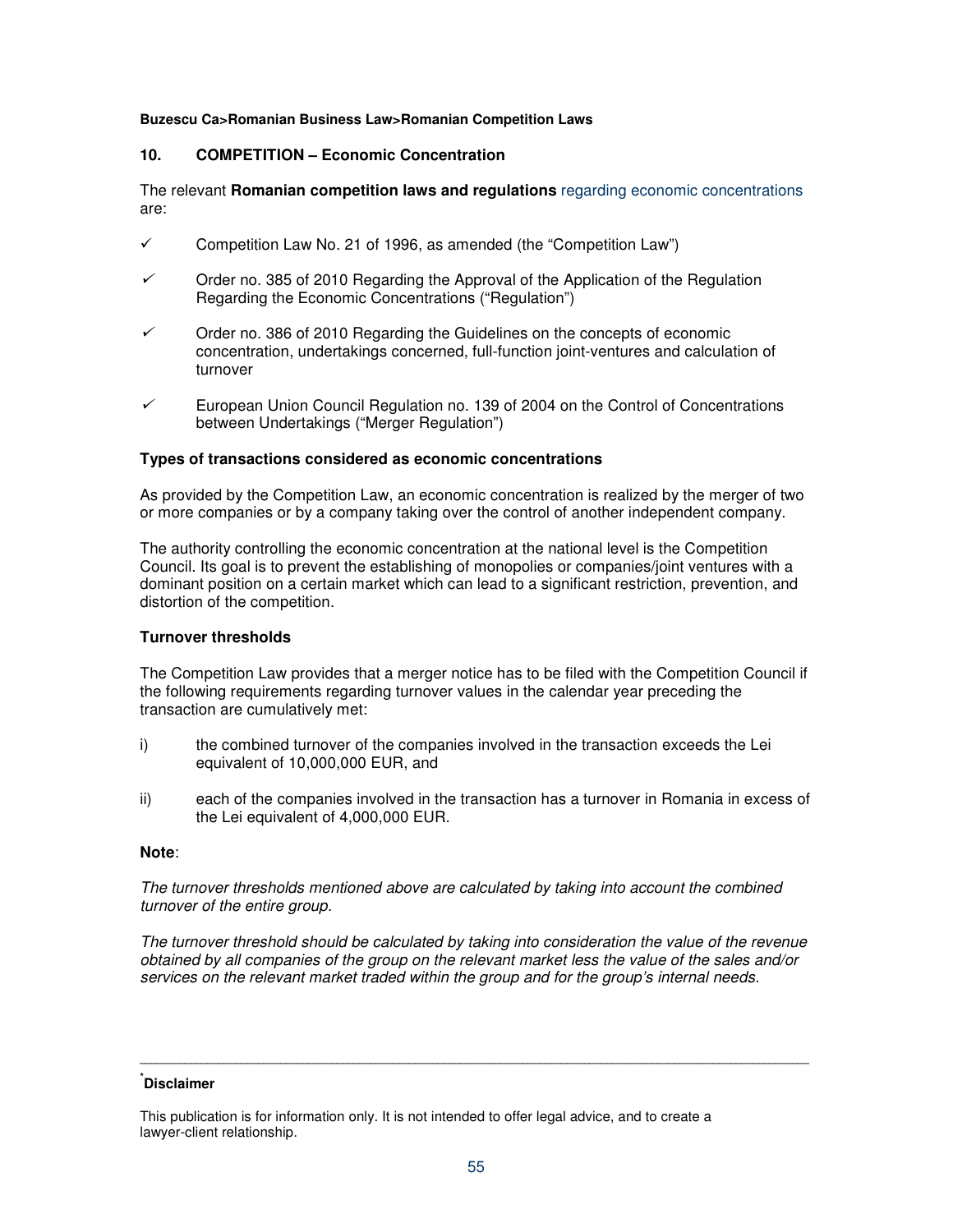**Buzescu Ca>Romanian Business Law>Romanian Competition Laws**

## 10. COMPETITION – Economic Concentration

The relevant **Romanian competition laws and regulations** regarding economic concentrations are:

- ✓ Competition Law No. 21 of 1996, as amended (the "Competition Law")
- ✓ Order no. 385 of 2010 Regarding the Approval of the Application of the Regulation Regarding the Economic Concentrations ("Regulation")
- ✓ Order no. 386 of 2010 Regarding the Guidelines on the concepts of economic concentration, undertakings concerned, full-function joint-ventures and calculation of turnover
- ✓ European Union Council Regulation no. 139 of 2004 on the Control of Concentrations between Undertakings ("Merger Regulation")

### Types of transactions considered as economic concentrations

As provided by the Competition Law, an economic concentration is realized by the merger of two or more companies or by a company taking over the control of another independent company.

The authority controlling the economic concentration at the national level is the Competition Council. Its goal is to prevent the establishing of monopolies or companies/joint ventures with a dominant position on a certain market which can lead to a significant restriction, prevention, and distortion of the competition.

### Turnover thresholds

The Competition Law provides that a merger notice has to be filed with the Competition Council if the following requirements regarding turnover values in the calendar year preceding the transaction are cumulatively met:

i) the combined turnover of the companies involved in the transaction exceeds the Lei equivalent of 10,000,000 EUR, and

ii) each of the companies involved in the transaction has a turnover in Romania in excess of the Lei equivalent of 4,000,000 EUR.

**Note**:

*The turnover thresholds mentioned above are calculated by taking into account the combined turnover of the entire group.*

*The turnover threshold should be calculated by taking into consideration the value of the revenue obtained by all companies of the group on the relevant market less the value of the sales and/or services on the relevant market traded within the group and for the group's internal needs.*

---

[*] **Disclaimer**

This publication is for information only. It is not intended to offer legal advice, and to create a lawyer-client relationship.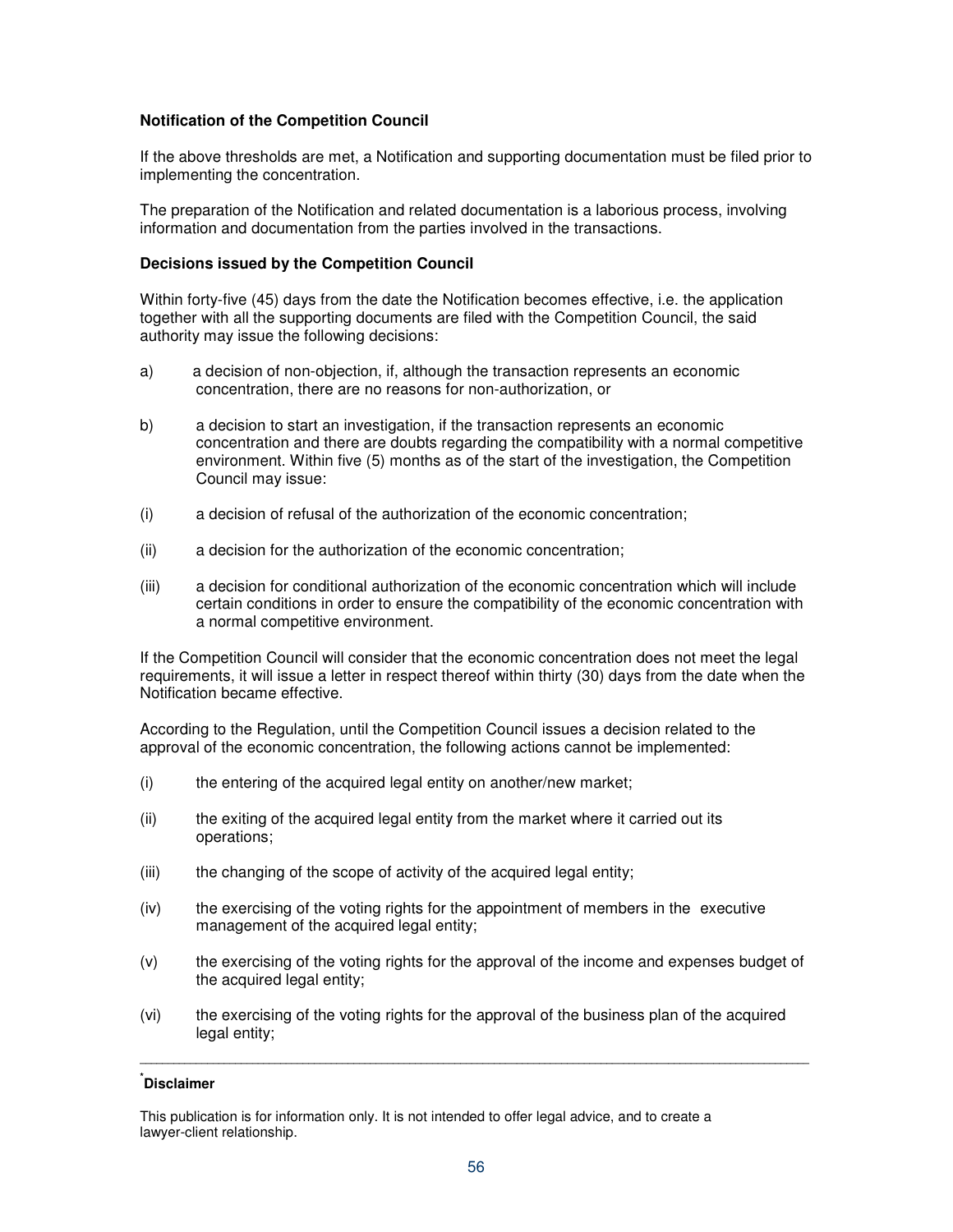**Notification of the Competition Council**

If the above thresholds are met, a Notification and supporting documentation must be filed prior to implementing the concentration.

The preparation of the Notification and related documentation is a laborious process, involving information and documentation from the parties involved in the transactions.

**Decisions issued by the Competition Council**

Within forty-five (45) days from the date the Notification becomes effective, i.e. the application together with all the supporting documents are filed with the Competition Council, the said authority may issue the following decisions:

a) a decision of non-objection, if, although the transaction represents an economic concentration, there are no reasons for non-authorization, or

b) a decision to start an investigation, if the transaction represents an economic concentration and there are doubts regarding the compatibility with a normal competitive environment. Within five (5) months as of the start of the investigation, the Competition Council may issue:

(i) a decision of refusal of the authorization of the economic concentration;

(ii) a decision for the authorization of the economic concentration;

(iii) a decision for conditional authorization of the economic concentration which will include certain conditions in order to ensure the compatibility of the economic concentration with a normal competitive environment.

If the Competition Council will consider that the economic concentration does not meet the legal requirements, it will issue a letter in respect thereof within thirty (30) days from the date when the Notification became effective.

According to the Regulation, until the Competition Council issues a decision related to the approval of the economic concentration, the following actions cannot be implemented:

(i) the entering of the acquired legal entity on another/new market;

(ii) the exiting of the acquired legal entity from the market where it carried out its operations;

(iii) the changing of the scope of activity of the acquired legal entity;

(iv) the exercising of the voting rights for the appointment of members in the executive management of the acquired legal entity;

(v) the exercising of the voting rights for the approval of the income and expenses budget of the acquired legal entity;

(vi) the exercising of the voting rights for the approval of the business plan of the acquired legal entity;

---

*Disclaimer

This publication is for information only. It is not intended to offer legal advice, and to create a lawyer-client relationship.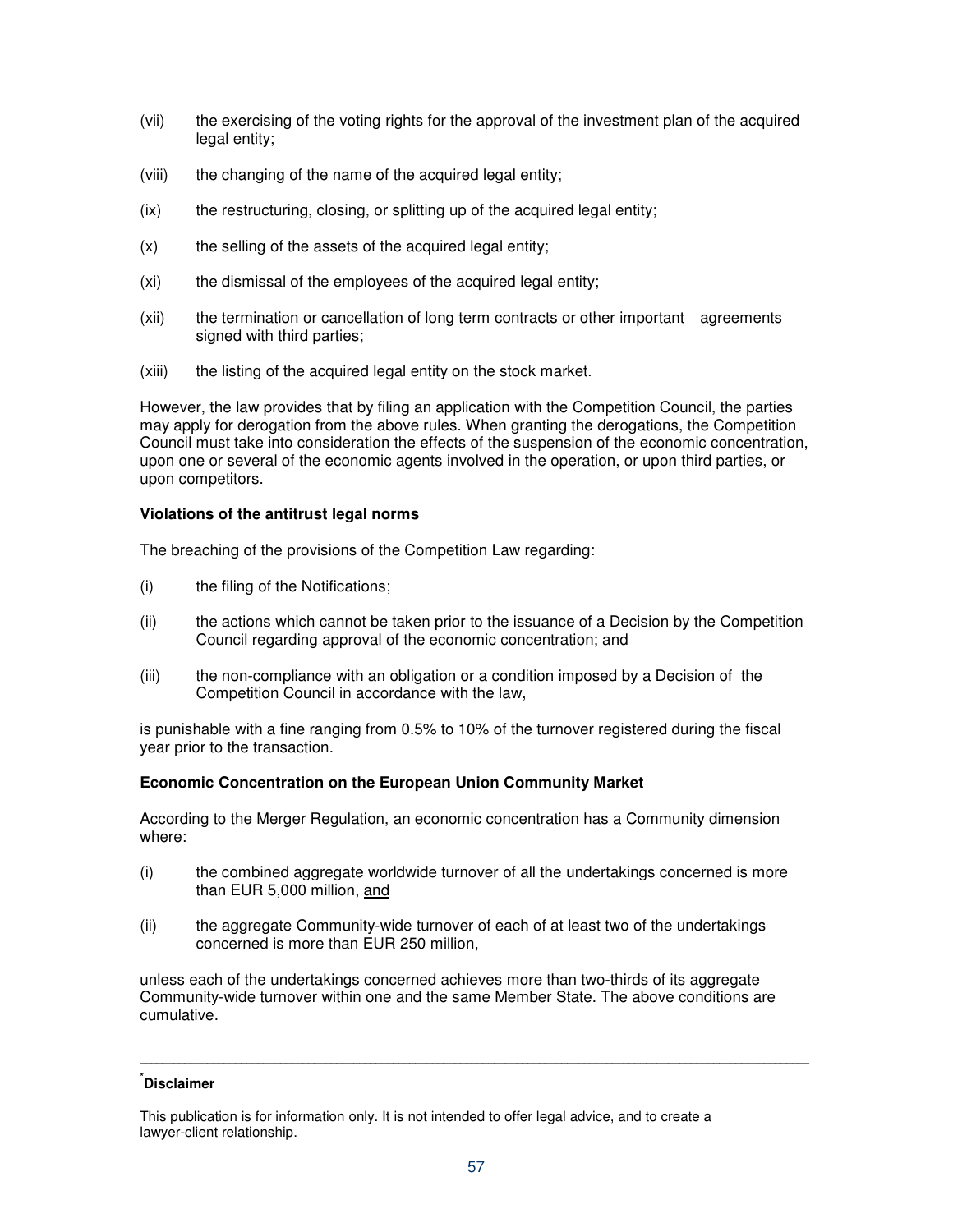(vii) the exercising of the voting rights for the approval of the investment plan of the acquired legal entity;

(viii) the changing of the name of the acquired legal entity;

(ix) the restructuring, closing, or splitting up of the acquired legal entity;

(x) the selling of the assets of the acquired legal entity;

(xi) the dismissal of the employees of the acquired legal entity;

(xii) the termination or cancellation of long term contracts or other important agreements signed with third parties;

(xiii) the listing of the acquired legal entity on the stock market.

However, the law provides that by filing an application with the Competition Council, the parties may apply for derogation from the above rules. When granting the derogations, the Competition Council must take into consideration the effects of the suspension of the economic concentration, upon one or several of the economic agents involved in the operation, or upon third parties, or upon competitors.

**Violations of the antitrust legal norms**

The breaching of the provisions of the Competition Law regarding:

(i) the filing of the Notifications;

(ii) the actions which cannot be taken prior to the issuance of a Decision by the Competition Council regarding approval of the economic concentration; and

(iii) the non-compliance with an obligation or a condition imposed by a Decision of the Competition Council in accordance with the law,

is punishable with a fine ranging from 0.5% to 10% of the turnover registered during the fiscal year prior to the transaction.

**Economic Concentration on the European Union Community Market**

According to the Merger Regulation, an economic concentration has a Community dimension where:

(i) the combined aggregate worldwide turnover of all the undertakings concerned is more than EUR 5,000 million, and

(ii) the aggregate Community-wide turnover of each of at least two of the undertakings concerned is more than EUR 250 million,

unless each of the undertakings concerned achieves more than two-thirds of its aggregate Community-wide turnover within one and the same Member State. The above conditions are cumulative.

---

[*] **Disclaimer**

This publication is for information only. It is not intended to offer legal advice, and to create a lawyer-client relationship.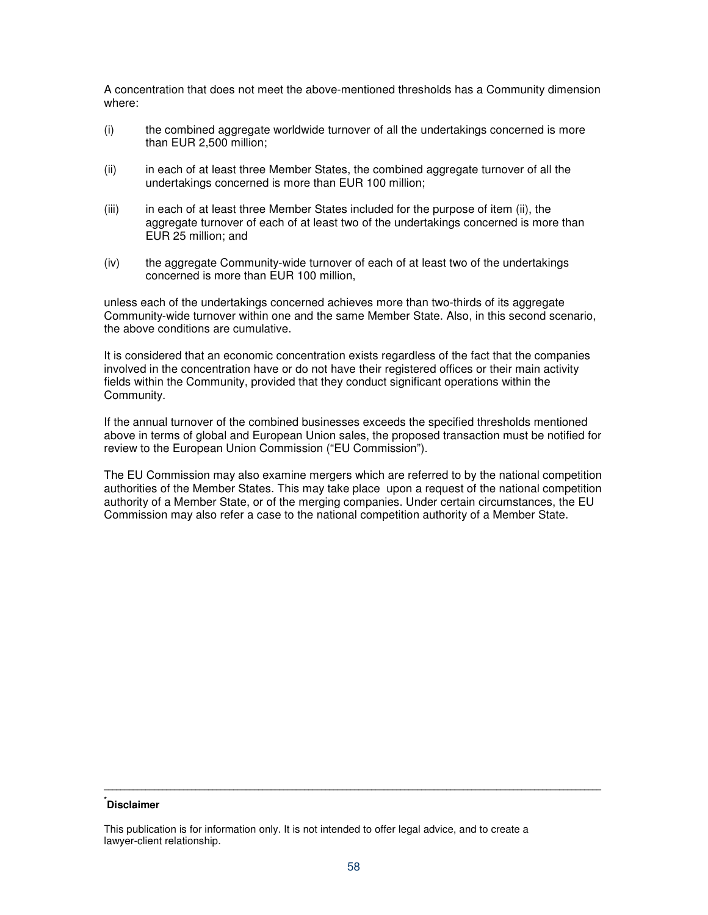A concentration that does not meet the above-mentioned thresholds has a Community dimension where:

(i) the combined aggregate worldwide turnover of all the undertakings concerned is more than EUR 2,500 million;

(ii) in each of at least three Member States, the combined aggregate turnover of all the undertakings concerned is more than EUR 100 million;

(iii) in each of at least three Member States included for the purpose of item (ii), the aggregate turnover of each of at least two of the undertakings concerned is more than EUR 25 million; and

(iv) the aggregate Community-wide turnover of each of at least two of the undertakings concerned is more than EUR 100 million,

unless each of the undertakings concerned achieves more than two-thirds of its aggregate Community-wide turnover within one and the same Member State. Also, in this second scenario, the above conditions are cumulative.

It is considered that an economic concentration exists regardless of the fact that the companies involved in the concentration have or do not have their registered offices or their main activity fields within the Community, provided that they conduct significant operations within the Community.

If the annual turnover of the combined businesses exceeds the specified thresholds mentioned above in terms of global and European Union sales, the proposed transaction must be notified for review to the European Union Commission ("EU Commission").

The EU Commission may also examine mergers which are referred to by the national competition authorities of the Member States. This may take place upon a request of the national competition authority of a Member State, or of the merging companies. Under certain circumstances, the EU Commission may also refer a case to the national competition authority of a Member State.

---

*Disclaimer**

This publication is for information only. It is not intended to offer legal advice, and to create a lawyer-client relationship.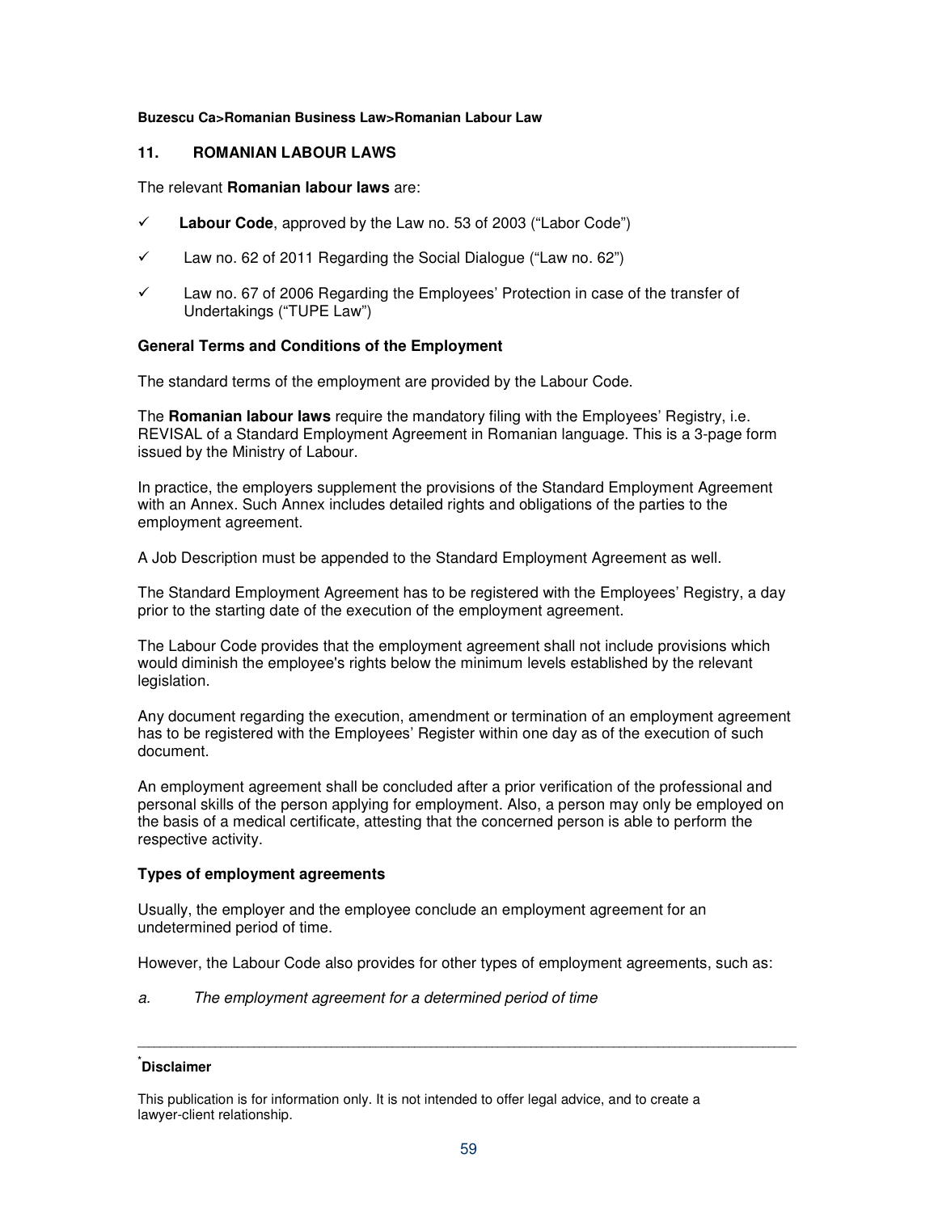## 11. ROMANIAN LABOUR LAWS

The relevant **Romanian labour laws** are:

- ✓ **Labour Code**, approved by the Law no. 53 of 2003 ("Labor Code")
- ✓ Law no. 62 of 2011 Regarding the Social Dialogue ("Law no. 62")
- ✓ Law no. 67 of 2006 Regarding the Employees' Protection in case of the transfer of Undertakings ("TUPE Law")

### General Terms and Conditions of the Employment

The standard terms of the employment are provided by the Labour Code.

The **Romanian labour laws** require the mandatory filing with the Employees' Registry, i.e. REVISAL of a Standard Employment Agreement in Romanian language. This is a 3-page form issued by the Ministry of Labour.

In practice, the employers supplement the provisions of the Standard Employment Agreement with an Annex. Such Annex includes detailed rights and obligations of the parties to the employment agreement.

A Job Description must be appended to the Standard Employment Agreement as well.

The Standard Employment Agreement has to be registered with the Employees' Registry, a day prior to the starting date of the execution of the employment agreement.

The Labour Code provides that the employment agreement shall not include provisions which would diminish the employee's rights below the minimum levels established by the relevant legislation.

Any document regarding the execution, amendment or termination of an employment agreement has to be registered with the Employees' Register within one day as of the execution of such document.

An employment agreement shall be concluded after a prior verification of the professional and personal skills of the person applying for employment. Also, a person may only be employed on the basis of a medical certificate, attesting that the concerned person is able to perform the respective activity.

### Types of employment agreements

Usually, the employer and the employee conclude an employment agreement for an undetermined period of time.

However, the Labour Code also provides for other types of employment agreements, such as:

*a. The employment agreement for a determined period of time*

---

[*] **Disclaimer**

This publication is for information only. It is not intended to offer legal advice, and to create a lawyer-client relationship.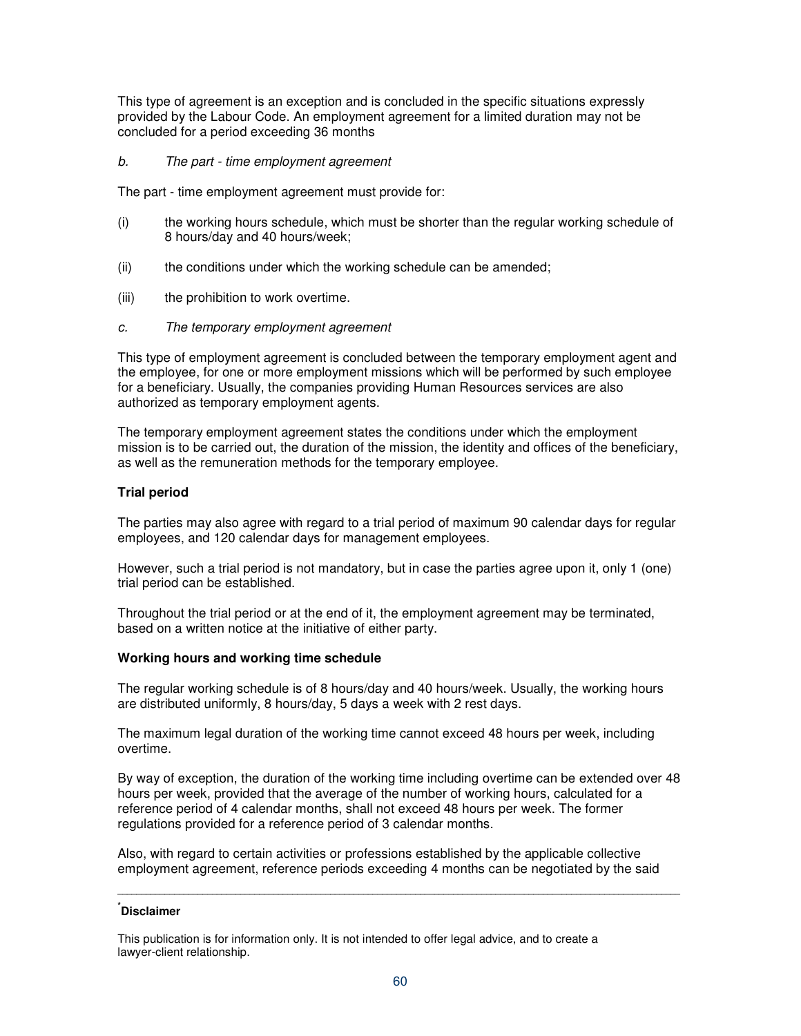This type of agreement is an exception and is concluded in the specific situations expressly provided by the Labour Code. An employment agreement for a limited duration may not be concluded for a period exceeding 36 months

*b. The part - time employment agreement*

The part - time employment agreement must provide for:

(i) the working hours schedule, which must be shorter than the regular working schedule of 8 hours/day and 40 hours/week;

(ii) the conditions under which the working schedule can be amended;

(iii) the prohibition to work overtime.

*c. The temporary employment agreement*

This type of employment agreement is concluded between the temporary employment agent and the employee, for one or more employment missions which will be performed by such employee for a beneficiary. Usually, the companies providing Human Resources services are also authorized as temporary employment agents.

The temporary employment agreement states the conditions under which the employment mission is to be carried out, the duration of the mission, the identity and offices of the beneficiary, as well as the remuneration methods for the temporary employee.

**Trial period**

The parties may also agree with regard to a trial period of maximum 90 calendar days for regular employees, and 120 calendar days for management employees.

However, such a trial period is not mandatory, but in case the parties agree upon it, only 1 (one) trial period can be established.

Throughout the trial period or at the end of it, the employment agreement may be terminated, based on a written notice at the initiative of either party.

**Working hours and working time schedule**

The regular working schedule is of 8 hours/day and 40 hours/week. Usually, the working hours are distributed uniformly, 8 hours/day, 5 days a week with 2 rest days.

The maximum legal duration of the working time cannot exceed 48 hours per week, including overtime.

By way of exception, the duration of the working time including overtime can be extended over 48 hours per week, provided that the average of the number of working hours, calculated for a reference period of 4 calendar months, shall not exceed 48 hours per week. The former regulations provided for a reference period of 3 calendar months.

Also, with regard to certain activities or professions established by the applicable collective employment agreement, reference periods exceeding 4 months can be negotiated by the said

---

[*] **Disclaimer**

This publication is for information only. It is not intended to offer legal advice, and to create a lawyer-client relationship.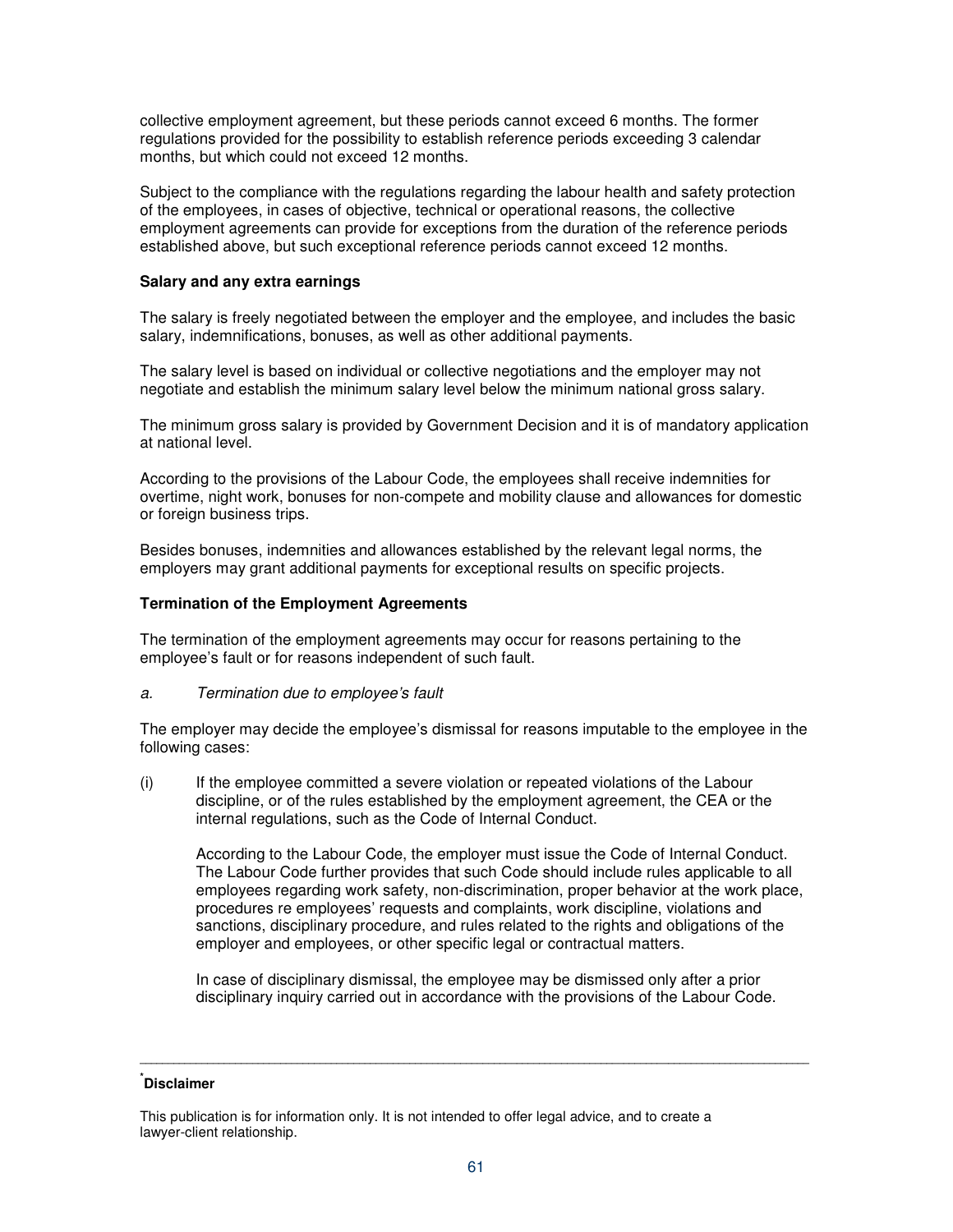collective employment agreement, but these periods cannot exceed 6 months. The former regulations provided for the possibility to establish reference periods exceeding 3 calendar months, but which could not exceed 12 months.

Subject to the compliance with the regulations regarding the labour health and safety protection of the employees, in cases of objective, technical or operational reasons, the collective employment agreements can provide for exceptions from the duration of the reference periods established above, but such exceptional reference periods cannot exceed 12 months.

**Salary and any extra earnings**

The salary is freely negotiated between the employer and the employee, and includes the basic salary, indemnifications, bonuses, as well as other additional payments.

The salary level is based on individual or collective negotiations and the employer may not negotiate and establish the minimum salary level below the minimum national gross salary.

The minimum gross salary is provided by Government Decision and it is of mandatory application at national level.

According to the provisions of the Labour Code, the employees shall receive indemnities for overtime, night work, bonuses for non-compete and mobility clause and allowances for domestic or foreign business trips.

Besides bonuses, indemnities and allowances established by the relevant legal norms, the employers may grant additional payments for exceptional results on specific projects.

**Termination of the Employment Agreements**

The termination of the employment agreements may occur for reasons pertaining to the employee's fault or for reasons independent of such fault.

*a. Termination due to employee's fault*

The employer may decide the employee's dismissal for reasons imputable to the employee in the following cases:

(i) If the employee committed a severe violation or repeated violations of the Labour discipline, or of the rules established by the employment agreement, the CEA or the internal regulations, such as the Code of Internal Conduct.

According to the Labour Code, the employer must issue the Code of Internal Conduct. The Labour Code further provides that such Code should include rules applicable to all employees regarding work safety, non-discrimination, proper behavior at the work place, procedures re employees' requests and complaints, work discipline, violations and sanctions, disciplinary procedure, and rules related to the rights and obligations of the employer and employees, or other specific legal or contractual matters.

In case of disciplinary dismissal, the employee may be dismissed only after a prior disciplinary inquiry carried out in accordance with the provisions of the Labour Code.

---

*Disclaimer

This publication is for information only. It is not intended to offer legal advice, and to create a lawyer-client relationship.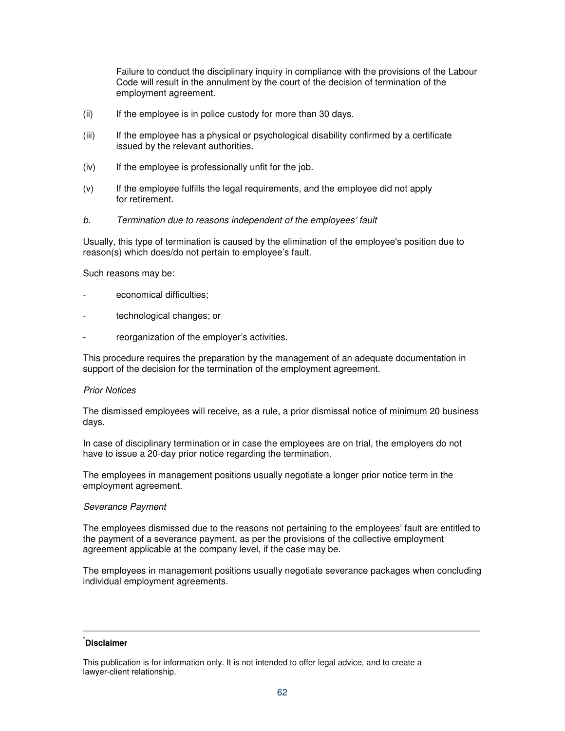Failure to conduct the disciplinary inquiry in compliance with the provisions of the Labour Code will result in the annulment by the court of the decision of termination of the employment agreement.

(ii) If the employee is in police custody for more than 30 days.

(iii) If the employee has a physical or psychological disability confirmed by a certificate issued by the relevant authorities.

(iv) If the employee is professionally unfit for the job.

(v) If the employee fulfills the legal requirements, and the employee did not apply for retirement.

*b. Termination due to reasons independent of the employees' fault*

Usually, this type of termination is caused by the elimination of the employee's position due to reason(s) which does/do not pertain to employee's fault.

Such reasons may be:

- economical difficulties;
- technological changes; or
- reorganization of the employer's activities.

This procedure requires the preparation by the management of an adequate documentation in support of the decision for the termination of the employment agreement.

*Prior Notices*

The dismissed employees will receive, as a rule, a prior dismissal notice of minimum 20 business days.

In case of disciplinary termination or in case the employees are on trial, the employers do not have to issue a 20-day prior notice regarding the termination.

The employees in management positions usually negotiate a longer prior notice term in the employment agreement.

*Severance Payment*

The employees dismissed due to the reasons not pertaining to the employees' fault are entitled to the payment of a severance payment, as per the provisions of the collective employment agreement applicable at the company level, if the case may be.

The employees in management positions usually negotiate severance packages when concluding individual employment agreements.

---

[*] **Disclaimer**

This publication is for information only. It is not intended to offer legal advice, and to create a lawyer-client relationship.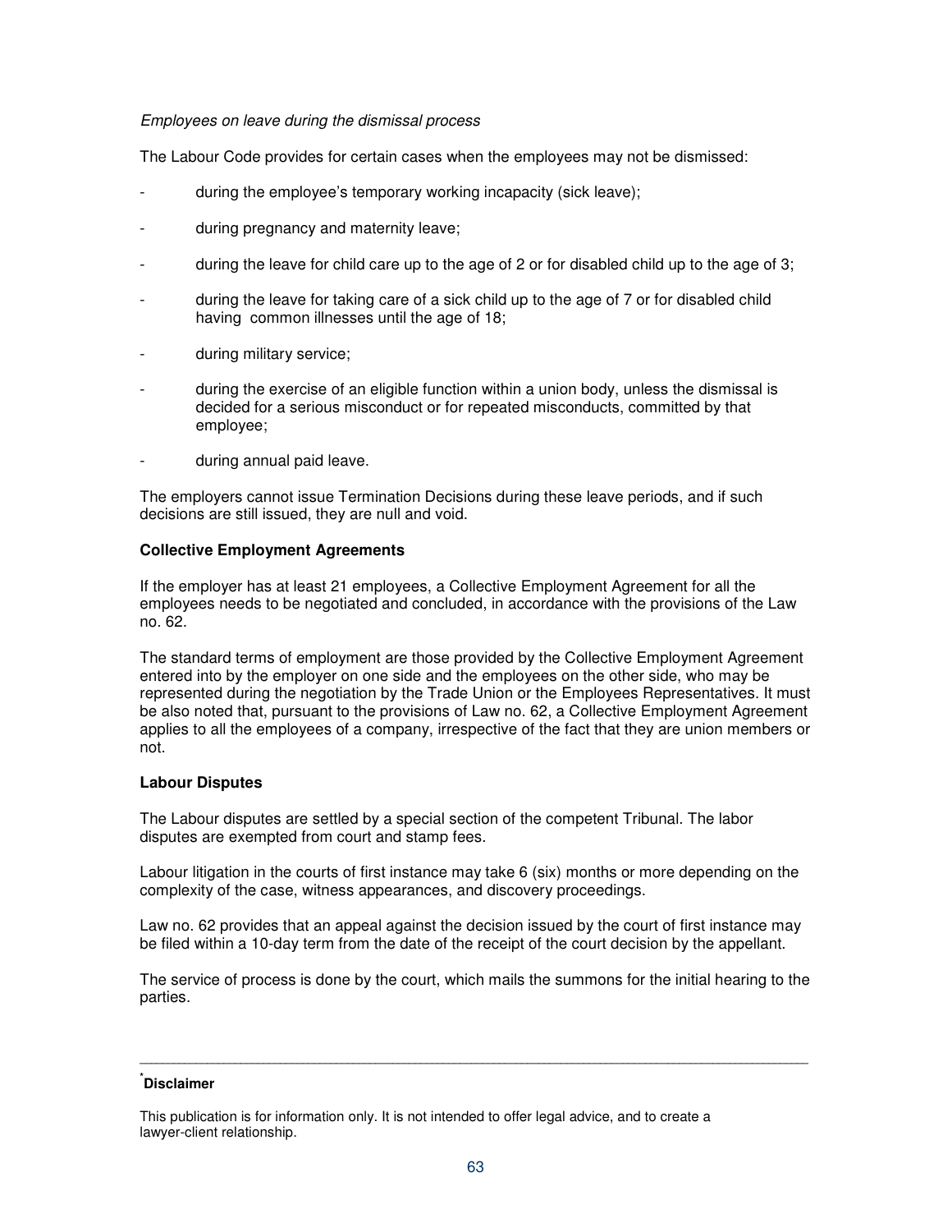*Employees on leave during the dismissal process*

The Labour Code provides for certain cases when the employees may not be dismissed:

- during the employee's temporary working incapacity (sick leave);
- during pregnancy and maternity leave;
- during the leave for child care up to the age of 2 or for disabled child up to the age of 3;
- during the leave for taking care of a sick child up to the age of 7 or for disabled child having common illnesses until the age of 18;
- during military service;
- during the exercise of an eligible function within a union body, unless the dismissal is decided for a serious misconduct or for repeated misconducts, committed by that employee;
- during annual paid leave.

The employers cannot issue Termination Decisions during these leave periods, and if such decisions are still issued, they are null and void.

**Collective Employment Agreements**

If the employer has at least 21 employees, a Collective Employment Agreement for all the employees needs to be negotiated and concluded, in accordance with the provisions of the Law no. 62.

The standard terms of employment are those provided by the Collective Employment Agreement entered into by the employer on one side and the employees on the other side, who may be represented during the negotiation by the Trade Union or the Employees Representatives. It must be also noted that, pursuant to the provisions of Law no. 62, a Collective Employment Agreement applies to all the employees of a company, irrespective of the fact that they are union members or not.

**Labour Disputes**

The Labour disputes are settled by a special section of the competent Tribunal. The labor disputes are exempted from court and stamp fees.

Labour litigation in the courts of first instance may take 6 (six) months or more depending on the complexity of the case, witness appearances, and discovery proceedings.

Law no. 62 provides that an appeal against the decision issued by the court of first instance may be filed within a 10-day term from the date of the receipt of the court decision by the appellant.

The service of process is done by the court, which mails the summons for the initial hearing to the parties.

---

[*] **Disclaimer**

This publication is for information only. It is not intended to offer legal advice, and to create a lawyer-client relationship.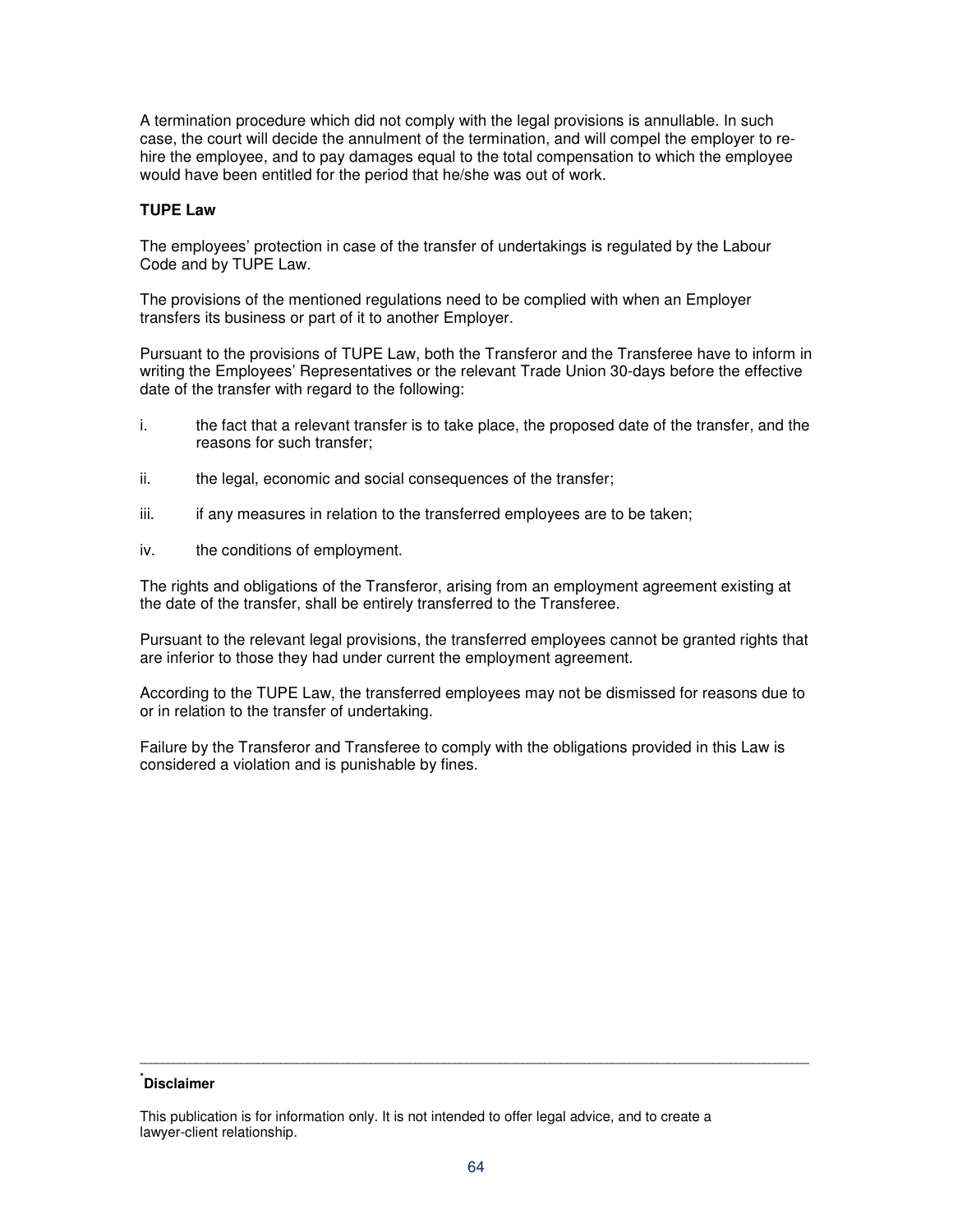A termination procedure which did not comply with the legal provisions is annullable. In such case, the court will decide the annulment of the termination, and will compel the employer to re-hire the employee, and to pay damages equal to the total compensation to which the employee would have been entitled for the period that he/she was out of work.

**TUPE Law**

The employees' protection in case of the transfer of undertakings is regulated by the Labour Code and by TUPE Law.

The provisions of the mentioned regulations need to be complied with when an Employer transfers its business or part of it to another Employer.

Pursuant to the provisions of TUPE Law, both the Transferor and the Transferee have to inform in writing the Employees' Representatives or the relevant Trade Union 30-days before the effective date of the transfer with regard to the following:

i. the fact that a relevant transfer is to take place, the proposed date of the transfer, and the reasons for such transfer;

ii. the legal, economic and social consequences of the transfer;

iii. if any measures in relation to the transferred employees are to be taken;

iv. the conditions of employment.

The rights and obligations of the Transferor, arising from an employment agreement existing at the date of the transfer, shall be entirely transferred to the Transferee.

Pursuant to the relevant legal provisions, the transferred employees cannot be granted rights that are inferior to those they had under current the employment agreement.

According to the TUPE Law, the transferred employees may not be dismissed for reasons due to or in relation to the transfer of undertaking.

Failure by the Transferor and Transferee to comply with the obligations provided in this Law is considered a violation and is punishable by fines.

---

[*] **Disclaimer**

This publication is for information only. It is not intended to offer legal advice, and to create a lawyer-client relationship.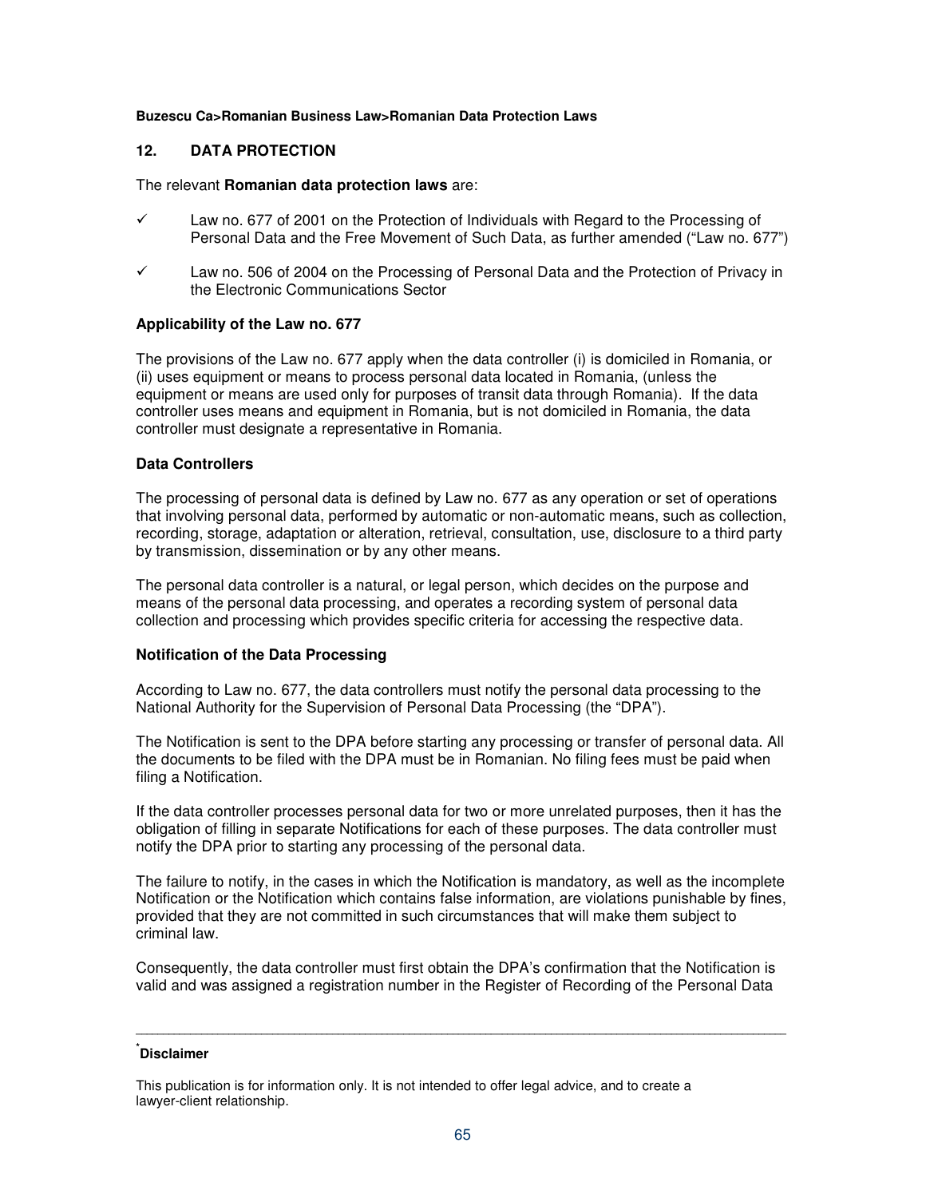## 12. DATA PROTECTION

The relevant **Romanian data protection laws** are:

- ✓ Law no. 677 of 2001 on the Protection of Individuals with Regard to the Processing of Personal Data and the Free Movement of Such Data, as further amended ("Law no. 677")
- ✓ Law no. 506 of 2004 on the Processing of Personal Data and the Protection of Privacy in the Electronic Communications Sector

### Applicability of the Law no. 677

The provisions of the Law no. 677 apply when the data controller (i) is domiciled in Romania, or (ii) uses equipment or means to process personal data located in Romania, (unless the equipment or means are used only for purposes of transit data through Romania). If the data controller uses means and equipment in Romania, but is not domiciled in Romania, the data controller must designate a representative in Romania.

### Data Controllers

The processing of personal data is defined by Law no. 677 as any operation or set of operations that involving personal data, performed by automatic or non-automatic means, such as collection, recording, storage, adaptation or alteration, retrieval, consultation, use, disclosure to a third party by transmission, dissemination or by any other means.

The personal data controller is a natural, or legal person, which decides on the purpose and means of the personal data processing, and operates a recording system of personal data collection and processing which provides specific criteria for accessing the respective data.

### Notification of the Data Processing

According to Law no. 677, the data controllers must notify the personal data processing to the National Authority for the Supervision of Personal Data Processing (the "DPA").

The Notification is sent to the DPA before starting any processing or transfer of personal data. All the documents to be filed with the DPA must be in Romanian. No filing fees must be paid when filing a Notification.

If the data controller processes personal data for two or more unrelated purposes, then it has the obligation of filling in separate Notifications for each of these purposes. The data controller must notify the DPA prior to starting any processing of the personal data.

The failure to notify, in the cases in which the Notification is mandatory, as well as the incomplete Notification or the Notification which contains false information, are violations punishable by fines, provided that they are not committed in such circumstances that will make them subject to criminal law.

Consequently, the data controller must first obtain the DPA's confirmation that the Notification is valid and was assigned a registration number in the Register of Recording of the Personal Data

---

[*] **Disclaimer**

This publication is for information only. It is not intended to offer legal advice, and to create a lawyer-client relationship.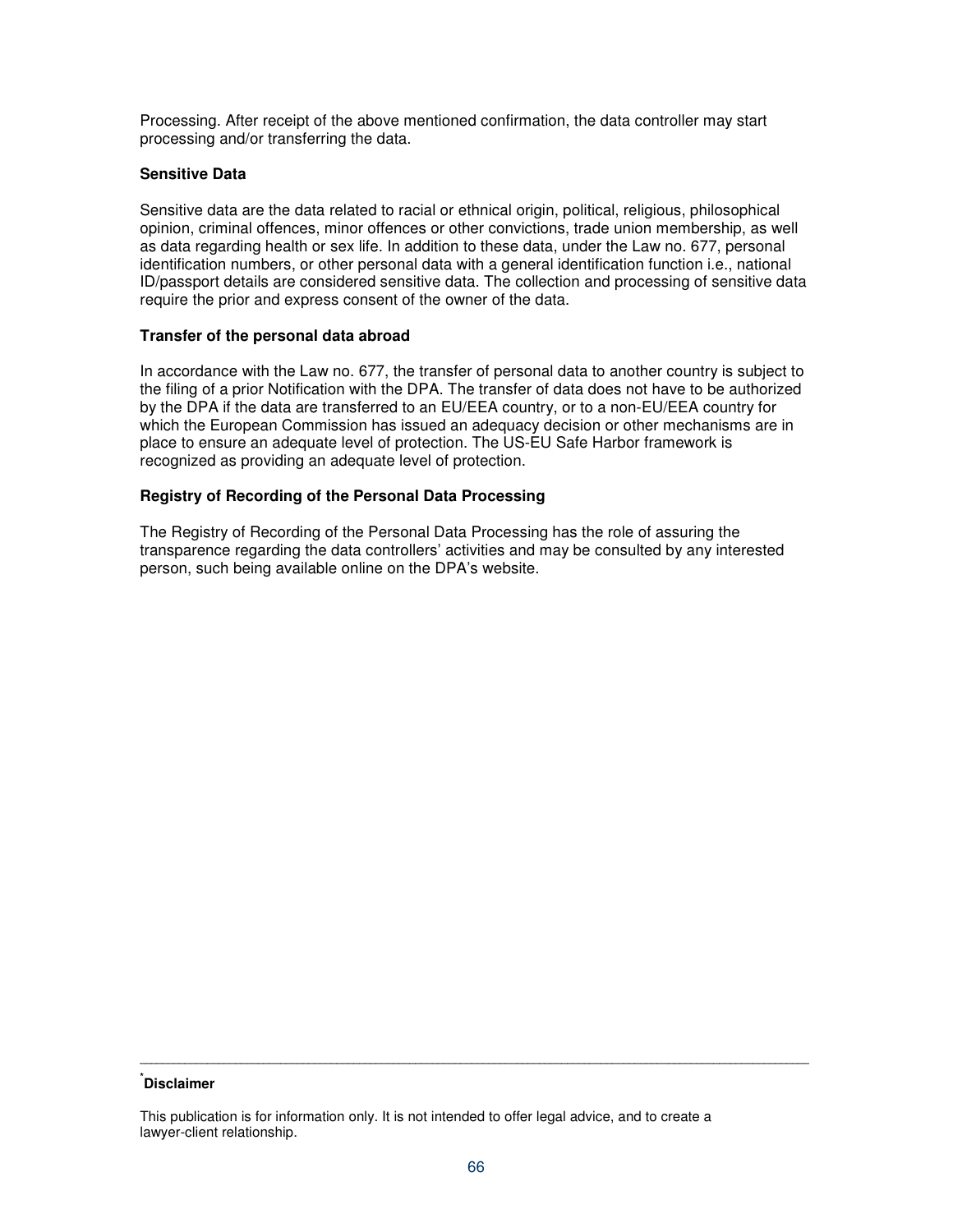Processing. After receipt of the above mentioned confirmation, the data controller may start processing and/or transferring the data.

**Sensitive Data**

Sensitive data are the data related to racial or ethnical origin, political, religious, philosophical opinion, criminal offences, minor offences or other convictions, trade union membership, as well as data regarding health or sex life. In addition to these data, under the Law no. 677, personal identification numbers, or other personal data with a general identification function i.e., national ID/passport details are considered sensitive data. The collection and processing of sensitive data require the prior and express consent of the owner of the data.

**Transfer of the personal data abroad**

In accordance with the Law no. 677, the transfer of personal data to another country is subject to the filing of a prior Notification with the DPA. The transfer of data does not have to be authorized by the DPA if the data are transferred to an EU/EEA country, or to a non-EU/EEA country for which the European Commission has issued an adequacy decision or other mechanisms are in place to ensure an adequate level of protection. The US-EU Safe Harbor framework is recognized as providing an adequate level of protection.

**Registry of Recording of the Personal Data Processing**

The Registry of Recording of the Personal Data Processing has the role of assuring the transparence regarding the data controllers' activities and may be consulted by any interested person, such being available online on the DPA's website.

---

[*] **Disclaimer**

This publication is for information only. It is not intended to offer legal advice, and to create a lawyer-client relationship.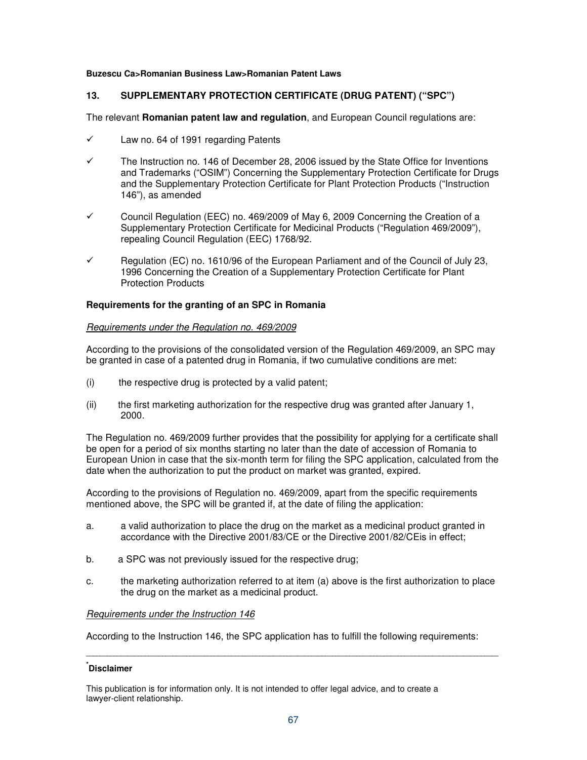## 13. SUPPLEMENTARY PROTECTION CERTIFICATE (DRUG PATENT) ("SPC")

The relevant **Romanian patent law and regulation**, and European Council regulations are:

- ✓ Law no. 64 of 1991 regarding Patents
- ✓ The Instruction no. 146 of December 28, 2006 issued by the State Office for Inventions and Trademarks ("OSIM") Concerning the Supplementary Protection Certificate for Drugs and the Supplementary Protection Certificate for Plant Protection Products ("Instruction 146"), as amended
- ✓ Council Regulation (EEC) no. 469/2009 of May 6, 2009 Concerning the Creation of a Supplementary Protection Certificate for Medicinal Products ("Regulation 469/2009"), repealing Council Regulation (EEC) 1768/92.
- ✓ Regulation (EC) no. 1610/96 of the European Parliament and of the Council of July 23, 1996 Concerning the Creation of a Supplementary Protection Certificate for Plant Protection Products

**Requirements for the granting of an SPC in Romania**

*Requirements under the Regulation no. 469/2009*

According to the provisions of the consolidated version of the Regulation 469/2009, an SPC may be granted in case of a patented drug in Romania, if two cumulative conditions are met:

(i) the respective drug is protected by a valid patent;

(ii) the first marketing authorization for the respective drug was granted after January 1, 2000.

The Regulation no. 469/2009 further provides that the possibility for applying for a certificate shall be open for a period of six months starting no later than the date of accession of Romania to European Union in case that the six-month term for filing the SPC application, calculated from the date when the authorization to put the product on market was granted, expired.

According to the provisions of Regulation no. 469/2009, apart from the specific requirements mentioned above, the SPC will be granted if, at the date of filing the application:

a. a valid authorization to place the drug on the market as a medicinal product granted in accordance with the Directive 2001/83/CE or the Directive 2001/82/CEis in effect;

b. a SPC was not previously issued for the respective drug;

c. the marketing authorization referred to at item (a) above is the first authorization to place the drug on the market as a medicinal product.

*Requirements under the Instruction 146*

According to the Instruction 146, the SPC application has to fulfill the following requirements:

---

[*] **Disclaimer**

This publication is for information only. It is not intended to offer legal advice, and to create a lawyer-client relationship.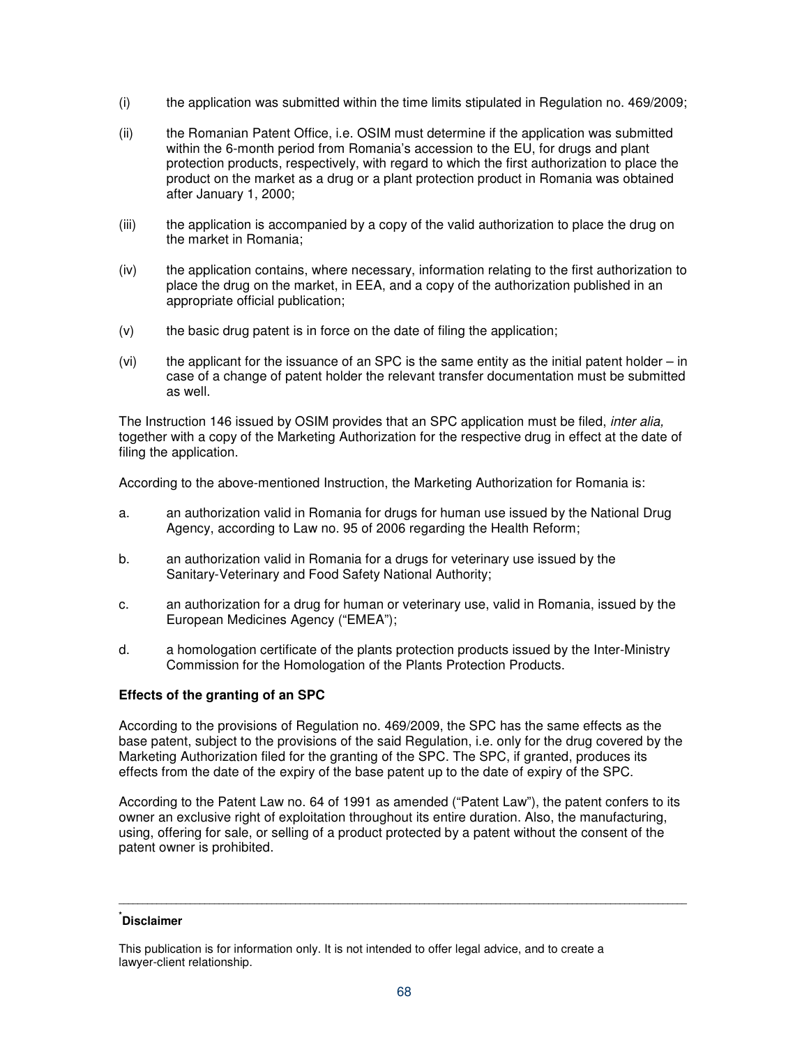(i) the application was submitted within the time limits stipulated in Regulation no. 469/2009;

(ii) the Romanian Patent Office, i.e. OSIM must determine if the application was submitted within the 6-month period from Romania's accession to the EU, for drugs and plant protection products, respectively, with regard to which the first authorization to place the product on the market as a drug or a plant protection product in Romania was obtained after January 1, 2000;

(iii) the application is accompanied by a copy of the valid authorization to place the drug on the market in Romania;

(iv) the application contains, where necessary, information relating to the first authorization to place the drug on the market, in EEA, and a copy of the authorization published in an appropriate official publication;

(v) the basic drug patent is in force on the date of filing the application;

(vi) the applicant for the issuance of an SPC is the same entity as the initial patent holder – in case of a change of patent holder the relevant transfer documentation must be submitted as well.

The Instruction 146 issued by OSIM provides that an SPC application must be filed, *inter alia,* together with a copy of the Marketing Authorization for the respective drug in effect at the date of filing the application.

According to the above-mentioned Instruction, the Marketing Authorization for Romania is:

a. an authorization valid in Romania for drugs for human use issued by the National Drug Agency, according to Law no. 95 of 2006 regarding the Health Reform;

b. an authorization valid in Romania for a drugs for veterinary use issued by the Sanitary-Veterinary and Food Safety National Authority;

c. an authorization for a drug for human or veterinary use, valid in Romania, issued by the European Medicines Agency ("EMEA");

d. a homologation certificate of the plants protection products issued by the Inter-Ministry Commission for the Homologation of the Plants Protection Products.

**Effects of the granting of an SPC**

According to the provisions of Regulation no. 469/2009, the SPC has the same effects as the base patent, subject to the provisions of the said Regulation, i.e. only for the drug covered by the Marketing Authorization filed for the granting of the SPC. The SPC, if granted, produces its effects from the date of the expiry of the base patent up to the date of expiry of the SPC.

According to the Patent Law no. 64 of 1991 as amended ("Patent Law"), the patent confers to its owner an exclusive right of exploitation throughout its entire duration. Also, the manufacturing, using, offering for sale, or selling of a product protected by a patent without the consent of the patent owner is prohibited.

---

[*] **Disclaimer**

This publication is for information only. It is not intended to offer legal advice, and to create a lawyer-client relationship.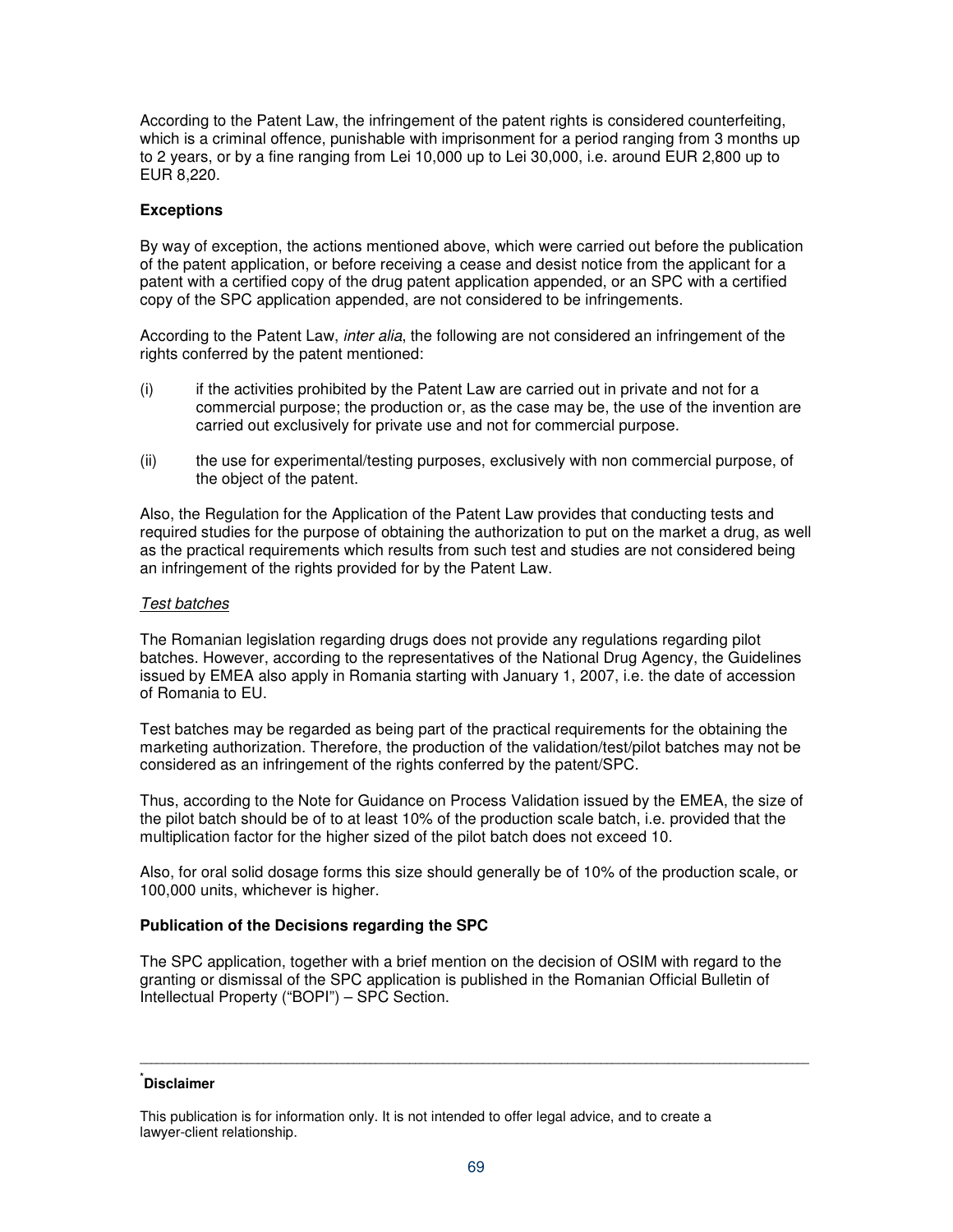According to the Patent Law, the infringement of the patent rights is considered counterfeiting, which is a criminal offence, punishable with imprisonment for a period ranging from 3 months up to 2 years, or by a fine ranging from Lei 10,000 up to Lei 30,000, i.e. around EUR 2,800 up to EUR 8,220.

**Exceptions**

By way of exception, the actions mentioned above, which were carried out before the publication of the patent application, or before receiving a cease and desist notice from the applicant for a patent with a certified copy of the drug patent application appended, or an SPC with a certified copy of the SPC application appended, are not considered to be infringements.

According to the Patent Law, *inter alia*, the following are not considered an infringement of the rights conferred by the patent mentioned:

(i) if the activities prohibited by the Patent Law are carried out in private and not for a commercial purpose; the production or, as the case may be, the use of the invention are carried out exclusively for private use and not for commercial purpose.

(ii) the use for experimental/testing purposes, exclusively with non commercial purpose, of the object of the patent.

Also, the Regulation for the Application of the Patent Law provides that conducting tests and required studies for the purpose of obtaining the authorization to put on the market a drug, as well as the practical requirements which results from such test and studies are not considered being an infringement of the rights provided for by the Patent Law.

*Test batches*

The Romanian legislation regarding drugs does not provide any regulations regarding pilot batches. However, according to the representatives of the National Drug Agency, the Guidelines issued by EMEA also apply in Romania starting with January 1, 2007, i.e. the date of accession of Romania to EU.

Test batches may be regarded as being part of the practical requirements for the obtaining the marketing authorization. Therefore, the production of the validation/test/pilot batches may not be considered as an infringement of the rights conferred by the patent/SPC.

Thus, according to the Note for Guidance on Process Validation issued by the EMEA, the size of the pilot batch should be of to at least 10% of the production scale batch, i.e. provided that the multiplication factor for the higher sized of the pilot batch does not exceed 10.

Also, for oral solid dosage forms this size should generally be of 10% of the production scale, or 100,000 units, whichever is higher.

**Publication of the Decisions regarding the SPC**

The SPC application, together with a brief mention on the decision of OSIM with regard to the granting or dismissal of the SPC application is published in the Romanian Official Bulletin of Intellectual Property ("BOPI") – SPC Section.

---

[*] **Disclaimer**

This publication is for information only. It is not intended to offer legal advice, and to create a lawyer-client relationship.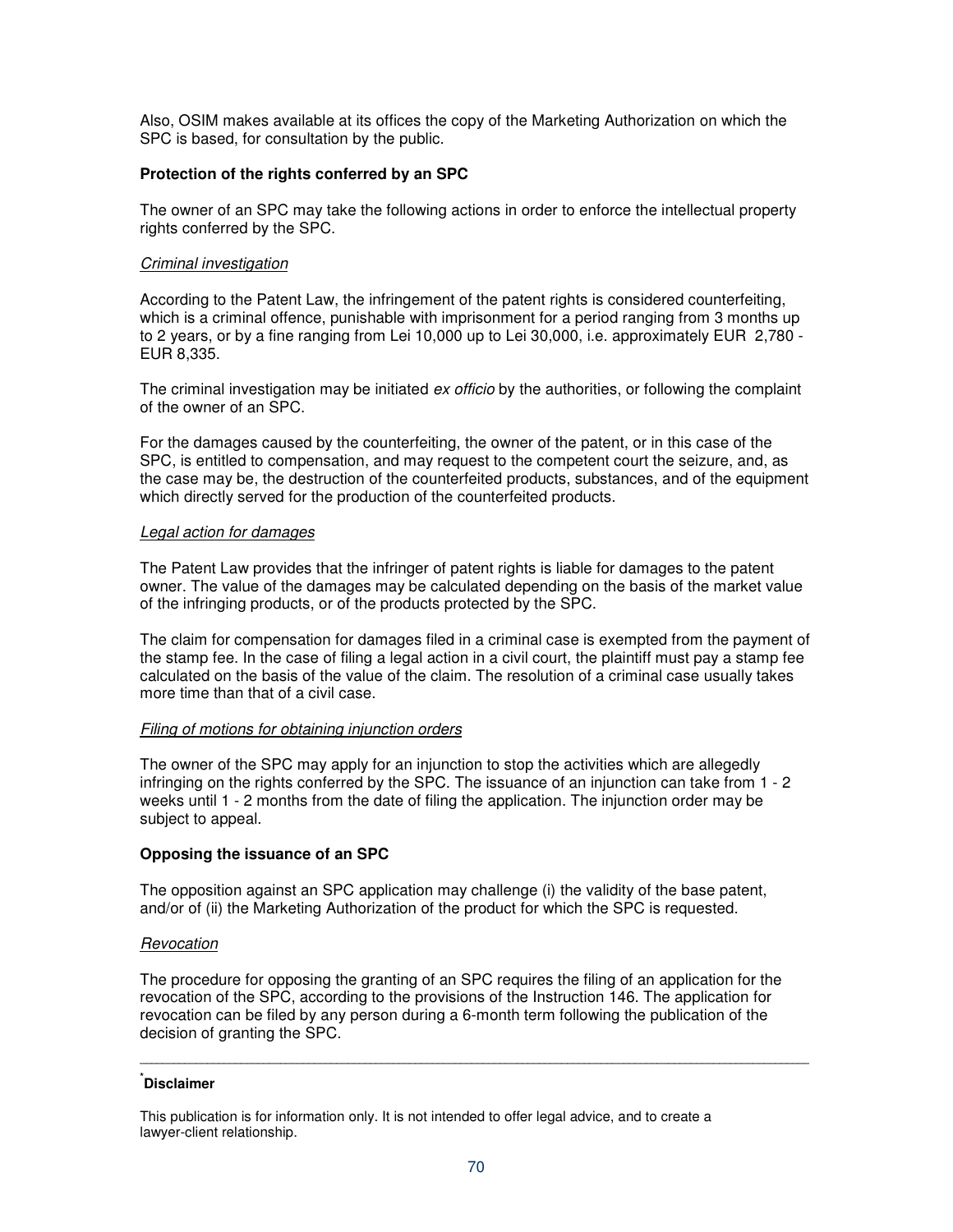Also, OSIM makes available at its offices the copy of the Marketing Authorization on which the SPC is based, for consultation by the public.

**Protection of the rights conferred by an SPC**

The owner of an SPC may take the following actions in order to enforce the intellectual property rights conferred by the SPC.

*Criminal investigation*

According to the Patent Law, the infringement of the patent rights is considered counterfeiting, which is a criminal offence, punishable with imprisonment for a period ranging from 3 months up to 2 years, or by a fine ranging from Lei 10,000 up to Lei 30,000, i.e. approximately EUR 2,780 - EUR 8,335.

The criminal investigation may be initiated *ex officio* by the authorities, or following the complaint of the owner of an SPC.

For the damages caused by the counterfeiting, the owner of the patent, or in this case of the SPC, is entitled to compensation, and may request to the competent court the seizure, and, as the case may be, the destruction of the counterfeited products, substances, and of the equipment which directly served for the production of the counterfeited products.

*Legal action for damages*

The Patent Law provides that the infringer of patent rights is liable for damages to the patent owner. The value of the damages may be calculated depending on the basis of the market value of the infringing products, or of the products protected by the SPC.

The claim for compensation for damages filed in a criminal case is exempted from the payment of the stamp fee. In the case of filing a legal action in a civil court, the plaintiff must pay a stamp fee calculated on the basis of the value of the claim. The resolution of a criminal case usually takes more time than that of a civil case.

*Filing of motions for obtaining injunction orders*

The owner of the SPC may apply for an injunction to stop the activities which are allegedly infringing on the rights conferred by the SPC. The issuance of an injunction can take from 1 - 2 weeks until 1 - 2 months from the date of filing the application. The injunction order may be subject to appeal.

**Opposing the issuance of an SPC**

The opposition against an SPC application may challenge (i) the validity of the base patent, and/or of (ii) the Marketing Authorization of the product for which the SPC is requested.

*Revocation*

The procedure for opposing the granting of an SPC requires the filing of an application for the revocation of the SPC, according to the provisions of the Instruction 146. The application for revocation can be filed by any person during a 6-month term following the publication of the decision of granting the SPC.

---

[*] **Disclaimer**

This publication is for information only. It is not intended to offer legal advice, and to create a lawyer-client relationship.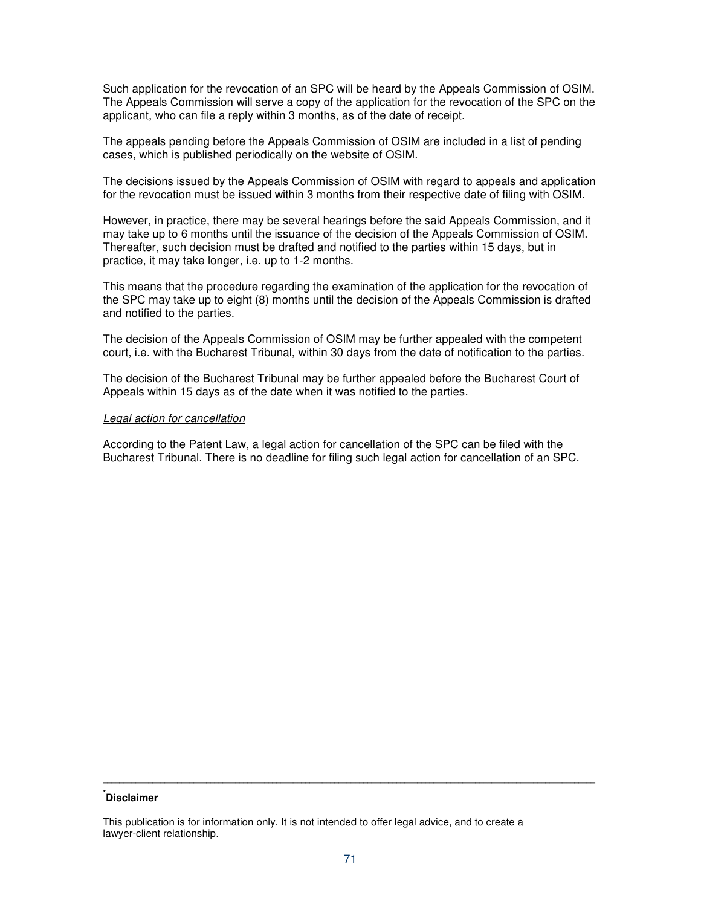Such application for the revocation of an SPC will be heard by the Appeals Commission of OSIM. The Appeals Commission will serve a copy of the application for the revocation of the SPC on the applicant, who can file a reply within 3 months, as of the date of receipt.

The appeals pending before the Appeals Commission of OSIM are included in a list of pending cases, which is published periodically on the website of OSIM.

The decisions issued by the Appeals Commission of OSIM with regard to appeals and application for the revocation must be issued within 3 months from their respective date of filing with OSIM.

However, in practice, there may be several hearings before the said Appeals Commission, and it may take up to 6 months until the issuance of the decision of the Appeals Commission of OSIM. Thereafter, such decision must be drafted and notified to the parties within 15 days, but in practice, it may take longer, i.e. up to 1-2 months.

This means that the procedure regarding the examination of the application for the revocation of the SPC may take up to eight (8) months until the decision of the Appeals Commission is drafted and notified to the parties.

The decision of the Appeals Commission of OSIM may be further appealed with the competent court, i.e. with the Bucharest Tribunal, within 30 days from the date of notification to the parties.

The decision of the Bucharest Tribunal may be further appealed before the Bucharest Court of Appeals within 15 days as of the date when it was notified to the parties.

*Legal action for cancellation*

According to the Patent Law, a legal action for cancellation of the SPC can be filed with the Bucharest Tribunal. There is no deadline for filing such legal action for cancellation of an SPC.

---

[*] **Disclaimer**

This publication is for information only. It is not intended to offer legal advice, and to create a lawyer-client relationship.